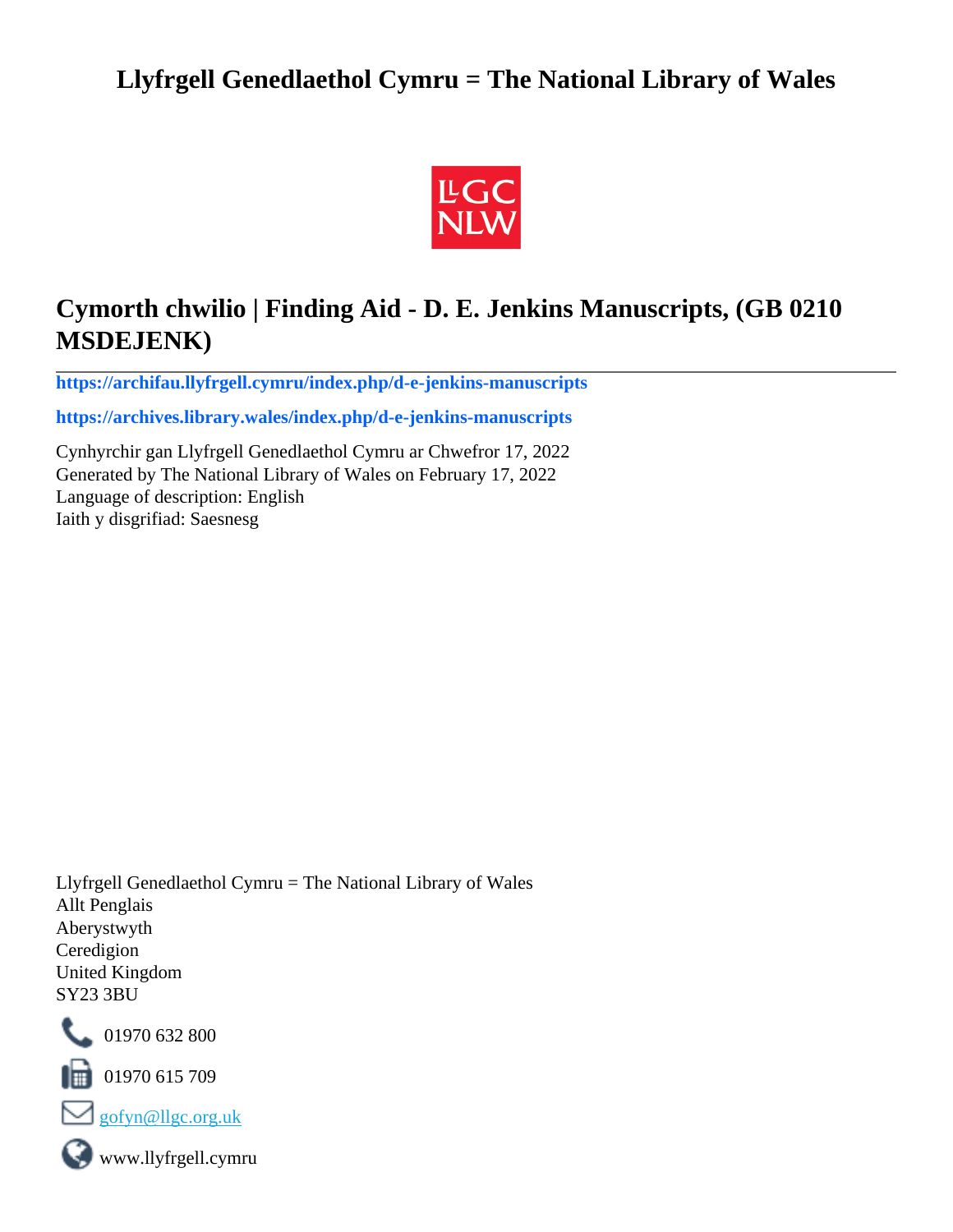# Llyfrgell Genedlaethol Cymru = The National Library of Wales

## Cymorth chwilio | Finding Aid - D. E. Jenkins Manuscripts, (GB 0210 MSDEJENK)

---

**https://archifau.llyfrgell.cymru/index.php/d-e-jenkins-manuscripts**

**https://archives.library.wales/index.php/d-e-jenkins-manuscripts**

Cynhyrchir gan Llyfrgell Genedlaethol Cymru ar Chwefror 17, 2022
Generated by The National Library of Wales on February 17, 2022
Language of description: English
Iaith y disgrifiad: Saesnesg

Llyfrgell Genedlaethol Cymru = The National Library of Wales
Allt Penglais
Aberystwyth
Ceredigion
United Kingdom
SY23 3BU

01970 632 800

01970 615 709

gofyn@llgc.org.uk

www.llyfrgell.cymru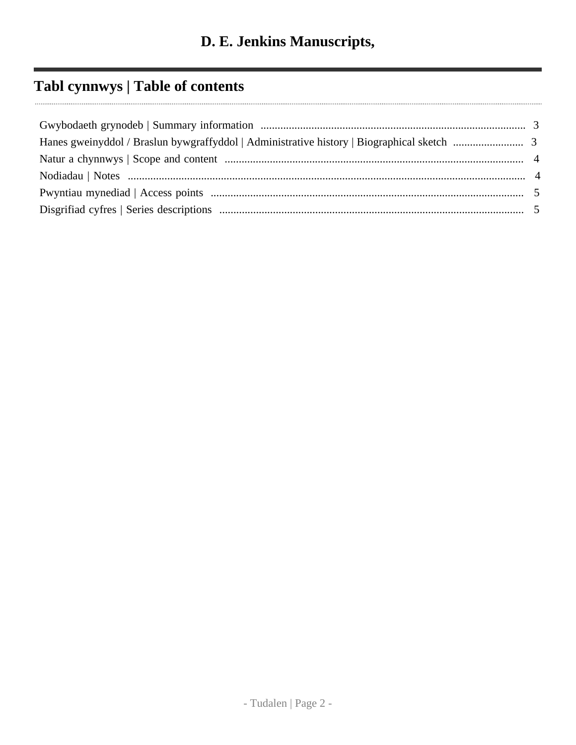# D. E. Jenkins Manuscripts,

## Tabl cynnwys | Table of contents

- Gwybodaeth grynodeb | Summary information ... 3
- Hanes gweinyddol / Braslun bywgraffyddol | Administrative history | Biographical sketch ... 3
- Natur a chynnwys | Scope and content ... 4
- Nodiadau | Notes ... 4
- Pwyntiau mynediad | Access points ... 5
- Disgrifiad cyfres | Series descriptions ... 5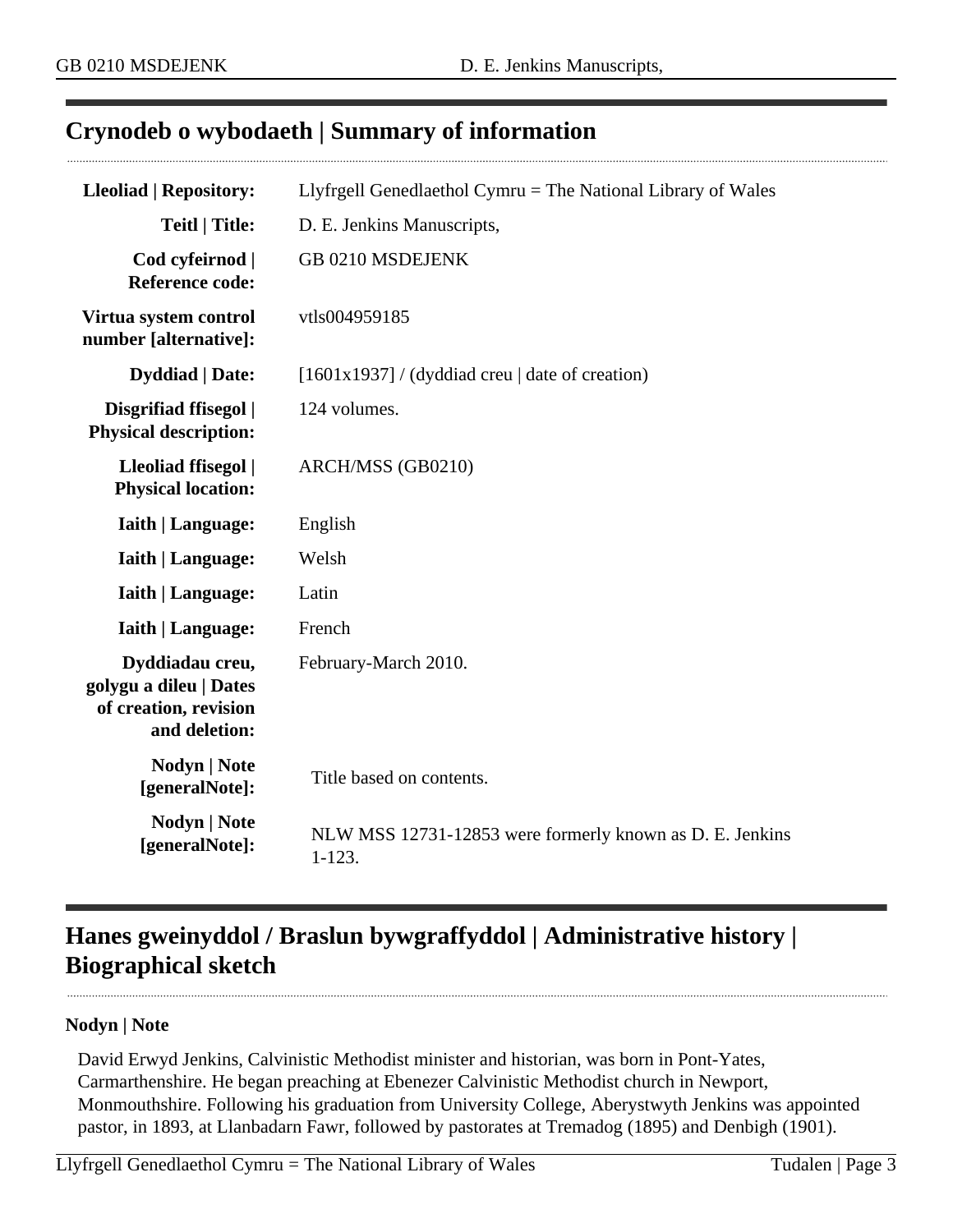## Crynodeb o wybodaeth | Summary of information

| | |
|---|---|
| **Lleoliad \| Repository:** | Llyfrgell Genedlaethol Cymru = The National Library of Wales |
| **Teitl \| Title:** | D. E. Jenkins Manuscripts, |
| **Cod cyfeirnod \| Reference code:** | GB 0210 MSDEJENK |
| **Virtua system control number [alternative]:** | vtls004959185 |
| **Dyddiad \| Date:** | [1601x1937] / (dyddiad creu \| date of creation) |
| **Disgrifiad ffisegol \| Physical description:** | 124 volumes. |
| **Lleoliad ffisegol \| Physical location:** | ARCH/MSS (GB0210) |
| **Iaith \| Language:** | English |
| **Iaith \| Language:** | Welsh |
| **Iaith \| Language:** | Latin |
| **Iaith \| Language:** | French |
| **Dyddiadau creu, golygu a dileu \| Dates of creation, revision and deletion:** | February-March 2010. |
| **Nodyn \| Note [generalNote]:** | Title based on contents. |
| **Nodyn \| Note [generalNote]:** | NLW MSS 12731-12853 were formerly known as D. E. Jenkins 1-123. |

## Hanes gweinyddol / Braslun bywgraffyddol | Administrative history | Biographical sketch

**Nodyn | Note**

David Erwyd Jenkins, Calvinistic Methodist minister and historian, was born in Pont-Yates, Carmarthenshire. He began preaching at Ebenezer Calvinistic Methodist church in Newport, Monmouthshire. Following his graduation from University College, Aberystwyth Jenkins was appointed pastor, in 1893, at Llanbadarn Fawr, followed by pastorates at Tremadog (1895) and Denbigh (1901).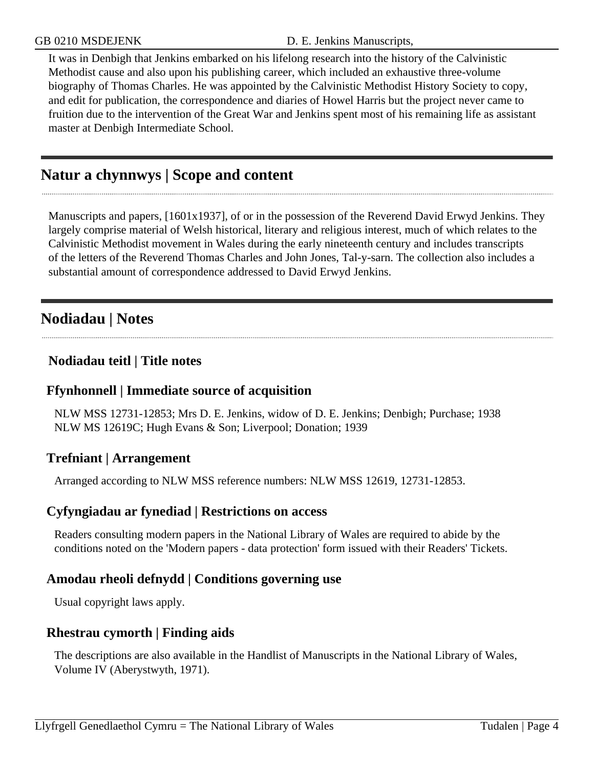It was in Denbigh that Jenkins embarked on his lifelong research into the history of the Calvinistic Methodist cause and also upon his publishing career, which included an exhaustive three-volume biography of Thomas Charles. He was appointed by the Calvinistic Methodist History Society to copy, and edit for publication, the correspondence and diaries of Howel Harris but the project never came to fruition due to the intervention of the Great War and Jenkins spent most of his remaining life as assistant master at Denbigh Intermediate School.

## Natur a chynnwys | Scope and content

Manuscripts and papers, [1601x1937], of or in the possession of the Reverend David Erwyd Jenkins. They largely comprise material of Welsh historical, literary and religious interest, much of which relates to the Calvinistic Methodist movement in Wales during the early nineteenth century and includes transcripts of the letters of the Reverend Thomas Charles and John Jones, Tal-y-sarn. The collection also includes a substantial amount of correspondence addressed to David Erwyd Jenkins.

## Nodiadau | Notes

### Nodiadau teitl | Title notes

### Ffynhonnell | Immediate source of acquisition

NLW MSS 12731-12853; Mrs D. E. Jenkins, widow of D. E. Jenkins; Denbigh; Purchase; 1938
NLW MS 12619C; Hugh Evans & Son; Liverpool; Donation; 1939

### Trefniant | Arrangement

Arranged according to NLW MSS reference numbers: NLW MSS 12619, 12731-12853.

### Cyfyngiadau ar fynediad | Restrictions on access

Readers consulting modern papers in the National Library of Wales are required to abide by the conditions noted on the 'Modern papers - data protection' form issued with their Readers' Tickets.

### Amodau rheoli defnydd | Conditions governing use

Usual copyright laws apply.

### Rhestrau cymorth | Finding aids

The descriptions are also available in the Handlist of Manuscripts in the National Library of Wales, Volume IV (Aberystwyth, 1971).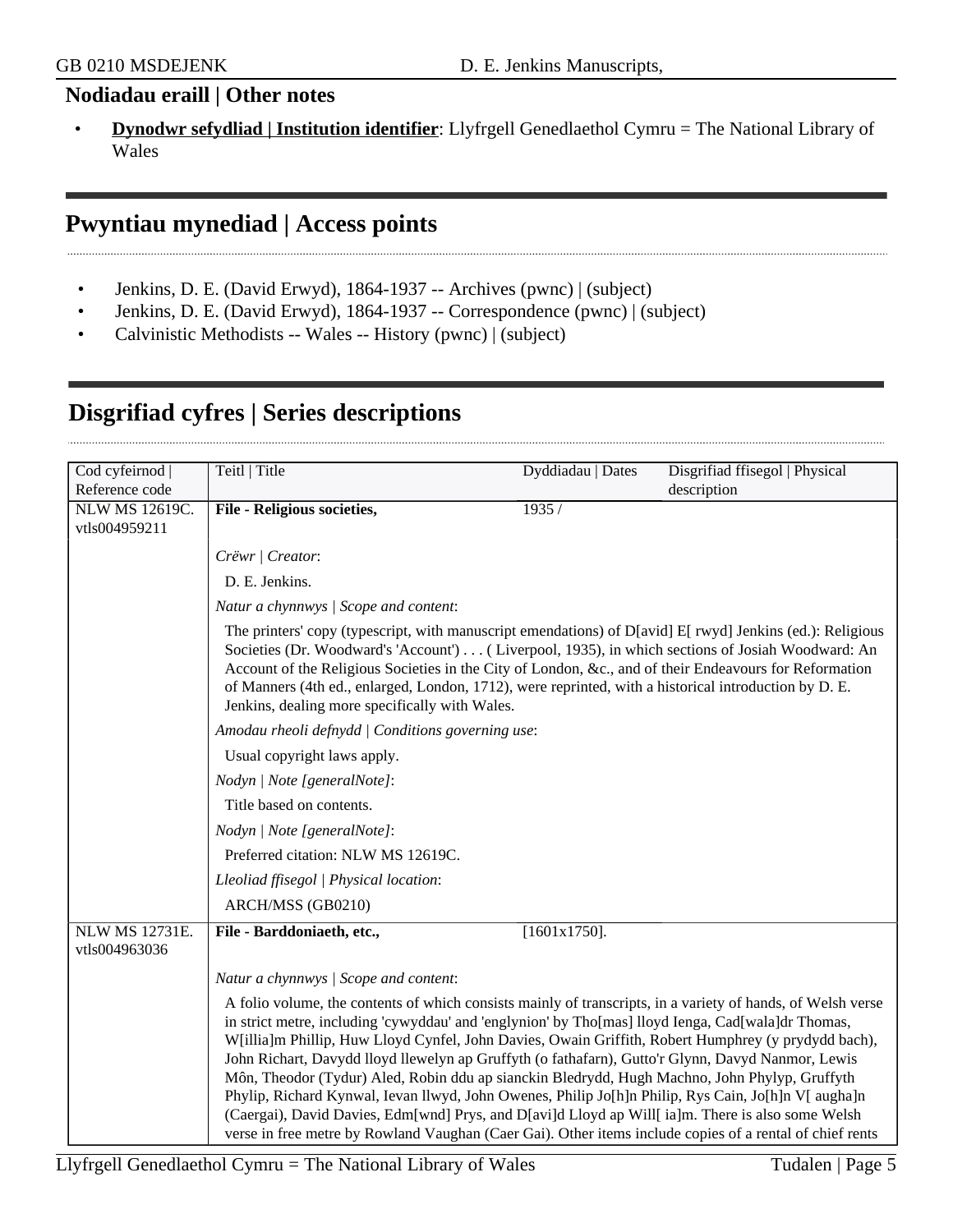## Nodiadau eraill | Other notes

- **Dynodwr sefydliad | Institution identifier**: Llyfrgell Genedlaethol Cymru = The National Library of Wales

## Pwyntiau mynediad | Access points

- Jenkins, D. E. (David Erwyd), 1864-1937 -- Archives (pwnc) | (subject)
- Jenkins, D. E. (David Erwyd), 1864-1937 -- Correspondence (pwnc) | (subject)
- Calvinistic Methodists -- Wales -- History (pwnc) | (subject)

## Disgrifiad cyfres | Series descriptions

| Cod cyfeirnod \| Reference code | Teitl \| Title | Dyddiadau \| Dates | Disgrifiad ffisegol \| Physical description |
|---|---|---|---|
| NLW MS 12619C. vtls004959211 | **File - Religious societies,** | 1935 / | |

*Crëwr | Creator*:

D. E. Jenkins.

*Natur a chynnwys | Scope and content*:

The printers' copy (typescript, with manuscript emendations) of D[avid] E[ rwyd] Jenkins (ed.): Religious Societies (Dr. Woodward's 'Account') . . . ( Liverpool, 1935), in which sections of Josiah Woodward: An Account of the Religious Societies in the City of London, &c., and of their Endeavours for Reformation of Manners (4th ed., enlarged, London, 1712), were reprinted, with a historical introduction by D. E. Jenkins, dealing more specifically with Wales.

*Amodau rheoli defnydd | Conditions governing use*:

Usual copyright laws apply.

*Nodyn | Note [generalNote]*:

Title based on contents.

*Nodyn | Note [generalNote]*:

Preferred citation: NLW MS 12619C.

*Lleoliad ffisegol | Physical location*:

ARCH/MSS (GB0210)

| Cod cyfeirnod \| Reference code | Teitl \| Title | Dyddiadau \| Dates | Disgrifiad ffisegol \| Physical description |
|---|---|---|---|
| NLW MS 12731E. vtls004963036 | **File - Barddoniaeth, etc.,** | [1601x1750]. | |

*Natur a chynnwys | Scope and content*:

A folio volume, the contents of which consists mainly of transcripts, in a variety of hands, of Welsh verse in strict metre, including 'cywyddau' and 'englynion' by Tho[mas] lloyd Ienga, Cad[wala]dr Thomas, W[illia]m Phillip, Huw Lloyd Cynfel, John Davies, Owain Griffith, Robert Humphrey (y prydydd bach), John Richart, Davydd lloyd llewelyn ap Gruffyth (o fathafarn), Gutto'r Glynn, Davyd Nanmor, Lewis Môn, Theodor (Tydur) Aled, Robin ddu ap sianckin Bledrydd, Hugh Machno, John Phylyp, Gruffyth Phylip, Richard Kynwal, Ievan llwyd, John Owenes, Philip Jo[h]n Philip, Rys Cain, Jo[h]n V[ augha]n (Caergai), David Davies, Edm[wnd] Prys, and D[avi]d Lloyd ap Will[ ia]m. There is also some Welsh verse in free metre by Rowland Vaughan (Caer Gai). Other items include copies of a rental of chief rents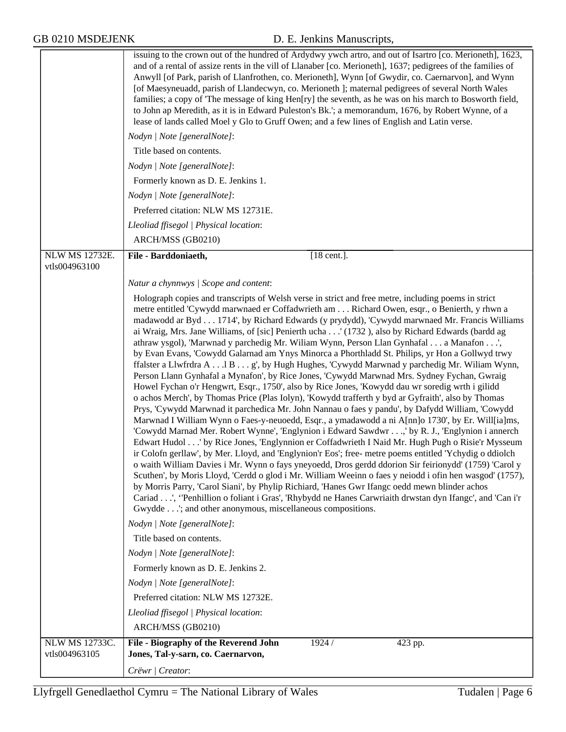issuing to the crown out of the hundred of Ardydwy ywch artro, and out of Isartro [co. Merioneth], 1623, and of a rental of assize rents in the vill of Llanaber [co. Merioneth], 1637; pedigrees of the families of Anwyll [of Park, parish of Llanfrothen, co. Merioneth], Wynn [of Gwydir, co. Caernarvon], and Wynn [of Maesyneuadd, parish of Llandecwyn, co. Merioneth ]; maternal pedigrees of several North Wales families; a copy of 'The message of king Hen[ry] the seventh, as he was on his march to Bosworth field, to John ap Meredith, as it is in Edward Puleston's Bk.'; a memorandum, 1676, by Robert Wynne, of a lease of lands called Moel y Glo to Gruff Owen; and a few lines of English and Latin verse.

*Nodyn | Note [generalNote]*:

Title based on contents.

*Nodyn | Note [generalNote]*:

Formerly known as D. E. Jenkins 1.

*Nodyn | Note [generalNote]*:

Preferred citation: NLW MS 12731E.

*Lleoliad ffisegol | Physical location*:

ARCH/MSS (GB0210)

---

NLW MS 12732E. vtls004963100

**File - Barddoniaeth,** [18 cent.].

*Natur a chynnwys | Scope and content*:

Holograph copies and transcripts of Welsh verse in strict and free metre, including poems in strict metre entitled 'Cywydd marwnaed er Coffadwrieth am . . . Richard Owen, esqr., o Benierth, y rhwn a madawodd ar Byd . . . 1714', by Richard Edwards (y prydydd), 'Cywydd marwnaed Mr. Francis Williams ai Wraig, Mrs. Jane Williams, of [sic] Penierth ucha . . .' (1732 ), also by Richard Edwards (bardd ag athraw ysgol), 'Marwnad y parchedig Mr. Wiliam Wynn, Person Llan Gynhafal . . . a Manafon . . .', by Evan Evans, 'Cowydd Galarnad am Ynys Minorca a Phorthladd St. Philips, yr Hon a Gollwyd trwy ffalster a Llwfrdra A . . .l B . . . g', by Hugh Hughes, 'Cywydd Marwnad y parchedig Mr. Wiliam Wynn, Person Llann Gynhafal a Mynafon', by Rice Jones, 'Cywydd Marwnad Mrs. Sydney Fychan, Gwraig Howel Fychan o'r Hengwrt, Esqr., 1750', also by Rice Jones, 'Kowydd dau wr soredig wrth i gilidd o achos Merch', by Thomas Price (Plas Iolyn), 'Kowydd trafferth y byd ar Gyfraith', also by Thomas Prys, 'Cywydd Marwnad it parchedica Mr. John Nannau o faes y pandu', by Dafydd William, 'Cowydd Marwnad I William Wynn o Faes-y-neuoedd, Esqr., a ymadawodd a ni A[nn]o 1730', by Er. Will[ia]ms, 'Cowydd Marnad Mer. Robert Wynne', 'Englynion i Edward Sawdwr . . .,' by R. J., 'Englynion i annerch Edwart Hudol . . .' by Rice Jones, 'Englynnion er Coffadwrieth I Naid Mr. Hugh Pugh o Risie'r Mysseum ir Colofn gerllaw', by Mer. Lloyd, and 'Englynion'r Eos'; free- metre poems entitled 'Ychydig o ddiolch o waith William Davies i Mr. Wynn o fays yneyoedd, Dros gerdd ddorion Sir feirionydd' (1759) 'Carol y Scuthen', by Moris Lloyd, 'Cerdd o glod i Mr. William Weeinn o faes y neiodd i ofin hen wasgod' (1757), by Morris Parry, 'Carol Siani', by Phylip Richiard, 'Hanes Gwr Ifangc oedd mewn blinder achos Cariad . . .', ''Penhillion o foliant i Gras', 'Rhybydd ne Hanes Carwriaith drwstan dyn Ifangc', and 'Can i'r Gwydde . . .'; and other anonymous, miscellaneous compositions.

*Nodyn | Note [generalNote]*:

Title based on contents.

*Nodyn | Note [generalNote]*:

Formerly known as D. E. Jenkins 2.

*Nodyn | Note [generalNote]*:

Preferred citation: NLW MS 12732E.

*Lleoliad ffisegol | Physical location*:

ARCH/MSS (GB0210)

---

NLW MS 12733C. vtls004963105

**File - Biography of the Reverend John Jones, Tal-y-sarn, co. Caernarvon,** 1924 / 423 pp.

*Crëwr | Creator*: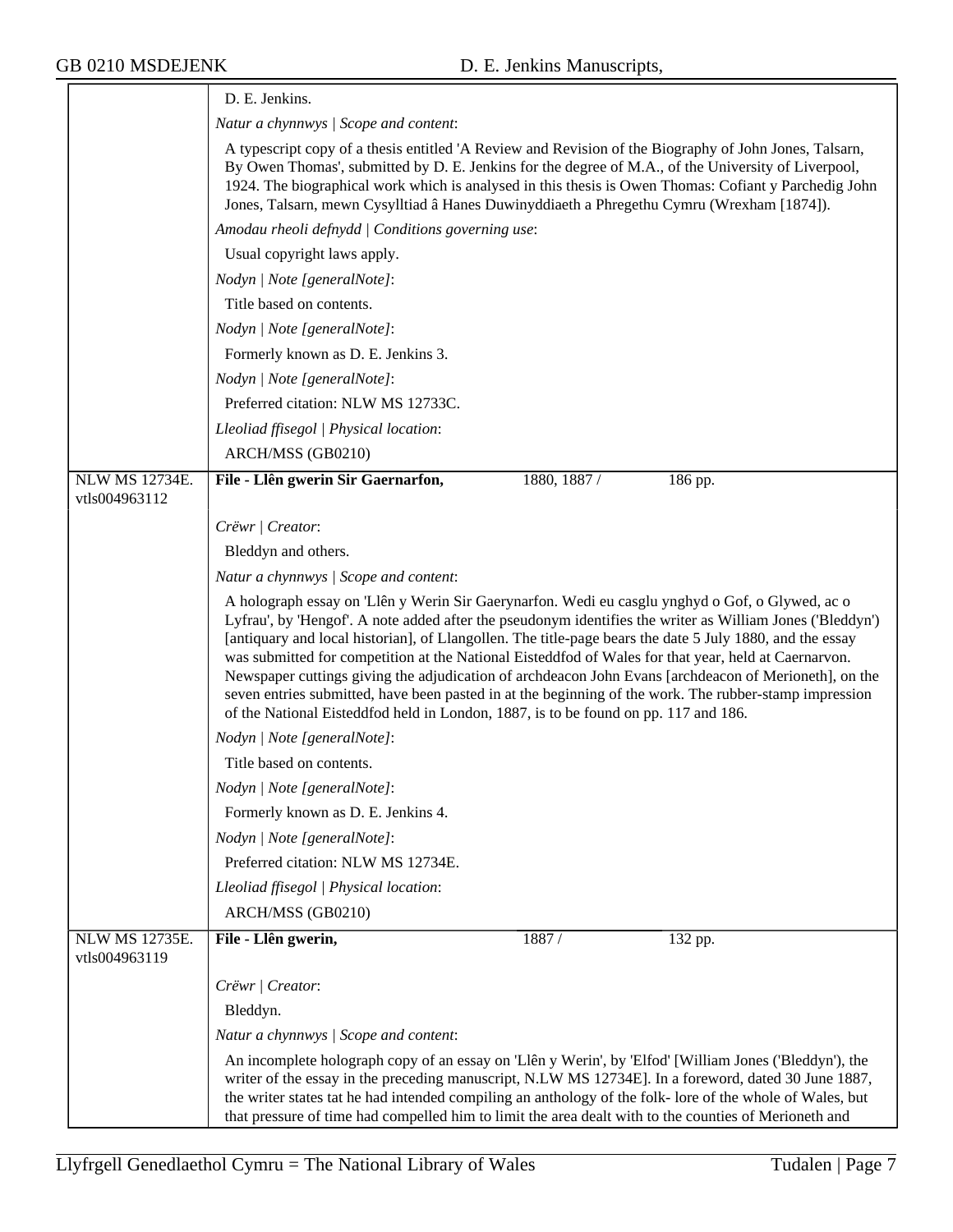D. E. Jenkins.

*Natur a chynnwys | Scope and content*:

A typescript copy of a thesis entitled 'A Review and Revision of the Biography of John Jones, Talsarn, By Owen Thomas', submitted by D. E. Jenkins for the degree of M.A., of the University of Liverpool, 1924. The biographical work which is analysed in this thesis is Owen Thomas: Cofiant y Parchedig John Jones, Talsarn, mewn Cysylltiad â Hanes Duwinyddiaeth a Phregethu Cymru (Wrexham [1874]).

*Amodau rheoli defnydd | Conditions governing use*:

Usual copyright laws apply.

*Nodyn | Note [generalNote]*:

Title based on contents.

*Nodyn | Note [generalNote]*:

Formerly known as D. E. Jenkins 3.

*Nodyn | Note [generalNote]*:

Preferred citation: NLW MS 12733C.

*Lleoliad ffisegol | Physical location*:

ARCH/MSS (GB0210)

---

NLW MS 12734E. vtls004963112

**File - Llên gwerin Sir Gaernarfon,** | 1880, 1887 / | 186 pp.

*Crëwr | Creator*:

Bleddyn and others.

*Natur a chynnwys | Scope and content*:

A holograph essay on 'Llên y Werin Sir Gaerynarfon. Wedi eu casglu ynghyd o Gof, o Glywed, ac o Lyfrau', by 'Hengof'. A note added after the pseudonym identifies the writer as William Jones ('Bleddyn') [antiquary and local historian], of Llangollen. The title-page bears the date 5 July 1880, and the essay was submitted for competition at the National Eisteddfod of Wales for that year, held at Caernarvon. Newspaper cuttings giving the adjudication of archdeacon John Evans [archdeacon of Merioneth], on the seven entries submitted, have been pasted in at the beginning of the work. The rubber-stamp impression of the National Eisteddfod held in London, 1887, is to be found on pp. 117 and 186.

*Nodyn | Note [generalNote]*:

Title based on contents.

*Nodyn | Note [generalNote]*:

Formerly known as D. E. Jenkins 4.

*Nodyn | Note [generalNote]*:

Preferred citation: NLW MS 12734E.

*Lleoliad ffisegol | Physical location*:

ARCH/MSS (GB0210)

---

NLW MS 12735E. vtls004963119

**File - Llên gwerin,** | 1887 / | 132 pp.

*Crëwr | Creator*:

Bleddyn.

*Natur a chynnwys | Scope and content*:

An incomplete holograph copy of an essay on 'Llên y Werin', by 'Elfod' [William Jones ('Bleddyn'), the writer of the essay in the preceding manuscript, N.LW MS 12734E]. In a foreword, dated 30 June 1887, the writer states tat he had intended compiling an anthology of the folk- lore of the whole of Wales, but that pressure of time had compelled him to limit the area dealt with to the counties of Merioneth and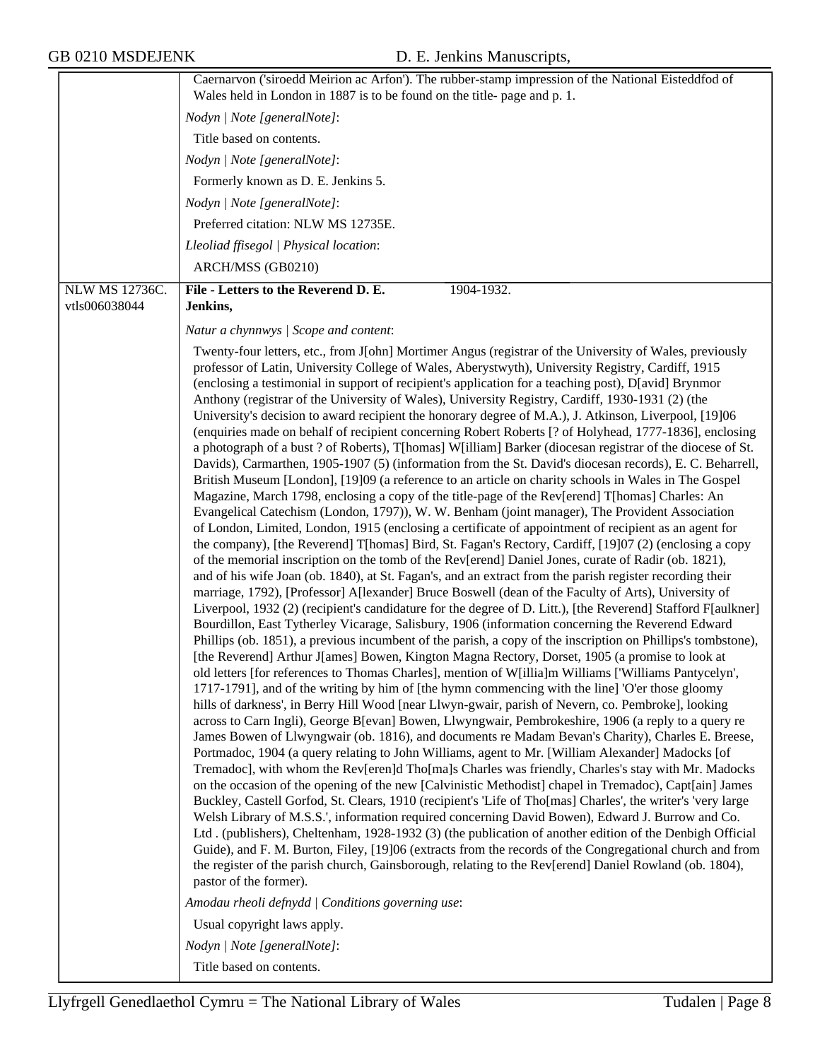Caernarvon ('siroedd Meirion ac Arfon'). The rubber-stamp impression of the National Eisteddfod of Wales held in London in 1887 is to be found on the title- page and p. 1.

*Nodyn | Note [generalNote]*:

Title based on contents.

*Nodyn | Note [generalNote]*:

Formerly known as D. E. Jenkins 5.

*Nodyn | Note [generalNote]*:

Preferred citation: NLW MS 12735E.

*Lleoliad ffisegol | Physical location*:

ARCH/MSS (GB0210)

---

NLW MS 12736C. vtls006038044

**File - Letters to the Reverend D. E. Jenkins,** 1904-1932.

*Natur a chynnwys | Scope and content*:

Twenty-four letters, etc., from J[ohn] Mortimer Angus (registrar of the University of Wales, previously professor of Latin, University College of Wales, Aberystwyth), University Registry, Cardiff, 1915 (enclosing a testimonial in support of recipient's application for a teaching post), D[avid] Brynmor Anthony (registrar of the University of Wales), University Registry, Cardiff, 1930-1931 (2) (the University's decision to award recipient the honorary degree of M.A.), J. Atkinson, Liverpool, [19]06 (enquiries made on behalf of recipient concerning Robert Roberts [? of Holyhead, 1777-1836], enclosing a photograph of a bust ? of Roberts), T[homas] W[illiam] Barker (diocesan registrar of the diocese of St. Davids), Carmarthen, 1905-1907 (5) (information from the St. David's diocesan records), E. C. Beharrell, British Museum [London], [19]09 (a reference to an article on charity schools in Wales in The Gospel Magazine, March 1798, enclosing a copy of the title-page of the Rev[erend] T[homas] Charles: An Evangelical Catechism (London, 1797)), W. W. Benham (joint manager), The Provident Association of London, Limited, London, 1915 (enclosing a certificate of appointment of recipient as an agent for the company), [the Reverend] T[homas] Bird, St. Fagan's Rectory, Cardiff, [19]07 (2) (enclosing a copy of the memorial inscription on the tomb of the Rev[erend] Daniel Jones, curate of Radir (ob. 1821), and of his wife Joan (ob. 1840), at St. Fagan's, and an extract from the parish register recording their marriage, 1792), [Professor] A[lexander] Bruce Boswell (dean of the Faculty of Arts), University of Liverpool, 1932 (2) (recipient's candidature for the degree of D. Litt.), [the Reverend] Stafford F[aulkner] Bourdillon, East Tytherley Vicarage, Salisbury, 1906 (information concerning the Reverend Edward Phillips (ob. 1851), a previous incumbent of the parish, a copy of the inscription on Phillips's tombstone), [the Reverend] Arthur J[ames] Bowen, Kington Magna Rectory, Dorset, 1905 (a promise to look at old letters [for references to Thomas Charles], mention of W[illia]m Williams ['Williams Pantycelyn', 1717-1791], and of the writing by him of [the hymn commencing with the line] 'O'er those gloomy hills of darkness', in Berry Hill Wood [near Llwyn-gwair, parish of Nevern, co. Pembroke], looking across to Carn Ingli), George B[evan] Bowen, Llwyngwair, Pembrokeshire, 1906 (a reply to a query re James Bowen of Llwyngwair (ob. 1816), and documents re Madam Bevan's Charity), Charles E. Breese, Portmadoc, 1904 (a query relating to John Williams, agent to Mr. [William Alexander] Madocks [of Tremadoc], with whom the Rev[eren]d Tho[ma]s Charles was friendly, Charles's stay with Mr. Madocks on the occasion of the opening of the new [Calvinistic Methodist] chapel in Tremadoc), Capt[ain] James Buckley, Castell Gorfod, St. Clears, 1910 (recipient's 'Life of Tho[mas] Charles', the writer's 'very large Welsh Library of M.S.S.', information required concerning David Bowen), Edward J. Burrow and Co. Ltd . (publishers), Cheltenham, 1928-1932 (3) (the publication of another edition of the Denbigh Official Guide), and F. M. Burton, Filey, [19]06 (extracts from the records of the Congregational church and from the register of the parish church, Gainsborough, relating to the Rev[erend] Daniel Rowland (ob. 1804), pastor of the former).

*Amodau rheoli defnydd | Conditions governing use*:

Usual copyright laws apply.

*Nodyn | Note [generalNote]*:

Title based on contents.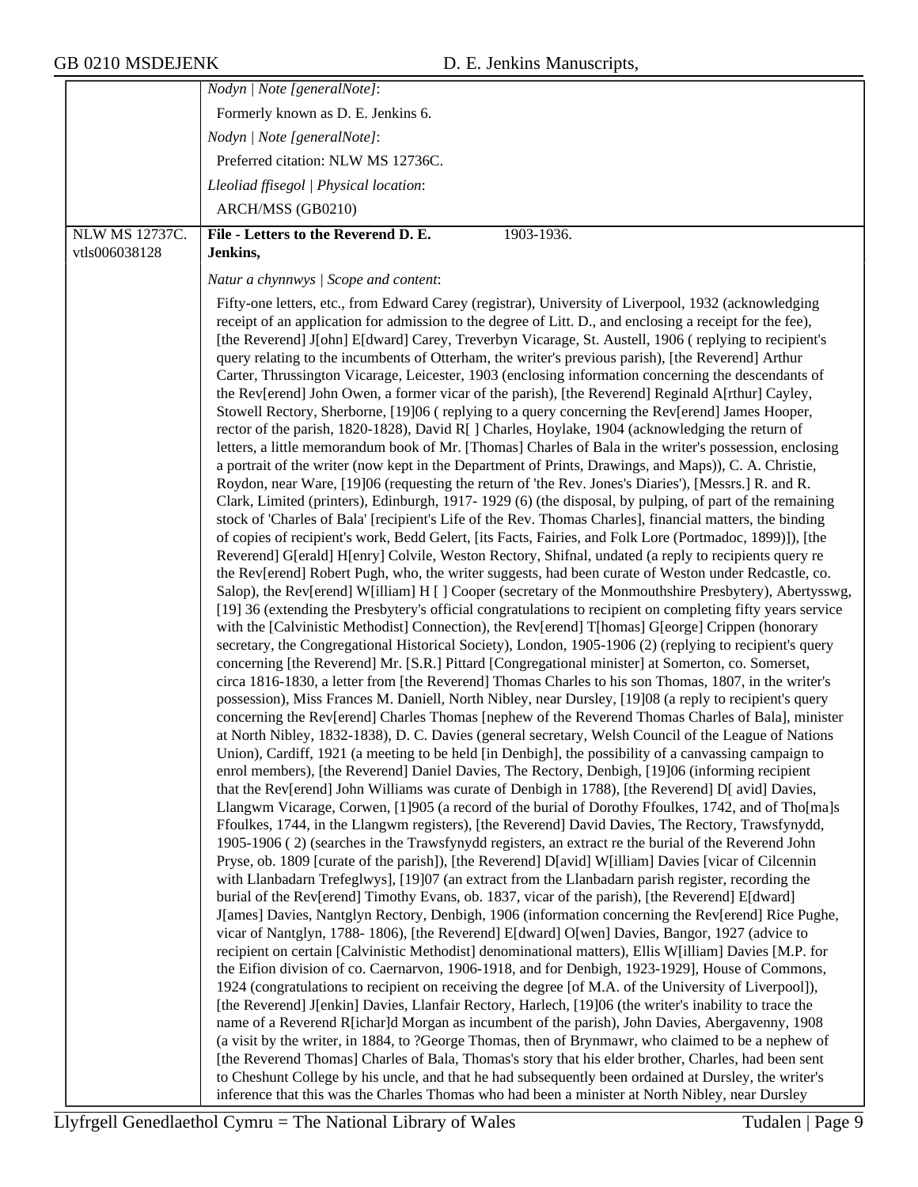| | |
|---|---|
| | *Nodyn \| Note [generalNote]*: |
| | Formerly known as D. E. Jenkins 6. |
| | *Nodyn \| Note [generalNote]*: |
| | Preferred citation: NLW MS 12736C. |
| | *Lleoliad ffisegol \| Physical location*: |
| | ARCH/MSS (GB0210) |
| NLW MS 12737C. vtls006038128 | **File - Letters to the Reverend D. E. Jenkins,** 1903-1936. |
| | *Natur a chynnwys \| Scope and content*: |
| | Fifty-one letters, etc., from Edward Carey (registrar), University of Liverpool, 1932 (acknowledging receipt of an application for admission to the degree of Litt. D., and enclosing a receipt for the fee), [the Reverend] J[ohn] E[dward] Carey, Treverbyn Vicarage, St. Austell, 1906 ( replying to recipient's query relating to the incumbents of Otterham, the writer's previous parish), [the Reverend] Arthur Carter, Thrussington Vicarage, Leicester, 1903 (enclosing information concerning the descendants of the Rev[erend] John Owen, a former vicar of the parish), [the Reverend] Reginald A[rthur] Cayley, Stowell Rectory, Sherborne, [19]06 ( replying to a query concerning the Rev[erend] James Hooper, rector of the parish, 1820-1828), David R[ ] Charles, Hoylake, 1904 (acknowledging the return of letters, a little memorandum book of Mr. [Thomas] Charles of Bala in the writer's possession, enclosing a portrait of the writer (now kept in the Department of Prints, Drawings, and Maps)), C. A. Christie, Roydon, near Ware, [19]06 (requesting the return of 'the Rev. Jones's Diaries'), [Messrs.] R. and R. Clark, Limited (printers), Edinburgh, 1917- 1929 (6) (the disposal, by pulping, of part of the remaining stock of 'Charles of Bala' [recipient's Life of the Rev. Thomas Charles], financial matters, the binding of copies of recipient's work, Bedd Gelert, [its Facts, Fairies, and Folk Lore (Portmadoc, 1899)]), [the Reverend] G[erald] H[enry] Colvile, Weston Rectory, Shifnal, undated (a reply to recipients query re the Rev[erend] Robert Pugh, who, the writer suggests, had been curate of Weston under Redcastle, co. Salop), the Rev[erend] W[illiam] H [ ] Cooper (secretary of the Monmouthshire Presbytery), Abertysswg, [19] 36 (extending the Presbytery's official congratulations to recipient on completing fifty years service with the [Calvinistic Methodist] Connection), the Rev[erend] T[homas] G[eorge] Crippen (honorary secretary, the Congregational Historical Society), London, 1905-1906 (2) (replying to recipient's query concerning [the Reverend] Mr. [S.R.] Pittard [Congregational minister] at Somerton, co. Somerset, circa 1816-1830, a letter from [the Reverend] Thomas Charles to his son Thomas, 1807, in the writer's possession), Miss Frances M. Daniell, North Nibley, near Dursley, [19]08 (a reply to recipient's query concerning the Rev[erend] Charles Thomas [nephew of the Reverend Thomas Charles of Bala], minister at North Nibley, 1832-1838), D. C. Davies (general secretary, Welsh Council of the League of Nations Union), Cardiff, 1921 (a meeting to be held [in Denbigh], the possibility of a canvassing campaign to enrol members), [the Reverend] Daniel Davies, The Rectory, Denbigh, [19]06 (informing recipient that the Rev[erend] John Williams was curate of Denbigh in 1788), [the Reverend] D[ avid] Davies, Llangwm Vicarage, Corwen, [1]905 (a record of the burial of Dorothy Ffoulkes, 1742, and of Tho[ma]s Ffoulkes, 1744, in the Llangwm registers), [the Reverend] David Davies, The Rectory, Trawsfynydd, 1905-1906 ( 2) (searches in the Trawsfynydd registers, an extract re the burial of the Reverend John Pryse, ob. 1809 [curate of the parish]), [the Reverend] D[avid] W[illiam] Davies [vicar of Cilcennin with Llanbadarn Trefeglwys], [19]07 (an extract from the Llanbadarn parish register, recording the burial of the Rev[erend] Timothy Evans, ob. 1837, vicar of the parish), [the Reverend] E[dward] J[ames] Davies, Nantglyn Rectory, Denbigh, 1906 (information concerning the Rev[erend] Rice Pughe, vicar of Nantglyn, 1788- 1806), [the Reverend] E[dward] O[wen] Davies, Bangor, 1927 (advice to recipient on certain [Calvinistic Methodist] denominational matters), Ellis W[illiam] Davies [M.P. for the Eifion division of co. Caernarvon, 1906-1918, and for Denbigh, 1923-1929], House of Commons, 1924 (congratulations to recipient on receiving the degree [of M.A. of the University of Liverpool]), [the Reverend] J[enkin] Davies, Llanfair Rectory, Harlech, [19]06 (the writer's inability to trace the name of a Reverend R[ichar]d Morgan as incumbent of the parish), John Davies, Abergavenny, 1908 (a visit by the writer, in 1884, to ?George Thomas, then of Brynmawr, who claimed to be a nephew of [the Reverend Thomas] Charles of Bala, Thomas's story that his elder brother, Charles, had been sent to Cheshunt College by his uncle, and that he had subsequently been ordained at Dursley, the writer's inference that this was the Charles Thomas who had been a minister at North Nibley, near Dursley |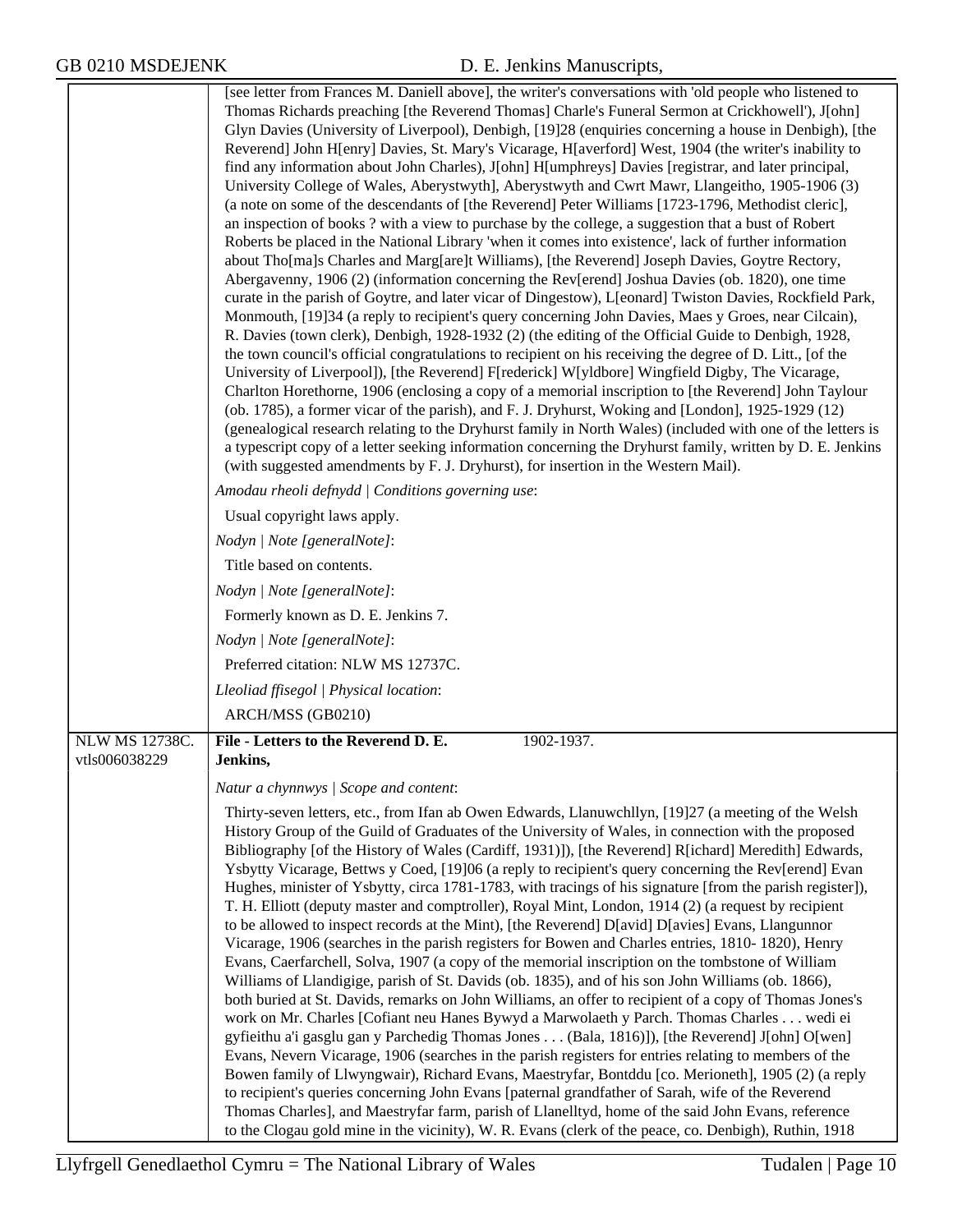[see letter from Frances M. Daniell above], the writer's conversations with 'old people who listened to Thomas Richards preaching [the Reverend Thomas] Charle's Funeral Sermon at Crickhowell'), J[ohn] Glyn Davies (University of Liverpool), Denbigh, [19]28 (enquiries concerning a house in Denbigh), [the Reverend] John H[enry] Davies, St. Mary's Vicarage, H[averford] West, 1904 (the writer's inability to find any information about John Charles), J[ohn] H[umphreys] Davies [registrar, and later principal, University College of Wales, Aberystwyth], Aberystwyth and Cwrt Mawr, Llangeitho, 1905-1906 (3) (a note on some of the descendants of [the Reverend] Peter Williams [1723-1796, Methodist cleric], an inspection of books ? with a view to purchase by the college, a suggestion that a bust of Robert Roberts be placed in the National Library 'when it comes into existence', lack of further information about Tho[ma]s Charles and Marg[are]t Williams), [the Reverend] Joseph Davies, Goytre Rectory, Abergavenny, 1906 (2) (information concerning the Rev[erend] Joshua Davies (ob. 1820), one time curate in the parish of Goytre, and later vicar of Dingestow), L[eonard] Twiston Davies, Rockfield Park, Monmouth, [19]34 (a reply to recipient's query concerning John Davies, Maes y Groes, near Cilcain), R. Davies (town clerk), Denbigh, 1928-1932 (2) (the editing of the Official Guide to Denbigh, 1928, the town council's official congratulations to recipient on his receiving the degree of D. Litt., [of the University of Liverpool]), [the Reverend] F[rederick] W[yldbore] Wingfield Digby, The Vicarage, Charlton Horethorne, 1906 (enclosing a copy of a memorial inscription to [the Reverend] John Taylour (ob. 1785), a former vicar of the parish), and F. J. Dryhurst, Woking and [London], 1925-1929 (12) (genealogical research relating to the Dryhurst family in North Wales) (included with one of the letters is a typescript copy of a letter seeking information concerning the Dryhurst family, written by D. E. Jenkins (with suggested amendments by F. J. Dryhurst), for insertion in the Western Mail).

*Amodau rheoli defnydd | Conditions governing use*:

Usual copyright laws apply.

*Nodyn | Note [generalNote]*:

Title based on contents.

*Nodyn | Note [generalNote]*:

Formerly known as D. E. Jenkins 7.

*Nodyn | Note [generalNote]*:

Preferred citation: NLW MS 12737C.

*Lleoliad ffisegol | Physical location*:

ARCH/MSS (GB0210)

---

NLW MS 12738C. vtls006038229

**File - Letters to the Reverend D. E. Jenkins,** 1902-1937.

*Natur a chynnwys | Scope and content*:

Thirty-seven letters, etc., from Ifan ab Owen Edwards, Llanuwchllyn, [19]27 (a meeting of the Welsh History Group of the Guild of Graduates of the University of Wales, in connection with the proposed Bibliography [of the History of Wales (Cardiff, 1931)]), [the Reverend] R[ichard] Meredith] Edwards, Ysbytty Vicarage, Bettws y Coed, [19]06 (a reply to recipient's query concerning the Rev[erend] Evan Hughes, minister of Ysbytty, circa 1781-1783, with tracings of his signature [from the parish register]), T. H. Elliott (deputy master and comptroller), Royal Mint, London, 1914 (2) (a request by recipient to be allowed to inspect records at the Mint), [the Reverend] D[avid] D[avies] Evans, Llangunnor Vicarage, 1906 (searches in the parish registers for Bowen and Charles entries, 1810- 1820), Henry Evans, Caerfarchell, Solva, 1907 (a copy of the memorial inscription on the tombstone of William Williams of Llandigige, parish of St. Davids (ob. 1835), and of his son John Williams (ob. 1866), both buried at St. Davids, remarks on John Williams, an offer to recipient of a copy of Thomas Jones's work on Mr. Charles [Cofiant neu Hanes Bywyd a Marwolaeth y Parch. Thomas Charles . . . wedi ei gyfieithu a'i gasglu gan y Parchedig Thomas Jones . . . (Bala, 1816)]), [the Reverend] J[ohn] O[wen] Evans, Nevern Vicarage, 1906 (searches in the parish registers for entries relating to members of the Bowen family of Llwyngwair), Richard Evans, Maestryfar, Bontddu [co. Merioneth], 1905 (2) (a reply to recipient's queries concerning John Evans [paternal grandfather of Sarah, wife of the Reverend Thomas Charles], and Maestryfar farm, parish of Llanelltyd, home of the said John Evans, reference to the Clogau gold mine in the vicinity), W. R. Evans (clerk of the peace, co. Denbigh), Ruthin, 1918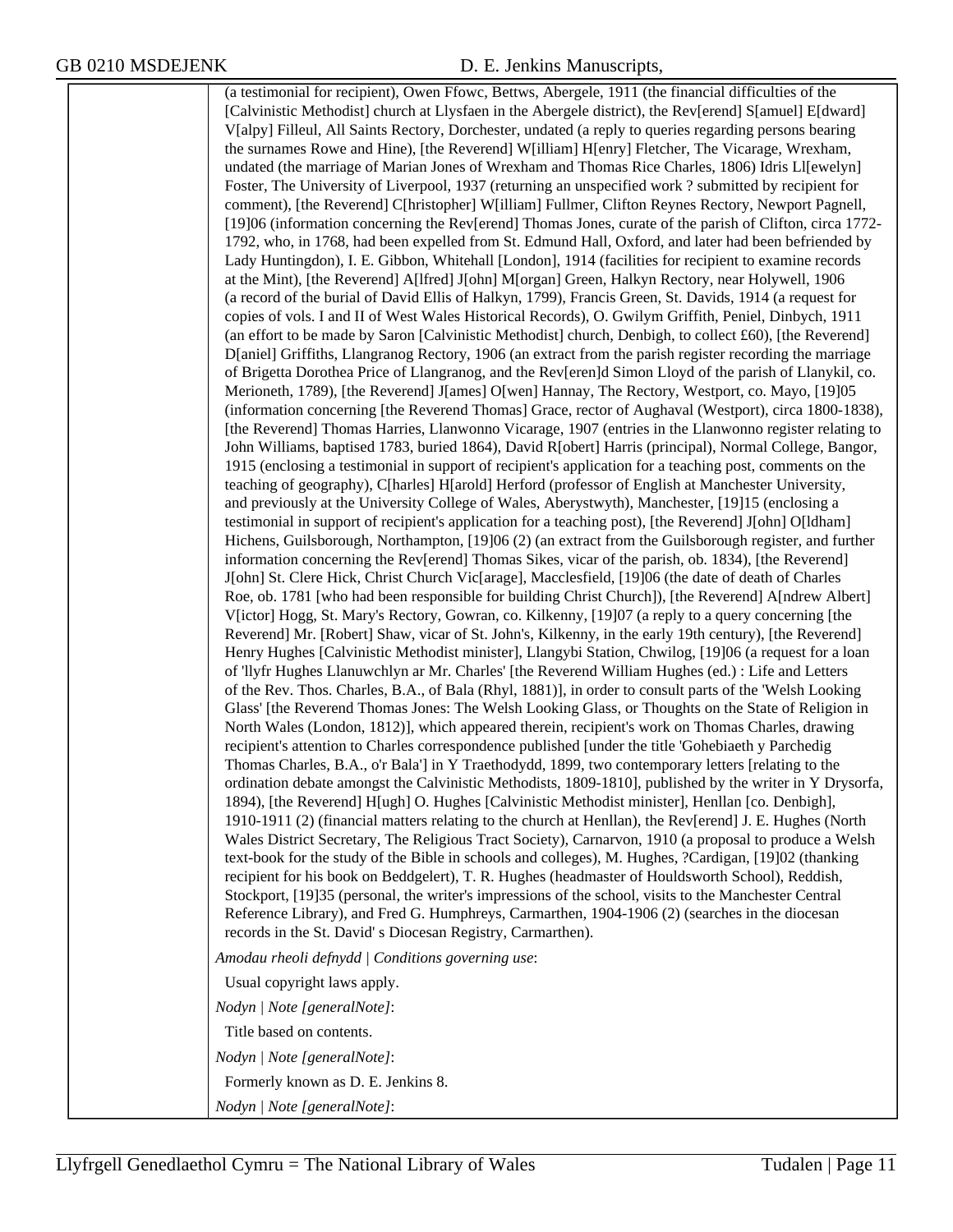(a testimonial for recipient), Owen Ffowc, Bettws, Abergele, 1911 (the financial difficulties of the [Calvinistic Methodist] church at Llysfaen in the Abergele district), the Rev[erend] S[amuel] E[dward] V[alpy] Filleul, All Saints Rectory, Dorchester, undated (a reply to queries regarding persons bearing the surnames Rowe and Hine), [the Reverend] W[illiam] H[enry] Fletcher, The Vicarage, Wrexham, undated (the marriage of Marian Jones of Wrexham and Thomas Rice Charles, 1806) Idris Ll[ewelyn] Foster, The University of Liverpool, 1937 (returning an unspecified work ? submitted by recipient for comment), [the Reverend] C[hristopher] W[illiam] Fullmer, Clifton Reynes Rectory, Newport Pagnell, [19]06 (information concerning the Rev[erend] Thomas Jones, curate of the parish of Clifton, circa 1772-1792, who, in 1768, had been expelled from St. Edmund Hall, Oxford, and later had been befriended by Lady Huntingdon), I. E. Gibbon, Whitehall [London], 1914 (facilities for recipient to examine records at the Mint), [the Reverend] A[lfred] J[ohn] M[organ] Green, Halkyn Rectory, near Holywell, 1906 (a record of the burial of David Ellis of Halkyn, 1799), Francis Green, St. Davids, 1914 (a request for copies of vols. I and II of West Wales Historical Records), O. Gwilym Griffith, Peniel, Dinbych, 1911 (an effort to be made by Saron [Calvinistic Methodist] church, Denbigh, to collect £60), [the Reverend] D[aniel] Griffiths, Llangranog Rectory, 1906 (an extract from the parish register recording the marriage of Brigetta Dorothea Price of Llangranog, and the Rev[eren]d Simon Lloyd of the parish of Llanykil, co. Merioneth, 1789), [the Reverend] J[ames] O[wen] Hannay, The Rectory, Westport, co. Mayo, [19]05 (information concerning [the Reverend Thomas] Grace, rector of Aughaval (Westport), circa 1800-1838), [the Reverend] Thomas Harries, Llanwonno Vicarage, 1907 (entries in the Llanwonno register relating to John Williams, baptised 1783, buried 1864), David R[obert] Harris (principal), Normal College, Bangor, 1915 (enclosing a testimonial in support of recipient's application for a teaching post, comments on the teaching of geography), C[harles] H[arold] Herford (professor of English at Manchester University, and previously at the University College of Wales, Aberystwyth), Manchester, [19]15 (enclosing a testimonial in support of recipient's application for a teaching post), [the Reverend] J[ohn] O[ldham] Hichens, Guilsborough, Northampton, [19]06 (2) (an extract from the Guilsborough register, and further information concerning the Rev[erend] Thomas Sikes, vicar of the parish, ob. 1834), [the Reverend] J[ohn] St. Clere Hick, Christ Church Vic[arage], Macclesfield, [19]06 (the date of death of Charles Roe, ob. 1781 [who had been responsible for building Christ Church]), [the Reverend] A[ndrew Albert] V[ictor] Hogg, St. Mary's Rectory, Gowran, co. Kilkenny, [19]07 (a reply to a query concerning [the Reverend] Mr. [Robert] Shaw, vicar of St. John's, Kilkenny, in the early 19th century), [the Reverend] Henry Hughes [Calvinistic Methodist minister], Llangybi Station, Chwilog, [19]06 (a request for a loan of 'llyfr Hughes Llanuwchlyn ar Mr. Charles' [the Reverend William Hughes (ed.) : Life and Letters of the Rev. Thos. Charles, B.A., of Bala (Rhyl, 1881)], in order to consult parts of the 'Welsh Looking Glass' [the Reverend Thomas Jones: The Welsh Looking Glass, or Thoughts on the State of Religion in North Wales (London, 1812)], which appeared therein, recipient's work on Thomas Charles, drawing recipient's attention to Charles correspondence published [under the title 'Gohebiaeth y Parchedig Thomas Charles, B.A., o'r Bala'] in Y Traethodydd, 1899, two contemporary letters [relating to the ordination debate amongst the Calvinistic Methodists, 1809-1810], published by the writer in Y Drysorfa, 1894), [the Reverend] H[ugh] O. Hughes [Calvinistic Methodist minister], Henllan [co. Denbigh], 1910-1911 (2) (financial matters relating to the church at Henllan), the Rev[erend] J. E. Hughes (North Wales District Secretary, The Religious Tract Society), Carnarvon, 1910 (a proposal to produce a Welsh text-book for the study of the Bible in schools and colleges), M. Hughes, ?Cardigan, [19]02 (thanking recipient for his book on Beddgelert), T. R. Hughes (headmaster of Houldsworth School), Reddish, Stockport, [19]35 (personal, the writer's impressions of the school, visits to the Manchester Central Reference Library), and Fred G. Humphreys, Carmarthen, 1904-1906 (2) (searches in the diocesan records in the St. David' s Diocesan Registry, Carmarthen).

*Amodau rheoli defnydd | Conditions governing use*:

Usual copyright laws apply.

*Nodyn | Note [generalNote]*:

Title based on contents.

*Nodyn | Note [generalNote]*:

Formerly known as D. E. Jenkins 8.

*Nodyn | Note [generalNote]*: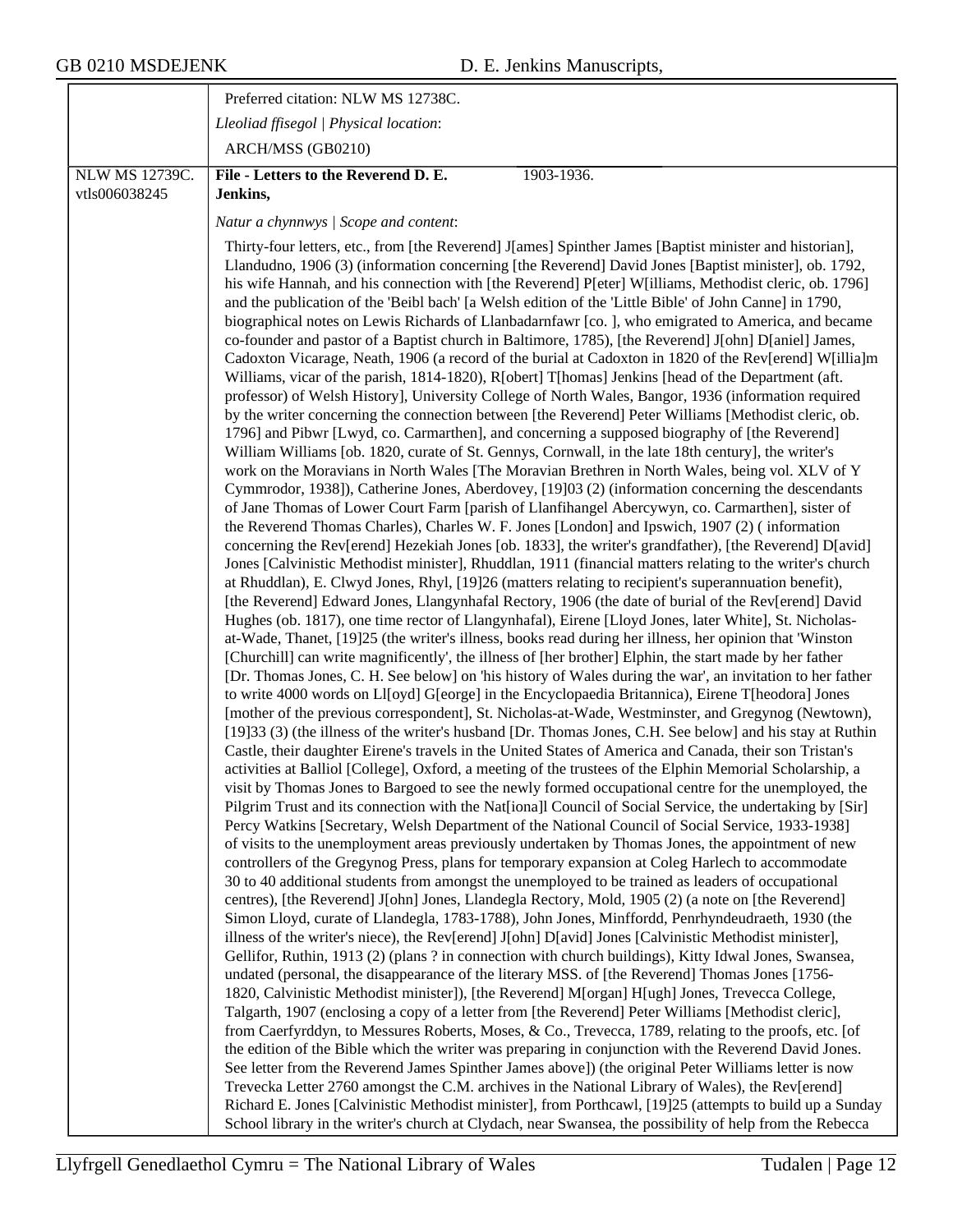| | |
|---|---|
| | Preferred citation: NLW MS 12738C.<br>*Lleoliad ffisegol \| Physical location*:<br>ARCH/MSS (GB0210) |
| NLW MS 12739C.<br>vtls006038245 | **File - Letters to the Reverend D. E. Jenkins,** 1903-1936.<br>*Natur a chynnwys \| Scope and content*:<br>Thirty-four letters, etc., from [the Reverend] J[ames] Spinther James [Baptist minister and historian], Llandudno, 1906 (3) (information concerning [the Reverend] David Jones [Baptist minister], ob. 1792, his wife Hannah, and his connection with [the Reverend] P[eter] W[illiams, Methodist cleric, ob. 1796] and the publication of the 'Beibl bach' [a Welsh edition of the 'Little Bible' of John Canne] in 1790, biographical notes on Lewis Richards of Llanbadarnfawr [co. ], who emigrated to America, and became co-founder and pastor of a Baptist church in Baltimore, 1785), [the Reverend] J[ohn] D[aniel] James, Cadoxton Vicarage, Neath, 1906 (a record of the burial at Cadoxton in 1820 of the Rev[erend] W[illia]m Williams, vicar of the parish, 1814-1820), R[obert] T[homas] Jenkins [head of the Department (aft. professor) of Welsh History], University College of North Wales, Bangor, 1936 (information required by the writer concerning the connection between [the Reverend] Peter Williams [Methodist cleric, ob. 1796] and Pibwr [Lwyd, co. Carmarthen], and concerning a supposed biography of [the Reverend] William Williams [ob. 1820, curate of St. Gennys, Cornwall, in the late 18th century], the writer's work on the Moravians in North Wales [The Moravian Brethren in North Wales, being vol. XLV of Y Cymmrodor, 1938]), Catherine Jones, Aberdovey, [19]03 (2) (information concerning the descendants of Jane Thomas of Lower Court Farm [parish of Llanfihangel Abercywyn, co. Carmarthen], sister of the Reverend Thomas Charles), Charles W. F. Jones [London] and Ipswich, 1907 (2) ( information concerning the Rev[erend] Hezekiah Jones [ob. 1833], the writer's grandfather), [the Reverend] D[avid] Jones [Calvinistic Methodist minister], Rhuddlan, 1911 (financial matters relating to the writer's church at Rhuddlan), E. Clwyd Jones, Rhyl, [19]26 (matters relating to recipient's superannuation benefit), [the Reverend] Edward Jones, Llangynhafal Rectory, 1906 (the date of burial of the Rev[erend] David Hughes (ob. 1817), one time rector of Llangynhafal), Eirene [Lloyd Jones, later White], St. Nicholas-at-Wade, Thanet, [19]25 (the writer's illness, books read during her illness, her opinion that 'Winston [Churchill] can write magnificently', the illness of [her brother] Elphin, the start made by her father [Dr. Thomas Jones, C. H. See below] on 'his history of Wales during the war', an invitation to her father to write 4000 words on Ll[oyd] G[eorge] in the Encyclopaedia Britannica), Eirene T[heodora] Jones [mother of the previous correspondent], St. Nicholas-at-Wade, Westminster, and Gregynog (Newtown), [19]33 (3) (the illness of the writer's husband [Dr. Thomas Jones, C.H. See below] and his stay at Ruthin Castle, their daughter Eirene's travels in the United States of America and Canada, their son Tristan's activities at Balliol [College], Oxford, a meeting of the trustees of the Elphin Memorial Scholarship, a visit by Thomas Jones to Bargoed to see the newly formed occupational centre for the unemployed, the Pilgrim Trust and its connection with the Nat[iona]l Council of Social Service, the undertaking by [Sir] Percy Watkins [Secretary, Welsh Department of the National Council of Social Service, 1933-1938] of visits to the unemployment areas previously undertaken by Thomas Jones, the appointment of new controllers of the Gregynog Press, plans for temporary expansion at Coleg Harlech to accommodate 30 to 40 additional students from amongst the unemployed to be trained as leaders of occupational centres), [the Reverend] J[ohn] Jones, Llandegla Rectory, Mold, 1905 (2) (a note on [the Reverend] Simon Lloyd, curate of Llandegla, 1783-1788), John Jones, Minffordd, Penrhyndeudraeth, 1930 (the illness of the writer's niece), the Rev[erend] J[ohn] D[avid] Jones [Calvinistic Methodist minister], Gellifor, Ruthin, 1913 (2) (plans ? in connection with church buildings), Kitty Idwal Jones, Swansea, undated (personal, the disappearance of the literary MSS. of [the Reverend] Thomas Jones [1756-1820, Calvinistic Methodist minister]), [the Reverend] M[organ] H[ugh] Jones, Trevecca College, Talgarth, 1907 (enclosing a copy of a letter from [the Reverend] Peter Williams [Methodist cleric], from Caerfyrddyn, to Messures Roberts, Moses, & Co., Trevecca, 1789, relating to the proofs, etc. [of the edition of the Bible which the writer was preparing in conjunction with the Reverend David Jones. See letter from the Reverend James Spinther James above]) (the original Peter Williams letter is now Trevecka Letter 2760 amongst the C.M. archives in the National Library of Wales), the Rev[erend] Richard E. Jones [Calvinistic Methodist minister], from Porthcawl, [19]25 (attempts to build up a Sunday School library in the writer's church at Clydach, near Swansea, the possibility of help from the Rebecca |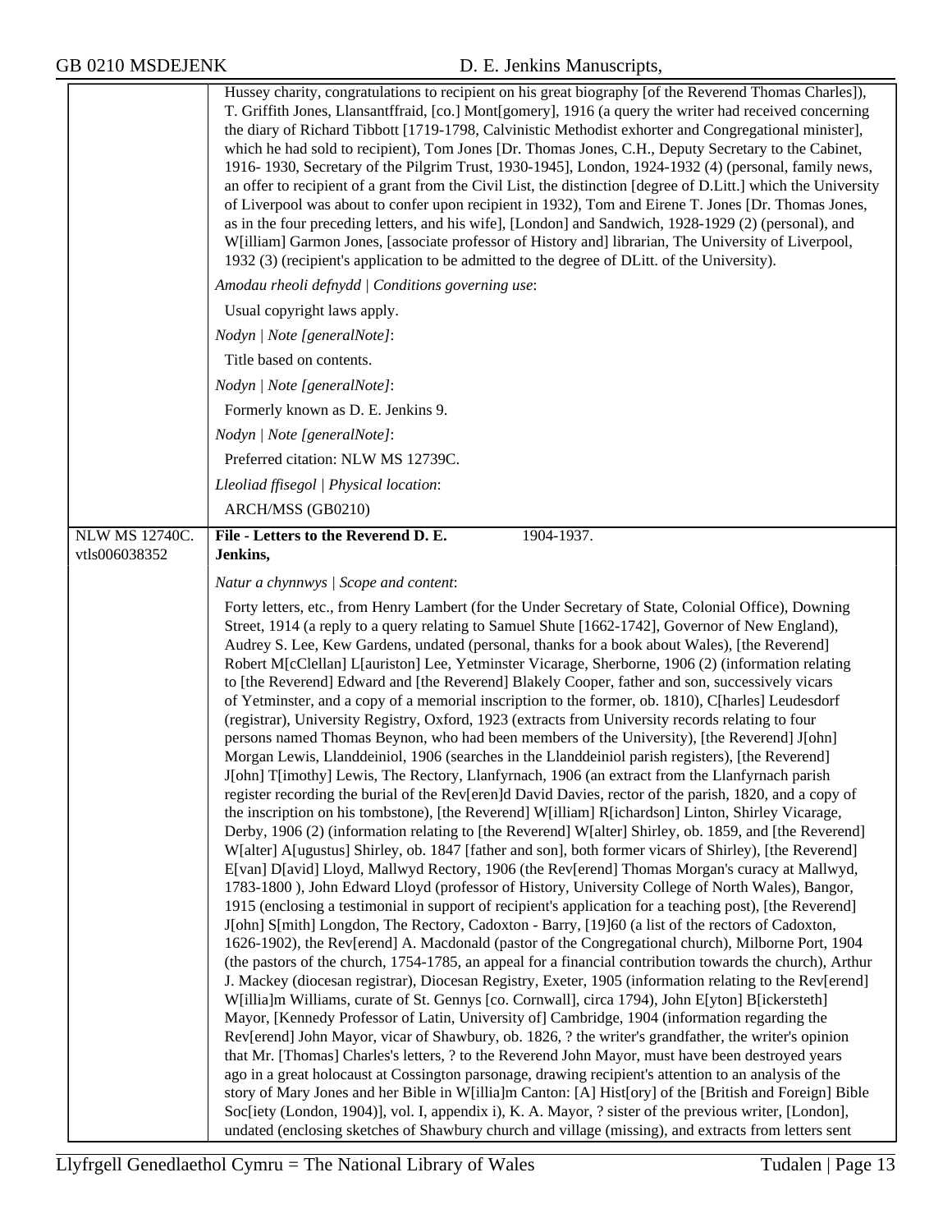Hussey charity, congratulations to recipient on his great biography [of the Reverend Thomas Charles]), T. Griffith Jones, Llansantffraid, [co.] Mont[gomery], 1916 (a query the writer had received concerning the diary of Richard Tibbott [1719-1798, Calvinistic Methodist exhorter and Congregational minister], which he had sold to recipient), Tom Jones [Dr. Thomas Jones, C.H., Deputy Secretary to the Cabinet, 1916- 1930, Secretary of the Pilgrim Trust, 1930-1945], London, 1924-1932 (4) (personal, family news, an offer to recipient of a grant from the Civil List, the distinction [degree of D.Litt.] which the University of Liverpool was about to confer upon recipient in 1932), Tom and Eirene T. Jones [Dr. Thomas Jones, as in the four preceding letters, and his wife], [London] and Sandwich, 1928-1929 (2) (personal), and W[illiam] Garmon Jones, [associate professor of History and] librarian, The University of Liverpool, 1932 (3) (recipient's application to be admitted to the degree of DLitt. of the University).

*Amodau rheoli defnydd | Conditions governing use*:

Usual copyright laws apply.

*Nodyn | Note [generalNote]*:

Title based on contents.

*Nodyn | Note [generalNote]*:

Formerly known as D. E. Jenkins 9.

*Nodyn | Note [generalNote]*:

Preferred citation: NLW MS 12739C.

*Lleoliad ffisegol | Physical location*:

ARCH/MSS (GB0210)

---

NLW MS 12740C. vtls006038352

**File - Letters to the Reverend D. E. Jenkins,** 1904-1937.

*Natur a chynnwys | Scope and content*:

Forty letters, etc., from Henry Lambert (for the Under Secretary of State, Colonial Office), Downing Street, 1914 (a reply to a query relating to Samuel Shute [1662-1742], Governor of New England), Audrey S. Lee, Kew Gardens, undated (personal, thanks for a book about Wales), [the Reverend] Robert M[cClellan] L[auriston] Lee, Yetminster Vicarage, Sherborne, 1906 (2) (information relating to [the Reverend] Edward and [the Reverend] Blakely Cooper, father and son, successively vicars of Yetminster, and a copy of a memorial inscription to the former, ob. 1810), C[harles] Leudesdorf (registrar), University Registry, Oxford, 1923 (extracts from University records relating to four persons named Thomas Beynon, who had been members of the University), [the Reverend] J[ohn] Morgan Lewis, Llanddeiniol, 1906 (searches in the Llanddeiniol parish registers), [the Reverend] J[ohn] T[imothy] Lewis, The Rectory, Llanfyrnach, 1906 (an extract from the Llanfyrnach parish register recording the burial of the Rev[eren]d David Davies, rector of the parish, 1820, and a copy of the inscription on his tombstone), [the Reverend] W[illiam] R[ichardson] Linton, Shirley Vicarage, Derby, 1906 (2) (information relating to [the Reverend] W[alter] Shirley, ob. 1859, and [the Reverend] W[alter] A[ugustus] Shirley, ob. 1847 [father and son], both former vicars of Shirley), [the Reverend] E[van] D[avid] Lloyd, Mallwyd Rectory, 1906 (the Rev[erend] Thomas Morgan's curacy at Mallwyd, 1783-1800 ), John Edward Lloyd (professor of History, University College of North Wales), Bangor, 1915 (enclosing a testimonial in support of recipient's application for a teaching post), [the Reverend] J[ohn] S[mith] Longdon, The Rectory, Cadoxton - Barry, [19]60 (a list of the rectors of Cadoxton, 1626-1902), the Rev[erend] A. Macdonald (pastor of the Congregational church), Milborne Port, 1904 (the pastors of the church, 1754-1785, an appeal for a financial contribution towards the church), Arthur J. Mackey (diocesan registrar), Diocesan Registry, Exeter, 1905 (information relating to the Rev[erend] W[illia]m Williams, curate of St. Gennys [co. Cornwall], circa 1794), John E[yton] B[ickersteth] Mayor, [Kennedy Professor of Latin, University of] Cambridge, 1904 (information regarding the Rev[erend] John Mayor, vicar of Shawbury, ob. 1826, ? the writer's grandfather, the writer's opinion that Mr. [Thomas] Charles's letters, ? to the Reverend John Mayor, must have been destroyed years ago in a great holocaust at Cossington parsonage, drawing recipient's attention to an analysis of the story of Mary Jones and her Bible in W[illia]m Canton: [A] Hist[ory] of the [British and Foreign] Bible Soc[iety (London, 1904)], vol. I, appendix i), K. A. Mayor, ? sister of the previous writer, [London], undated (enclosing sketches of Shawbury church and village (missing), and extracts from letters sent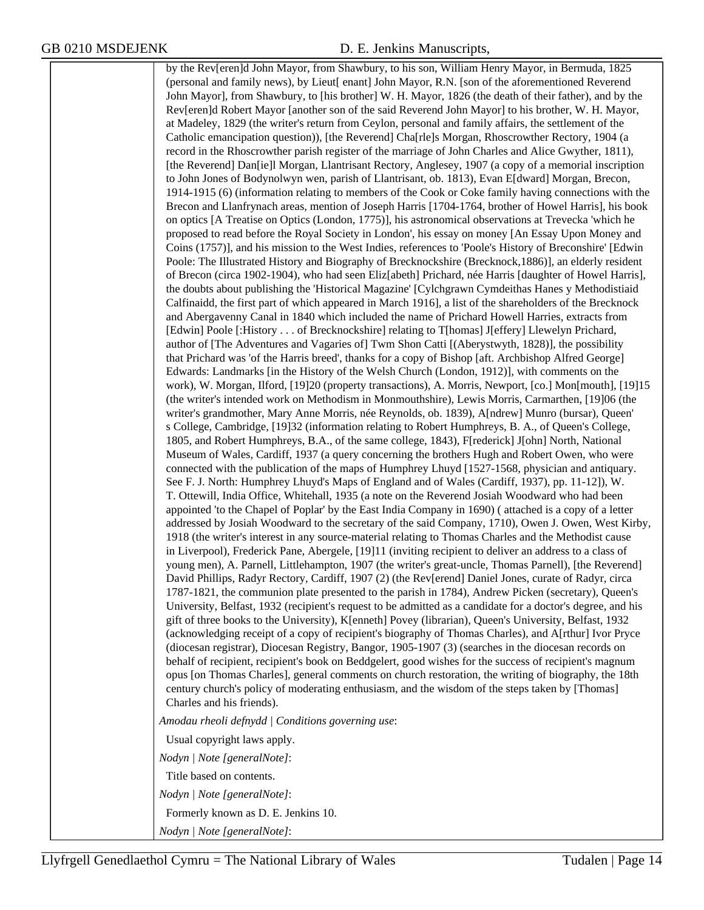by the Rev[eren]d John Mayor, from Shawbury, to his son, William Henry Mayor, in Bermuda, 1825 (personal and family news), by Lieut[ enant] John Mayor, R.N. [son of the aforementioned Reverend John Mayor], from Shawbury, to [his brother] W. H. Mayor, 1826 (the death of their father), and by the Rev[eren]d Robert Mayor [another son of the said Reverend John Mayor] to his brother, W. H. Mayor, at Madeley, 1829 (the writer's return from Ceylon, personal and family affairs, the settlement of the Catholic emancipation question)), [the Reverend] Cha[rle]s Morgan, Rhoscrowther Rectory, 1904 (a record in the Rhoscrowther parish register of the marriage of John Charles and Alice Gwyther, 1811), [the Reverend] Dan[ie]l Morgan, Llantrisant Rectory, Anglesey, 1907 (a copy of a memorial inscription to John Jones of Bodynolwyn wen, parish of Llantrisant, ob. 1813), Evan E[dward] Morgan, Brecon, 1914-1915 (6) (information relating to members of the Cook or Coke family having connections with the Brecon and Llanfrynach areas, mention of Joseph Harris [1704-1764, brother of Howel Harris], his book on optics [A Treatise on Optics (London, 1775)], his astronomical observations at Trevecka 'which he proposed to read before the Royal Society in London', his essay on money [An Essay Upon Money and Coins (1757)], and his mission to the West Indies, references to 'Poole's History of Breconshire' [Edwin Poole: The Illustrated History and Biography of Brecknockshire (Brecknock,1886)], an elderly resident of Brecon (circa 1902-1904), who had seen Eliz[abeth] Prichard, née Harris [daughter of Howel Harris], the doubts about publishing the 'Historical Magazine' [Cylchgrawn Cymdeithas Hanes y Methodistiaid Calfinaidd, the first part of which appeared in March 1916], a list of the shareholders of the Brecknock and Abergavenny Canal in 1840 which included the name of Prichard Howell Harries, extracts from [Edwin] Poole [:History . . . of Brecknockshire] relating to T[homas] J[effery] Llewelyn Prichard, author of [The Adventures and Vagaries of] Twm Shon Catti [(Aberystwyth, 1828)], the possibility that Prichard was 'of the Harris breed', thanks for a copy of Bishop [aft. Archbishop Alfred George] Edwards: Landmarks [in the History of the Welsh Church (London, 1912)], with comments on the work), W. Morgan, Ilford, [19]20 (property transactions), A. Morris, Newport, [co.] Mon[mouth], [19]15 (the writer's intended work on Methodism in Monmouthshire), Lewis Morris, Carmarthen, [19]06 (the writer's grandmother, Mary Anne Morris, née Reynolds, ob. 1839), A[ndrew] Munro (bursar), Queen' s College, Cambridge, [19]32 (information relating to Robert Humphreys, B. A., of Queen's College, 1805, and Robert Humphreys, B.A., of the same college, 1843), F[rederick] J[ohn] North, National Museum of Wales, Cardiff, 1937 (a query concerning the brothers Hugh and Robert Owen, who were connected with the publication of the maps of Humphrey Lhuyd [1527-1568, physician and antiquary. See F. J. North: Humphrey Lhuyd's Maps of England and of Wales (Cardiff, 1937), pp. 11-12]), W. T. Ottewill, India Office, Whitehall, 1935 (a note on the Reverend Josiah Woodward who had been appointed 'to the Chapel of Poplar' by the East India Company in 1690) ( attached is a copy of a letter addressed by Josiah Woodward to the secretary of the said Company, 1710), Owen J. Owen, West Kirby, 1918 (the writer's interest in any source-material relating to Thomas Charles and the Methodist cause in Liverpool), Frederick Pane, Abergele, [19]11 (inviting recipient to deliver an address to a class of young men), A. Parnell, Littlehampton, 1907 (the writer's great-uncle, Thomas Parnell), [the Reverend] David Phillips, Radyr Rectory, Cardiff, 1907 (2) (the Rev[erend] Daniel Jones, curate of Radyr, circa 1787-1821, the communion plate presented to the parish in 1784), Andrew Picken (secretary), Queen's University, Belfast, 1932 (recipient's request to be admitted as a candidate for a doctor's degree, and his gift of three books to the University), K[enneth] Povey (librarian), Queen's University, Belfast, 1932 (acknowledging receipt of a copy of recipient's biography of Thomas Charles), and A[rthur] Ivor Pryce (diocesan registrar), Diocesan Registry, Bangor, 1905-1907 (3) (searches in the diocesan records on behalf of recipient, recipient's book on Beddgelert, good wishes for the success of recipient's magnum opus [on Thomas Charles], general comments on church restoration, the writing of biography, the 18th century church's policy of moderating enthusiasm, and the wisdom of the steps taken by [Thomas] Charles and his friends).

*Amodau rheoli defnydd | Conditions governing use*:

Usual copyright laws apply.

*Nodyn | Note [generalNote]*:

Title based on contents.

*Nodyn | Note [generalNote]*:

Formerly known as D. E. Jenkins 10.

*Nodyn | Note [generalNote]*: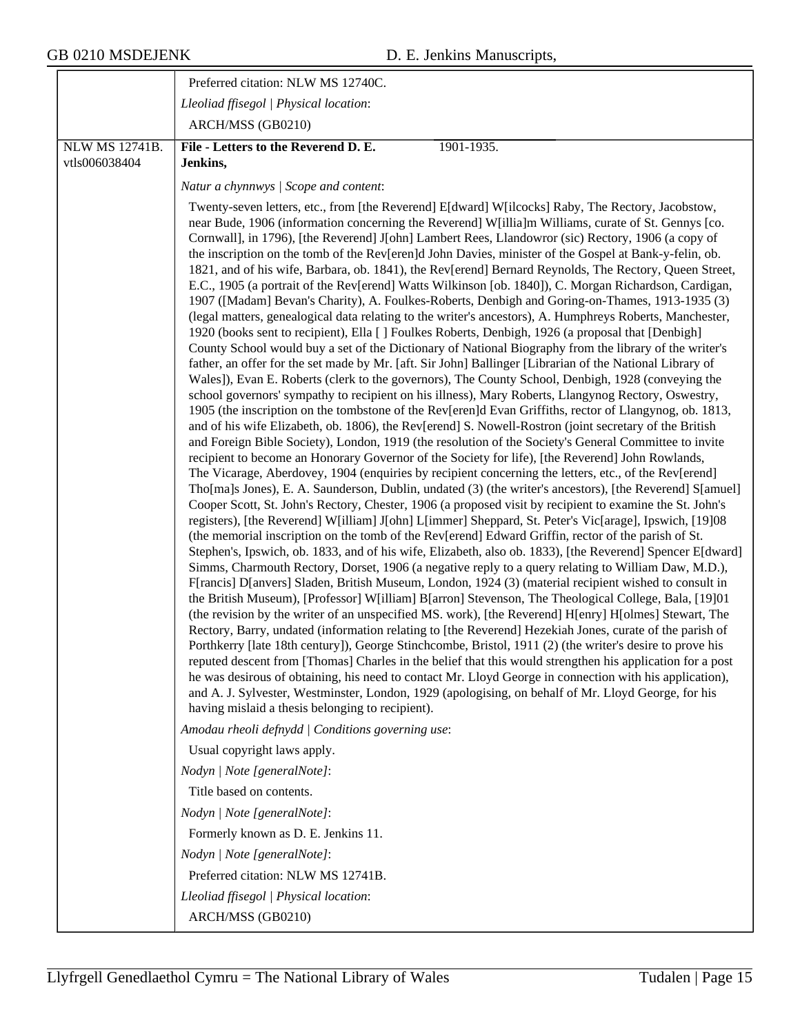Preferred citation: NLW MS 12740C.

*Lleoliad ffisegol | Physical location*:

ARCH/MSS (GB0210)

---

NLW MS 12741B.
vtls006038404

**File - Letters to the Reverend D. E. Jenkins,** 1901-1935.

*Natur a chynnwys | Scope and content*:

Twenty-seven letters, etc., from [the Reverend] E[dward] W[ilcocks] Raby, The Rectory, Jacobstow, near Bude, 1906 (information concerning the Reverend] W[illia]m Williams, curate of St. Gennys [co. Cornwall], in 1796), [the Reverend] J[ohn] Lambert Rees, Llandowror (sic) Rectory, 1906 (a copy of the inscription on the tomb of the Rev[eren]d John Davies, minister of the Gospel at Bank-y-felin, ob. 1821, and of his wife, Barbara, ob. 1841), the Rev[erend] Bernard Reynolds, The Rectory, Queen Street, E.C., 1905 (a portrait of the Rev[erend] Watts Wilkinson [ob. 1840]), C. Morgan Richardson, Cardigan, 1907 ([Madam] Bevan's Charity), A. Foulkes-Roberts, Denbigh and Goring-on-Thames, 1913-1935 (3) (legal matters, genealogical data relating to the writer's ancestors), A. Humphreys Roberts, Manchester, 1920 (books sent to recipient), Ella [ ] Foulkes Roberts, Denbigh, 1926 (a proposal that [Denbigh] County School would buy a set of the Dictionary of National Biography from the library of the writer's father, an offer for the set made by Mr. [aft. Sir John] Ballinger [Librarian of the National Library of Wales]), Evan E. Roberts (clerk to the governors), The County School, Denbigh, 1928 (conveying the school governors' sympathy to recipient on his illness), Mary Roberts, Llangynog Rectory, Oswestry, 1905 (the inscription on the tombstone of the Rev[eren]d Evan Griffiths, rector of Llangynog, ob. 1813, and of his wife Elizabeth, ob. 1806), the Rev[erend] S. Nowell-Rostron (joint secretary of the British and Foreign Bible Society), London, 1919 (the resolution of the Society's General Committee to invite recipient to become an Honorary Governor of the Society for life), [the Reverend] John Rowlands, The Vicarage, Aberdovey, 1904 (enquiries by recipient concerning the letters, etc., of the Rev[erend] Tho[ma]s Jones), E. A. Saunderson, Dublin, undated (3) (the writer's ancestors), [the Reverend] S[amuel] Cooper Scott, St. John's Rectory, Chester, 1906 (a proposed visit by recipient to examine the St. John's registers), [the Reverend] W[illiam] J[ohn] L[immer] Sheppard, St. Peter's Vic[arage], Ipswich, [19]08 (the memorial inscription on the tomb of the Rev[erend] Edward Griffin, rector of the parish of St. Stephen's, Ipswich, ob. 1833, and of his wife, Elizabeth, also ob. 1833), [the Reverend] Spencer E[dward] Simms, Charmouth Rectory, Dorset, 1906 (a negative reply to a query relating to William Daw, M.D.), F[rancis] D[anvers] Sladen, British Museum, London, 1924 (3) (material recipient wished to consult in the British Museum), [Professor] W[illiam] B[arron] Stevenson, The Theological College, Bala, [19]01 (the revision by the writer of an unspecified MS. work), [the Reverend] H[enry] H[olmes] Stewart, The Rectory, Barry, undated (information relating to [the Reverend] Hezekiah Jones, curate of the parish of Porthkerry [late 18th century]), George Stinchcombe, Bristol, 1911 (2) (the writer's desire to prove his reputed descent from [Thomas] Charles in the belief that this would strengthen his application for a post he was desirous of obtaining, his need to contact Mr. Lloyd George in connection with his application), and A. J. Sylvester, Westminster, London, 1929 (apologising, on behalf of Mr. Lloyd George, for his having mislaid a thesis belonging to recipient).

*Amodau rheoli defnydd | Conditions governing use*:

Usual copyright laws apply.

*Nodyn | Note [generalNote]*:

Title based on contents.

*Nodyn | Note [generalNote]*:

Formerly known as D. E. Jenkins 11.

*Nodyn | Note [generalNote]*:

Preferred citation: NLW MS 12741B.

*Lleoliad ffisegol | Physical location*:

ARCH/MSS (GB0210)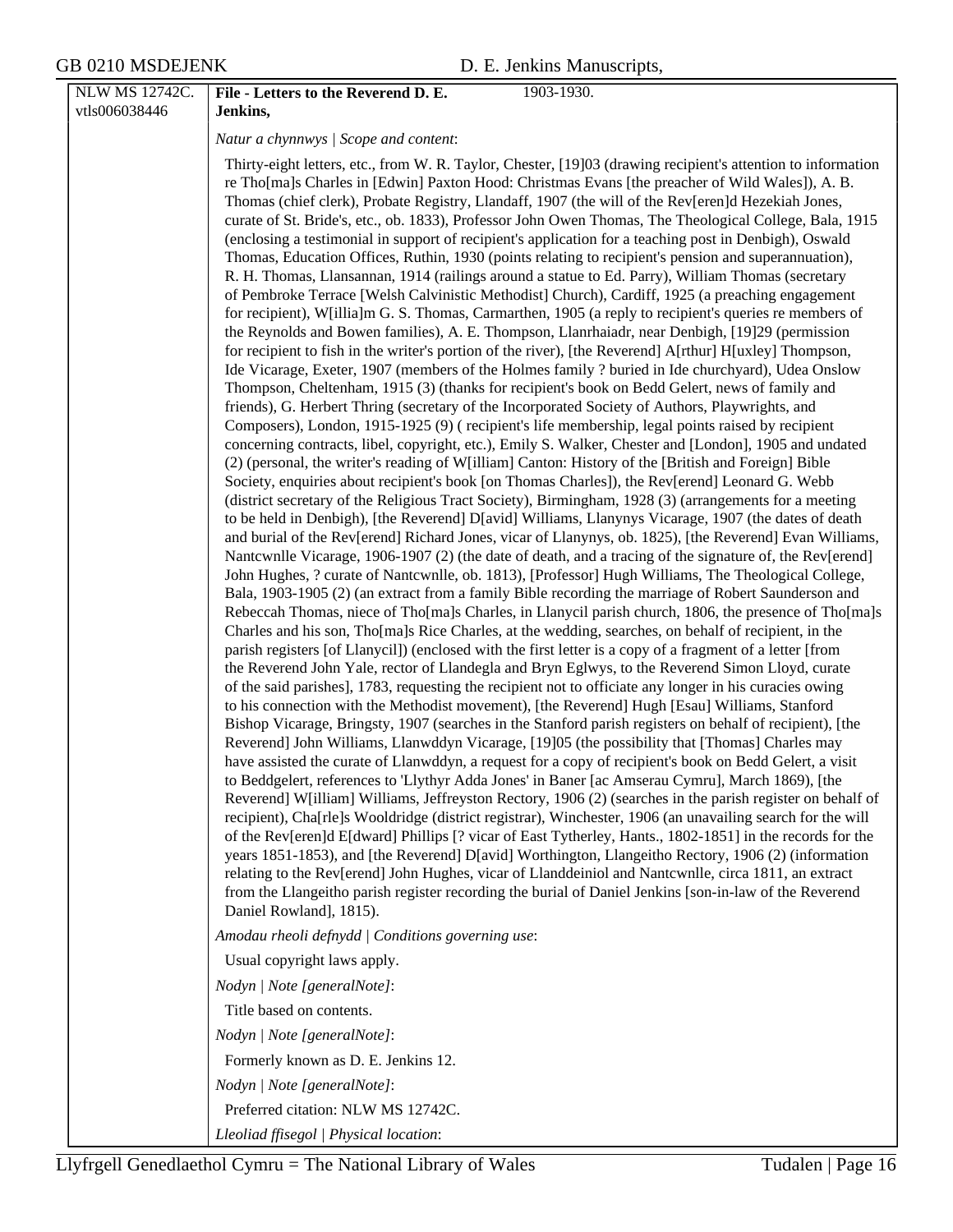NLW MS 12742C.
vtls006038446

**File - Letters to the Reverend D. E. Jenkins,** 1903-1930.

*Natur a chynnwys | Scope and content*:

Thirty-eight letters, etc., from W. R. Taylor, Chester, [19]03 (drawing recipient's attention to information re Tho[ma]s Charles in [Edwin] Paxton Hood: Christmas Evans [the preacher of Wild Wales]), A. B. Thomas (chief clerk), Probate Registry, Llandaff, 1907 (the will of the Rev[eren]d Hezekiah Jones, curate of St. Bride's, etc., ob. 1833), Professor John Owen Thomas, The Theological College, Bala, 1915 (enclosing a testimonial in support of recipient's application for a teaching post in Denbigh), Oswald Thomas, Education Offices, Ruthin, 1930 (points relating to recipient's pension and superannuation), R. H. Thomas, Llansannan, 1914 (railings around a statue to Ed. Parry), William Thomas (secretary of Pembroke Terrace [Welsh Calvinistic Methodist] Church), Cardiff, 1925 (a preaching engagement for recipient), W[illia]m G. S. Thomas, Carmarthen, 1905 (a reply to recipient's queries re members of the Reynolds and Bowen families), A. E. Thompson, Llanrhaiadr, near Denbigh, [19]29 (permission for recipient to fish in the writer's portion of the river), [the Reverend] A[rthur] H[uxley] Thompson, Ide Vicarage, Exeter, 1907 (members of the Holmes family ? buried in Ide churchyard), Udea Onslow Thompson, Cheltenham, 1915 (3) (thanks for recipient's book on Bedd Gelert, news of family and friends), G. Herbert Thring (secretary of the Incorporated Society of Authors, Playwrights, and Composers), London, 1915-1925 (9) ( recipient's life membership, legal points raised by recipient concerning contracts, libel, copyright, etc.), Emily S. Walker, Chester and [London], 1905 and undated (2) (personal, the writer's reading of W[illiam] Canton: History of the [British and Foreign] Bible Society, enquiries about recipient's book [on Thomas Charles]), the Rev[erend] Leonard G. Webb (district secretary of the Religious Tract Society), Birmingham, 1928 (3) (arrangements for a meeting to be held in Denbigh), [the Reverend] D[avid] Williams, Llanynys Vicarage, 1907 (the dates of death and burial of the Rev[erend] Richard Jones, vicar of Llanynys, ob. 1825), [the Reverend] Evan Williams, Nantcwnlle Vicarage, 1906-1907 (2) (the date of death, and a tracing of the signature of, the Rev[erend] John Hughes, ? curate of Nantcwnlle, ob. 1813), [Professor] Hugh Williams, The Theological College, Bala, 1903-1905 (2) (an extract from a family Bible recording the marriage of Robert Saunderson and Rebeccah Thomas, niece of Tho[ma]s Charles, in Llanycil parish church, 1806, the presence of Tho[ma]s Charles and his son, Tho[ma]s Rice Charles, at the wedding, searches, on behalf of recipient, in the parish registers [of Llanycil]) (enclosed with the first letter is a copy of a fragment of a letter [from the Reverend John Yale, rector of Llandegla and Bryn Eglwys, to the Reverend Simon Lloyd, curate of the said parishes], 1783, requesting the recipient not to officiate any longer in his curacies owing to his connection with the Methodist movement), [the Reverend] Hugh [Esau] Williams, Stanford Bishop Vicarage, Bringsty, 1907 (searches in the Stanford parish registers on behalf of recipient), [the Reverend] John Williams, Llanwddyn Vicarage, [19]05 (the possibility that [Thomas] Charles may have assisted the curate of Llanwddyn, a request for a copy of recipient's book on Bedd Gelert, a visit to Beddgelert, references to 'Llythyr Adda Jones' in Baner [ac Amserau Cymru], March 1869), [the Reverend] W[illiam] Williams, Jeffreyston Rectory, 1906 (2) (searches in the parish register on behalf of recipient), Cha[rle]s Wooldridge (district registrar), Winchester, 1906 (an unavailing search for the will of the Rev[eren]d E[dward] Phillips [? vicar of East Tytherley, Hants., 1802-1851] in the records for the years 1851-1853), and [the Reverend] D[avid] Worthington, Llangeitho Rectory, 1906 (2) (information relating to the Rev[erend] John Hughes, vicar of Llanddeiniol and Nantcwnlle, circa 1811, an extract from the Llangeitho parish register recording the burial of Daniel Jenkins [son-in-law of the Reverend Daniel Rowland], 1815).

*Amodau rheoli defnydd | Conditions governing use*:

Usual copyright laws apply.

*Nodyn | Note [generalNote]*:

Title based on contents.

*Nodyn | Note [generalNote]*:

Formerly known as D. E. Jenkins 12.

*Nodyn | Note [generalNote]*:

Preferred citation: NLW MS 12742C.

*Lleoliad ffisegol | Physical location*: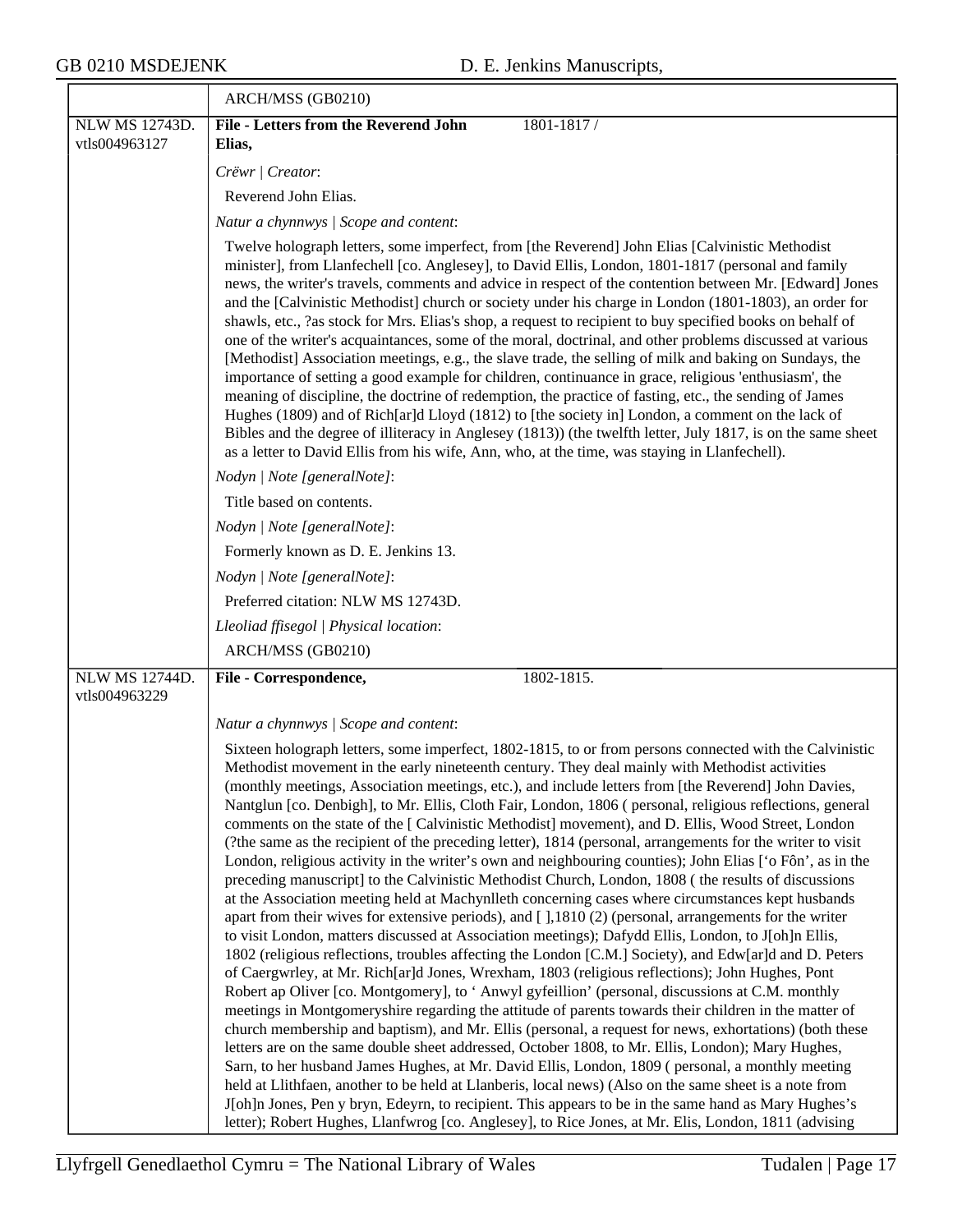ARCH/MSS (GB0210)

NLW MS 12743D.
vtls004963127

**File - Letters from the Reverend John Elias,** 1801-1817 /

*Crëwr | Creator*:

Reverend John Elias.

*Natur a chynnwys | Scope and content*:

Twelve holograph letters, some imperfect, from [the Reverend] John Elias [Calvinistic Methodist minister], from Llanfechell [co. Anglesey], to David Ellis, London, 1801-1817 (personal and family news, the writer's travels, comments and advice in respect of the contention between Mr. [Edward] Jones and the [Calvinistic Methodist] church or society under his charge in London (1801-1803), an order for shawls, etc., ?as stock for Mrs. Elias's shop, a request to recipient to buy specified books on behalf of one of the writer's acquaintances, some of the moral, doctrinal, and other problems discussed at various [Methodist] Association meetings, e.g., the slave trade, the selling of milk and baking on Sundays, the importance of setting a good example for children, continuance in grace, religious 'enthusiasm', the meaning of discipline, the doctrine of redemption, the practice of fasting, etc., the sending of James Hughes (1809) and of Rich[ar]d Lloyd (1812) to [the society in] London, a comment on the lack of Bibles and the degree of illiteracy in Anglesey (1813)) (the twelfth letter, July 1817, is on the same sheet as a letter to David Ellis from his wife, Ann, who, at the time, was staying in Llanfechell).

*Nodyn | Note [generalNote]*:

Title based on contents.

*Nodyn | Note [generalNote]*:

Formerly known as D. E. Jenkins 13.

*Nodyn | Note [generalNote]*:

Preferred citation: NLW MS 12743D.

*Lleoliad ffisegol | Physical location*:

ARCH/MSS (GB0210)

NLW MS 12744D.
vtls004963229

**File - Correspondence,** 1802-1815.

*Natur a chynnwys | Scope and content*:

Sixteen holograph letters, some imperfect, 1802-1815, to or from persons connected with the Calvinistic Methodist movement in the early nineteenth century. They deal mainly with Methodist activities (monthly meetings, Association meetings, etc.), and include letters from [the Reverend] John Davies, Nantglun [co. Denbigh], to Mr. Ellis, Cloth Fair, London, 1806 ( personal, religious reflections, general comments on the state of the [ Calvinistic Methodist] movement), and D. Ellis, Wood Street, London (?the same as the recipient of the preceding letter), 1814 (personal, arrangements for the writer to visit London, religious activity in the writer's own and neighbouring counties); John Elias ['o Fôn', as in the preceding manuscript] to the Calvinistic Methodist Church, London, 1808 ( the results of discussions at the Association meeting held at Machynlleth concerning cases where circumstances kept husbands apart from their wives for extensive periods), and [ ],1810 (2) (personal, arrangements for the writer to visit London, matters discussed at Association meetings); Dafydd Ellis, London, to J[oh]n Ellis, 1802 (religious reflections, troubles affecting the London [C.M.] Society), and Edw[ar]d and D. Peters of Caergwrley, at Mr. Rich[ar]d Jones, Wrexham, 1803 (religious reflections); John Hughes, Pont Robert ap Oliver [co. Montgomery], to ' Anwyl gyfeillion' (personal, discussions at C.M. monthly meetings in Montgomeryshire regarding the attitude of parents towards their children in the matter of church membership and baptism), and Mr. Ellis (personal, a request for news, exhortations) (both these letters are on the same double sheet addressed, October 1808, to Mr. Ellis, London); Mary Hughes, Sarn, to her husband James Hughes, at Mr. David Ellis, London, 1809 ( personal, a monthly meeting held at Llithfaen, another to be held at Llanberis, local news) (Also on the same sheet is a note from J[oh]n Jones, Pen y bryn, Edeyrn, to recipient. This appears to be in the same hand as Mary Hughes's letter); Robert Hughes, Llanfwrog [co. Anglesey], to Rice Jones, at Mr. Elis, London, 1811 (advising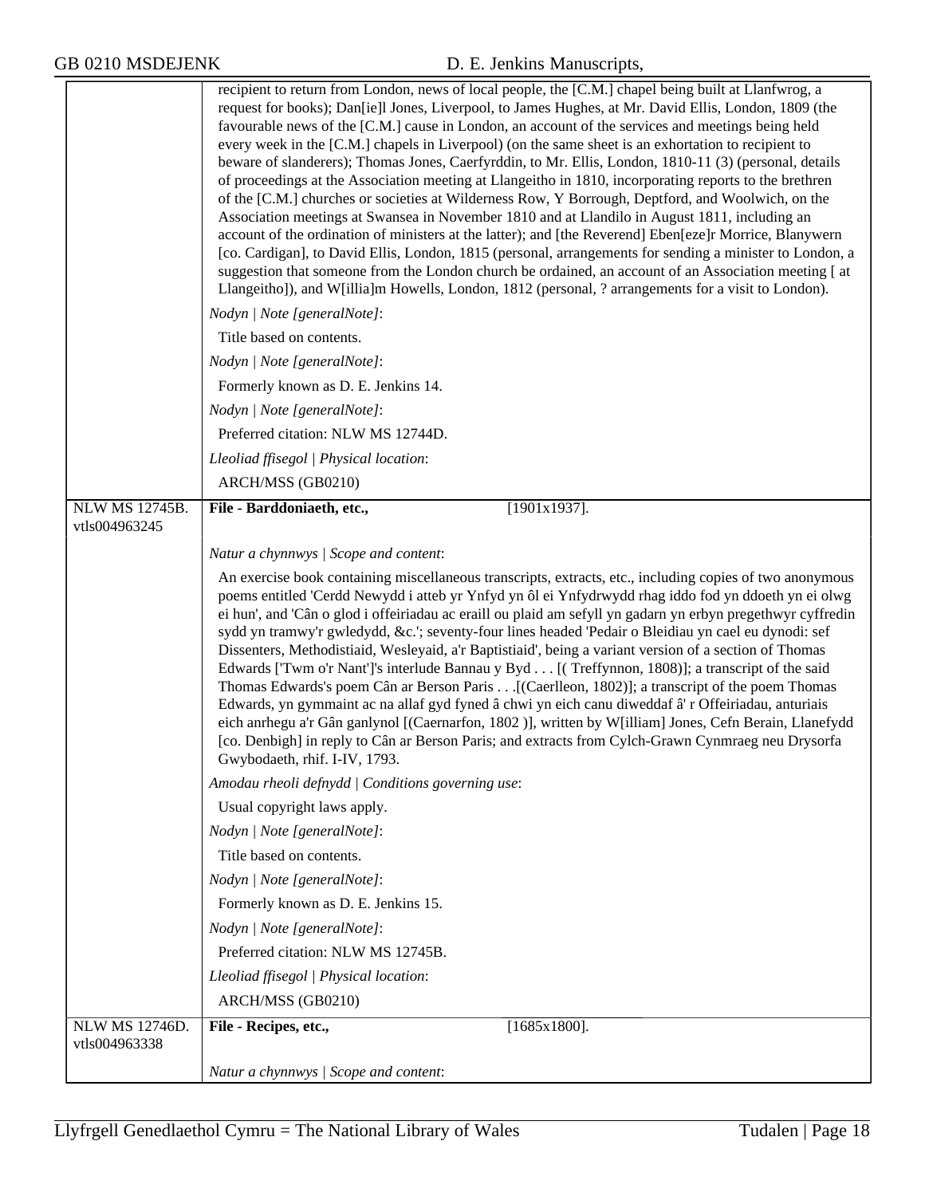recipient to return from London, news of local people, the [C.M.] chapel being built at Llanfwrog, a request for books); Dan[ie]l Jones, Liverpool, to James Hughes, at Mr. David Ellis, London, 1809 (the favourable news of the [C.M.] cause in London, an account of the services and meetings being held every week in the [C.M.] chapels in Liverpool) (on the same sheet is an exhortation to recipient to beware of slanderers); Thomas Jones, Caerfyrddin, to Mr. Ellis, London, 1810-11 (3) (personal, details of proceedings at the Association meeting at Llangeitho in 1810, incorporating reports to the brethren of the [C.M.] churches or societies at Wilderness Row, Y Borrough, Deptford, and Woolwich, on the Association meetings at Swansea in November 1810 and at Llandilo in August 1811, including an account of the ordination of ministers at the latter); and [the Reverend] Eben[eze]r Morrice, Blanywern [co. Cardigan], to David Ellis, London, 1815 (personal, arrangements for sending a minister to London, a suggestion that someone from the London church be ordained, an account of an Association meeting [ at Llangeitho]), and W[illia]m Howells, London, 1812 (personal, ? arrangements for a visit to London).

*Nodyn | Note [generalNote]*:

Title based on contents.

*Nodyn | Note [generalNote]*:

Formerly known as D. E. Jenkins 14.

*Nodyn | Note [generalNote]*:

Preferred citation: NLW MS 12744D.

*Lleoliad ffisegol | Physical location*:

ARCH/MSS (GB0210)

---

NLW MS 12745B.
vtls004963245

**File - Barddoniaeth, etc.,** [1901x1937].

*Natur a chynnwys | Scope and content*:

An exercise book containing miscellaneous transcripts, extracts, etc., including copies of two anonymous poems entitled 'Cerdd Newydd i atteb yr Ynfyd yn ôl ei Ynfydrwydd rhag iddo fod yn ddoeth yn ei olwg ei hun', and 'Cân o glod i offeiriadau ac eraill ou plaid am sefyll yn gadarn yn erbyn pregethwyr cyffredin sydd yn tramwy'r gwledydd, &c.'; seventy-four lines headed 'Pedair o Bleidiau yn cael eu dynodi: sef Dissenters, Methodistiaid, Wesleyaid, a'r Baptistiaid', being a variant version of a section of Thomas Edwards ['Twm o'r Nant']'s interlude Bannau y Byd . . . [( Treffynnon, 1808)]; a transcript of the said Thomas Edwards's poem Cân ar Berson Paris . . .[(Caerlleon, 1802)]; a transcript of the poem Thomas Edwards, yn gymmaint ac na allaf gyd fyned â chwi yn eich canu diweddaf â' r Offeiriadau, anturiais eich anrhegu a'r Gân ganlynol [(Caernarfon, 1802 )], written by W[illiam] Jones, Cefn Berain, Llanefydd [co. Denbigh] in reply to Cân ar Berson Paris; and extracts from Cylch-Grawn Cynmraeg neu Drysorfa Gwybodaeth, rhif. I-IV, 1793.

*Amodau rheoli defnydd | Conditions governing use*:

Usual copyright laws apply.

*Nodyn | Note [generalNote]*:

Title based on contents.

*Nodyn | Note [generalNote]*:

Formerly known as D. E. Jenkins 15.

*Nodyn | Note [generalNote]*:

Preferred citation: NLW MS 12745B.

*Lleoliad ffisegol | Physical location*:

ARCH/MSS (GB0210)

---

NLW MS 12746D.
vtls004963338

**File - Recipes, etc.,** [1685x1800].

*Natur a chynnwys | Scope and content*: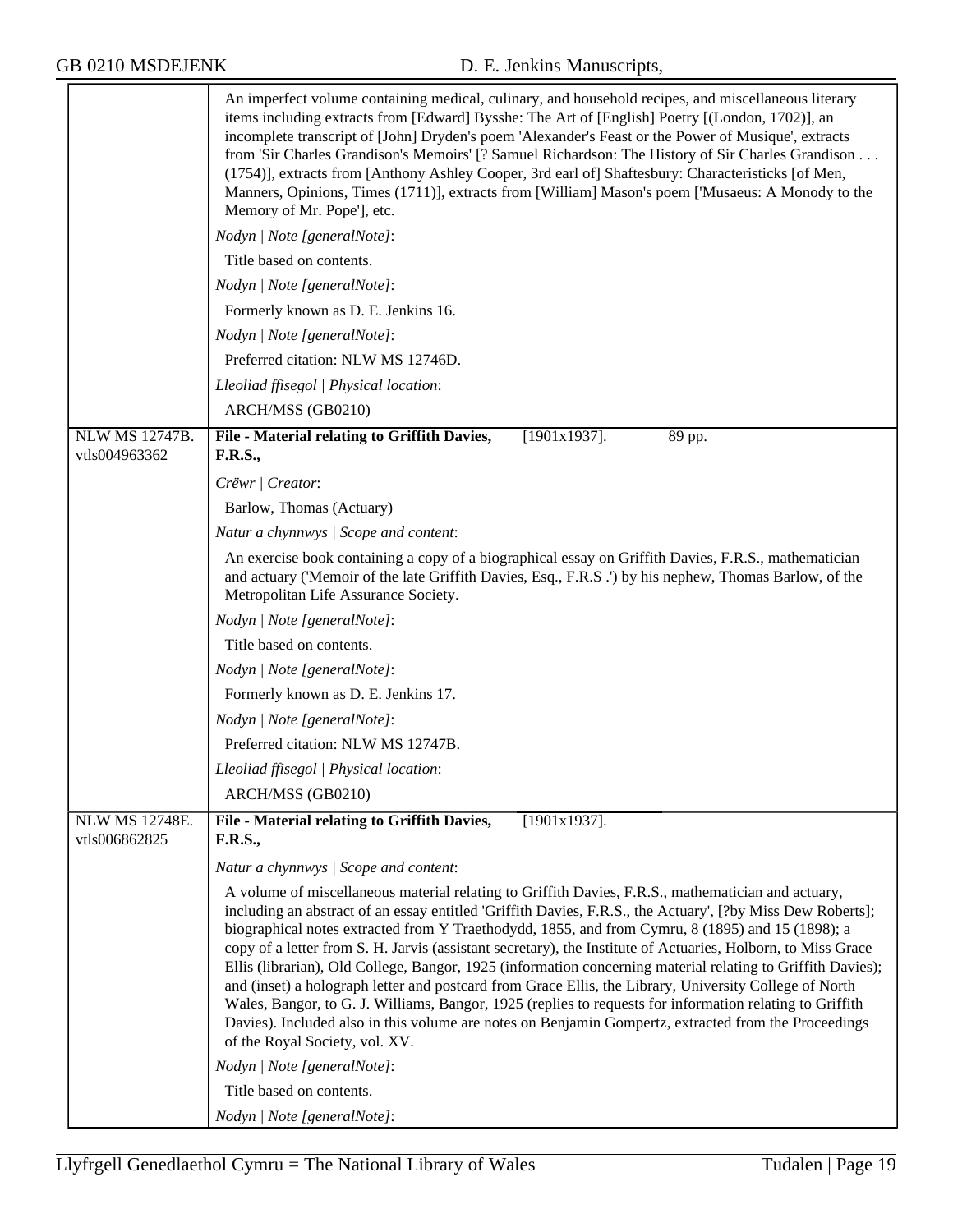| | |
|---|---|
| | An imperfect volume containing medical, culinary, and household recipes, and miscellaneous literary items including extracts from [Edward] Bysshe: The Art of [English] Poetry [(London, 1702)], an incomplete transcript of [John] Dryden's poem 'Alexander's Feast or the Power of Musique', extracts from 'Sir Charles Grandison's Memoirs' [? Samuel Richardson: The History of Sir Charles Grandison . . . (1754)], extracts from [Anthony Ashley Cooper, 3rd earl of] Shaftesbury: Characteristicks [of Men, Manners, Opinions, Times (1711)], extracts from [William] Mason's poem ['Musaeus: A Monody to the Memory of Mr. Pope'], etc.<br>*Nodyn \| Note [generalNote]*:<br>Title based on contents.<br>*Nodyn \| Note [generalNote]*:<br>Formerly known as D. E. Jenkins 16.<br>*Nodyn \| Note [generalNote]*:<br>Preferred citation: NLW MS 12746D.<br>*Lleoliad ffisegol \| Physical location*:<br>ARCH/MSS (GB0210) |
| NLW MS 12747B.<br>vtls004963362 | **File - Material relating to Griffith Davies, F.R.S.,** [1901x1937]. 89 pp.<br>*Crëwr \| Creator*:<br>Barlow, Thomas (Actuary)<br>*Natur a chynnwys \| Scope and content*:<br>An exercise book containing a copy of a biographical essay on Griffith Davies, F.R.S., mathematician and actuary ('Memoir of the late Griffith Davies, Esq., F.R.S .') by his nephew, Thomas Barlow, of the Metropolitan Life Assurance Society.<br>*Nodyn \| Note [generalNote]*:<br>Title based on contents.<br>*Nodyn \| Note [generalNote]*:<br>Formerly known as D. E. Jenkins 17.<br>*Nodyn \| Note [generalNote]*:<br>Preferred citation: NLW MS 12747B.<br>*Lleoliad ffisegol \| Physical location*:<br>ARCH/MSS (GB0210) |
| NLW MS 12748E.<br>vtls006862825 | **File - Material relating to Griffith Davies, F.R.S.,** [1901x1937].<br>*Natur a chynnwys \| Scope and content*:<br>A volume of miscellaneous material relating to Griffith Davies, F.R.S., mathematician and actuary, including an abstract of an essay entitled 'Griffith Davies, F.R.S., the Actuary', [?by Miss Dew Roberts]; biographical notes extracted from Y Traethodydd, 1855, and from Cymru, 8 (1895) and 15 (1898); a copy of a letter from S. H. Jarvis (assistant secretary), the Institute of Actuaries, Holborn, to Miss Grace Ellis (librarian), Old College, Bangor, 1925 (information concerning material relating to Griffith Davies); and (inset) a holograph letter and postcard from Grace Ellis, the Library, University College of North Wales, Bangor, to G. J. Williams, Bangor, 1925 (replies to requests for information relating to Griffith Davies). Included also in this volume are notes on Benjamin Gompertz, extracted from the Proceedings of the Royal Society, vol. XV.<br>*Nodyn \| Note [generalNote]*:<br>Title based on contents.<br>*Nodyn \| Note [generalNote]*: |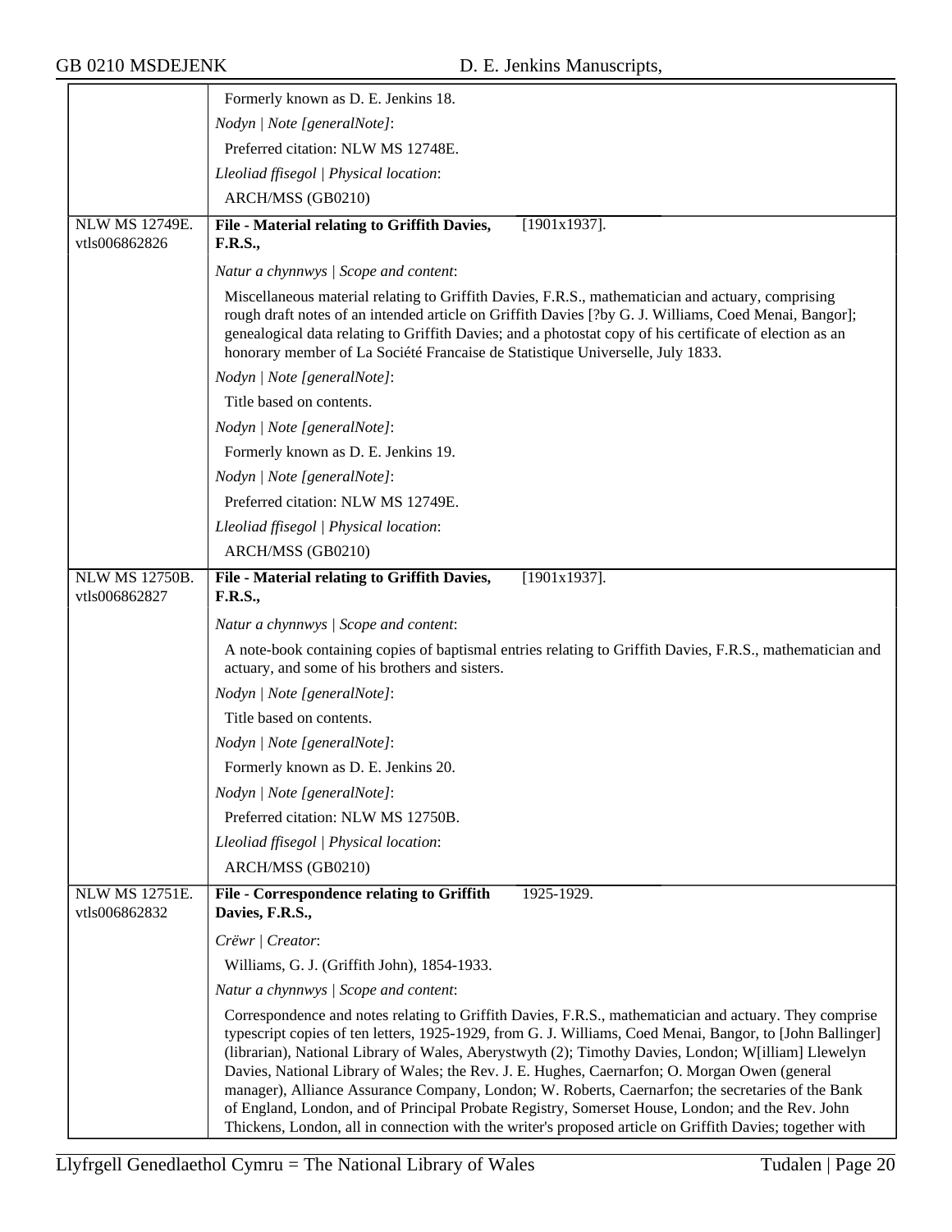Formerly known as D. E. Jenkins 18.

*Nodyn | Note [generalNote]*:

Preferred citation: NLW MS 12748E.

*Lleoliad ffisegol | Physical location*:

ARCH/MSS (GB0210)

---

NLW MS 12749E.
vtls006862826

**File - Material relating to Griffith Davies, F.R.S.,** [1901x1937].

*Natur a chynnwys | Scope and content*:

Miscellaneous material relating to Griffith Davies, F.R.S., mathematician and actuary, comprising rough draft notes of an intended article on Griffith Davies [?by G. J. Williams, Coed Menai, Bangor]; genealogical data relating to Griffith Davies; and a photostat copy of his certificate of election as an honorary member of La Société Francaise de Statistique Universelle, July 1833.

*Nodyn | Note [generalNote]*:

Title based on contents.

*Nodyn | Note [generalNote]*:

Formerly known as D. E. Jenkins 19.

*Nodyn | Note [generalNote]*:

Preferred citation: NLW MS 12749E.

*Lleoliad ffisegol | Physical location*:

ARCH/MSS (GB0210)

---

NLW MS 12750B.
vtls006862827

**File - Material relating to Griffith Davies, F.R.S.,** [1901x1937].

*Natur a chynnwys | Scope and content*:

A note-book containing copies of baptismal entries relating to Griffith Davies, F.R.S., mathematician and actuary, and some of his brothers and sisters.

*Nodyn | Note [generalNote]*:

Title based on contents.

*Nodyn | Note [generalNote]*:

Formerly known as D. E. Jenkins 20.

*Nodyn | Note [generalNote]*:

Preferred citation: NLW MS 12750B.

*Lleoliad ffisegol | Physical location*:

ARCH/MSS (GB0210)

---

NLW MS 12751E.
vtls006862832

**File - Correspondence relating to Griffith Davies, F.R.S.,** 1925-1929.

*Crëwr | Creator*:

Williams, G. J. (Griffith John), 1854-1933.

*Natur a chynnwys | Scope and content*:

Correspondence and notes relating to Griffith Davies, F.R.S., mathematician and actuary. They comprise typescript copies of ten letters, 1925-1929, from G. J. Williams, Coed Menai, Bangor, to [John Ballinger] (librarian), National Library of Wales, Aberystwyth (2); Timothy Davies, London; W[illiam] Llewelyn Davies, National Library of Wales; the Rev. J. E. Hughes, Caernarfon; O. Morgan Owen (general manager), Alliance Assurance Company, London; W. Roberts, Caernarfon; the secretaries of the Bank of England, London, and of Principal Probate Registry, Somerset House, London; and the Rev. John Thickens, London, all in connection with the writer's proposed article on Griffith Davies; together with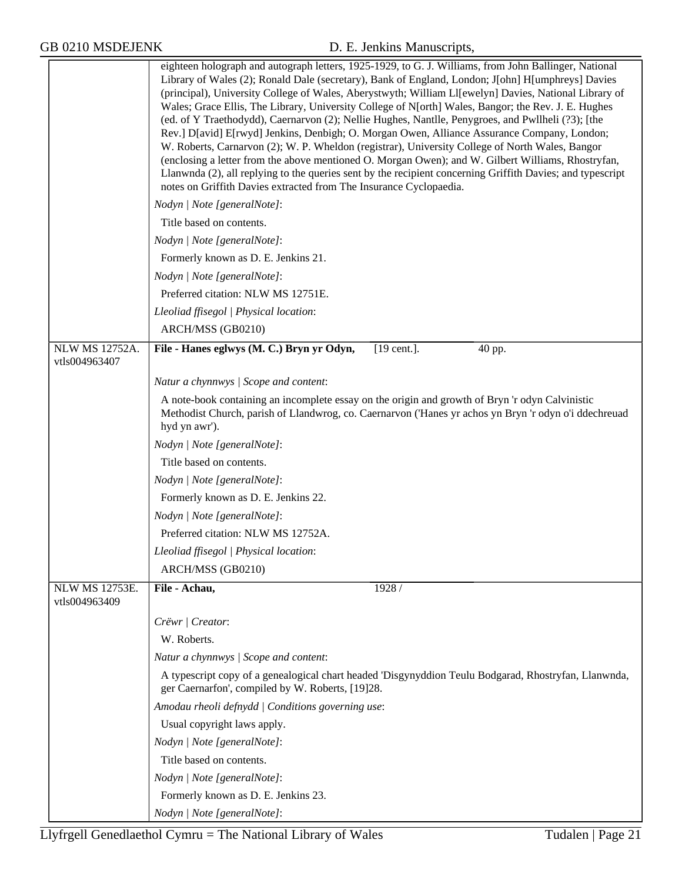eighteen holograph and autograph letters, 1925-1929, to G. J. Williams, from John Ballinger, National Library of Wales (2); Ronald Dale (secretary), Bank of England, London; J[ohn] H[umphreys] Davies (principal), University College of Wales, Aberystwyth; William Ll[ewelyn] Davies, National Library of Wales; Grace Ellis, The Library, University College of N[orth] Wales, Bangor; the Rev. J. E. Hughes (ed. of Y Traethodydd), Caernarvon (2); Nellie Hughes, Nantlle, Penygroes, and Pwllheli (?3); [the Rev.] D[avid] E[rwyd] Jenkins, Denbigh; O. Morgan Owen, Alliance Assurance Company, London; W. Roberts, Carnarvon (2); W. P. Wheldon (registrar), University College of North Wales, Bangor (enclosing a letter from the above mentioned O. Morgan Owen); and W. Gilbert Williams, Rhostryfan, Llanwnda (2), all replying to the queries sent by the recipient concerning Griffith Davies; and typescript notes on Griffith Davies extracted from The Insurance Cyclopaedia.

*Nodyn | Note [generalNote]*:

Title based on contents.

*Nodyn | Note [generalNote]*:

Formerly known as D. E. Jenkins 21.

*Nodyn | Note [generalNote]*:

Preferred citation: NLW MS 12751E.

*Lleoliad ffisegol | Physical location*:

ARCH/MSS (GB0210)

---

NLW MS 12752A. vtls004963407

**File - Hanes eglwys (M. C.) Bryn yr Odyn,** [19 cent.]. 40 pp.

*Natur a chynnwys | Scope and content*:

A note-book containing an incomplete essay on the origin and growth of Bryn 'r odyn Calvinistic Methodist Church, parish of Llandwrog, co. Caernarvon ('Hanes yr achos yn Bryn 'r odyn o'i ddechreuad hyd yn awr').

*Nodyn | Note [generalNote]*:

Title based on contents.

*Nodyn | Note [generalNote]*:

Formerly known as D. E. Jenkins 22.

*Nodyn | Note [generalNote]*:

Preferred citation: NLW MS 12752A.

*Lleoliad ffisegol | Physical location*:

ARCH/MSS (GB0210)

---

NLW MS 12753E. vtls004963409

**File - Achau,** 1928 /

*Crëwr | Creator*:

W. Roberts.

*Natur a chynnwys | Scope and content*:

A typescript copy of a genealogical chart headed 'Disgynyddion Teulu Bodgarad, Rhostryfan, Llanwnda, ger Caernarfon', compiled by W. Roberts, [19]28.

*Amodau rheoli defnydd | Conditions governing use*:

Usual copyright laws apply.

*Nodyn | Note [generalNote]*:

Title based on contents.

*Nodyn | Note [generalNote]*:

Formerly known as D. E. Jenkins 23.

*Nodyn | Note [generalNote]*: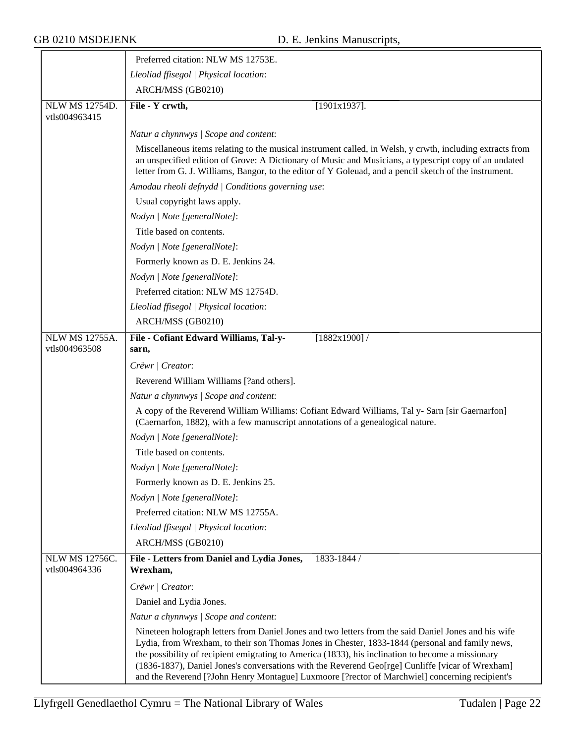Preferred citation: NLW MS 12753E.

*Lleoliad ffisegol | Physical location*:

ARCH/MSS (GB0210)

---

NLW MS 12754D.
vtls004963415

**File - Y crwth,** [1901x1937].

*Natur a chynnwys | Scope and content*:

Miscellaneous items relating to the musical instrument called, in Welsh, y crwth, including extracts from an unspecified edition of Grove: A Dictionary of Music and Musicians, a typescript copy of an undated letter from G. J. Williams, Bangor, to the editor of Y Goleuad, and a pencil sketch of the instrument.

*Amodau rheoli defnydd | Conditions governing use*:

Usual copyright laws apply.

*Nodyn | Note [generalNote]*:

Title based on contents.

*Nodyn | Note [generalNote]*:

Formerly known as D. E. Jenkins 24.

*Nodyn | Note [generalNote]*:

Preferred citation: NLW MS 12754D.

*Lleoliad ffisegol | Physical location*:

ARCH/MSS (GB0210)

---

NLW MS 12755A.
vtls004963508

**File - Cofiant Edward Williams, Tal-y-sarn,** [1882x1900] /

*Crëwr | Creator*:

Reverend William Williams [?and others].

*Natur a chynnwys | Scope and content*:

A copy of the Reverend William Williams: Cofiant Edward Williams, Tal y- Sarn [sir Gaernarfon] (Caernarfon, 1882), with a few manuscript annotations of a genealogical nature.

*Nodyn | Note [generalNote]*:

Title based on contents.

*Nodyn | Note [generalNote]*:

Formerly known as D. E. Jenkins 25.

*Nodyn | Note [generalNote]*:

Preferred citation: NLW MS 12755A.

*Lleoliad ffisegol | Physical location*:

ARCH/MSS (GB0210)

---

NLW MS 12756C.
vtls004964336

**File - Letters from Daniel and Lydia Jones, Wrexham,** 1833-1844 /

*Crëwr | Creator*:

Daniel and Lydia Jones.

*Natur a chynnwys | Scope and content*:

Nineteen holograph letters from Daniel Jones and two letters from the said Daniel Jones and his wife Lydia, from Wrexham, to their son Thomas Jones in Chester, 1833-1844 (personal and family news, the possibility of recipient emigrating to America (1833), his inclination to become a missionary (1836-1837), Daniel Jones's conversations with the Reverend Geo[rge] Cunliffe [vicar of Wrexham] and the Reverend [?John Henry Montague] Luxmoore [?rector of Marchwiel] concerning recipient's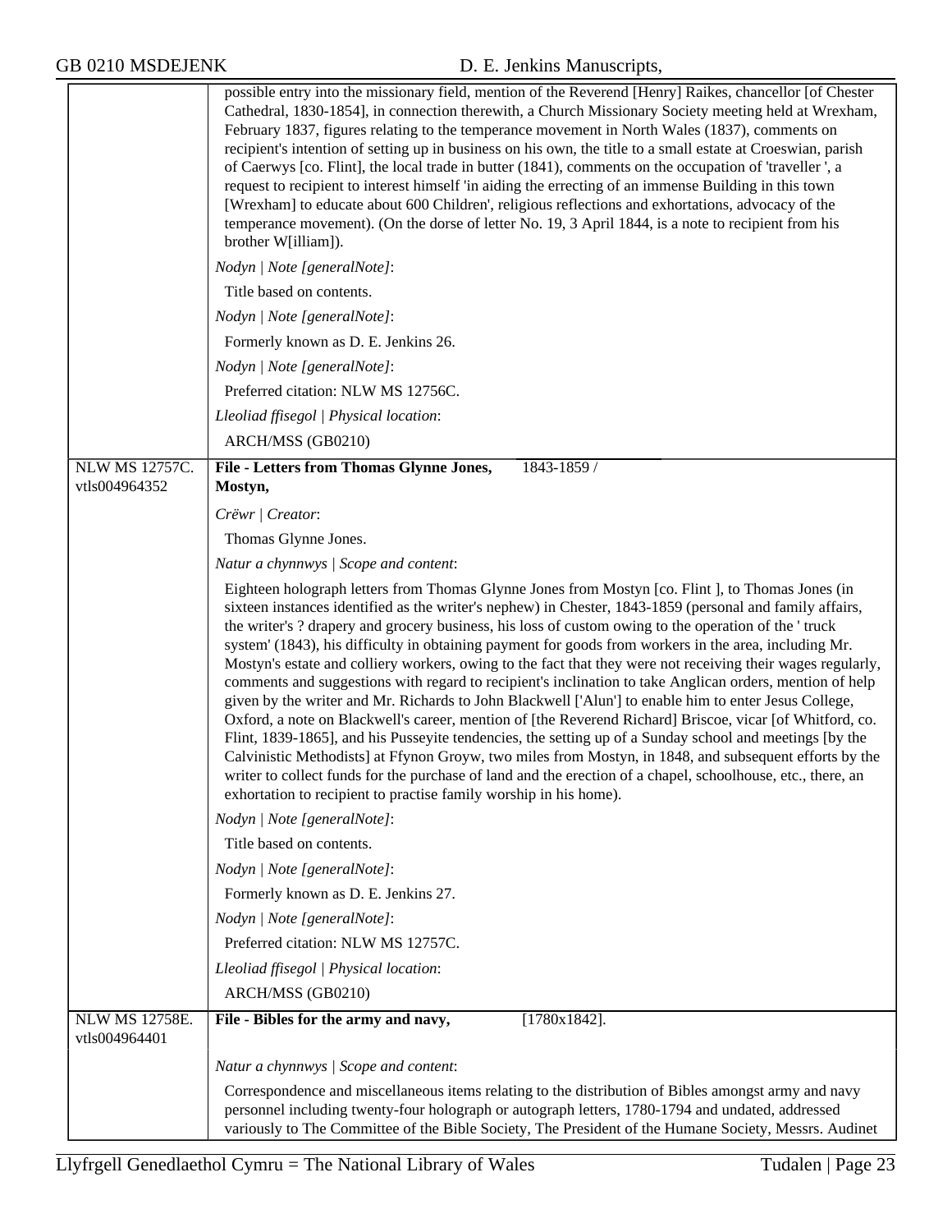possible entry into the missionary field, mention of the Reverend [Henry] Raikes, chancellor [of Chester Cathedral, 1830-1854], in connection therewith, a Church Missionary Society meeting held at Wrexham, February 1837, figures relating to the temperance movement in North Wales (1837), comments on recipient's intention of setting up in business on his own, the title to a small estate at Croeswian, parish of Caerwys [co. Flint], the local trade in butter (1841), comments on the occupation of 'traveller ', a request to recipient to interest himself 'in aiding the errecting of an immense Building in this town [Wrexham] to educate about 600 Children', religious reflections and exhortations, advocacy of the temperance movement). (On the dorse of letter No. 19, 3 April 1844, is a note to recipient from his brother W[illiam]).

*Nodyn | Note [generalNote]*:

Title based on contents.

*Nodyn | Note [generalNote]*:

Formerly known as D. E. Jenkins 26.

*Nodyn | Note [generalNote]*:

Preferred citation: NLW MS 12756C.

*Lleoliad ffisegol | Physical location*:

ARCH/MSS (GB0210)

---

NLW MS 12757C. vtls004964352

**File - Letters from Thomas Glynne Jones, Mostyn,** 1843-1859 /

*Crëwr | Creator*:

Thomas Glynne Jones.

*Natur a chynnwys | Scope and content*:

Eighteen holograph letters from Thomas Glynne Jones from Mostyn [co. Flint ], to Thomas Jones (in sixteen instances identified as the writer's nephew) in Chester, 1843-1859 (personal and family affairs, the writer's ? drapery and grocery business, his loss of custom owing to the operation of the ' truck system' (1843), his difficulty in obtaining payment for goods from workers in the area, including Mr. Mostyn's estate and colliery workers, owing to the fact that they were not receiving their wages regularly, comments and suggestions with regard to recipient's inclination to take Anglican orders, mention of help given by the writer and Mr. Richards to John Blackwell ['Alun'] to enable him to enter Jesus College, Oxford, a note on Blackwell's career, mention of [the Reverend Richard] Briscoe, vicar [of Whitford, co. Flint, 1839-1865], and his Pusseyite tendencies, the setting up of a Sunday school and meetings [by the Calvinistic Methodists] at Ffynon Groyw, two miles from Mostyn, in 1848, and subsequent efforts by the writer to collect funds for the purchase of land and the erection of a chapel, schoolhouse, etc., there, an exhortation to recipient to practise family worship in his home).

*Nodyn | Note [generalNote]*:

Title based on contents.

*Nodyn | Note [generalNote]*:

Formerly known as D. E. Jenkins 27.

*Nodyn | Note [generalNote]*:

Preferred citation: NLW MS 12757C.

*Lleoliad ffisegol | Physical location*:

ARCH/MSS (GB0210)

---

NLW MS 12758E. vtls004964401

**File - Bibles for the army and navy,** [1780x1842].

*Natur a chynnwys | Scope and content*:

Correspondence and miscellaneous items relating to the distribution of Bibles amongst army and navy personnel including twenty-four holograph or autograph letters, 1780-1794 and undated, addressed variously to The Committee of the Bible Society, The President of the Humane Society, Messrs. Audinet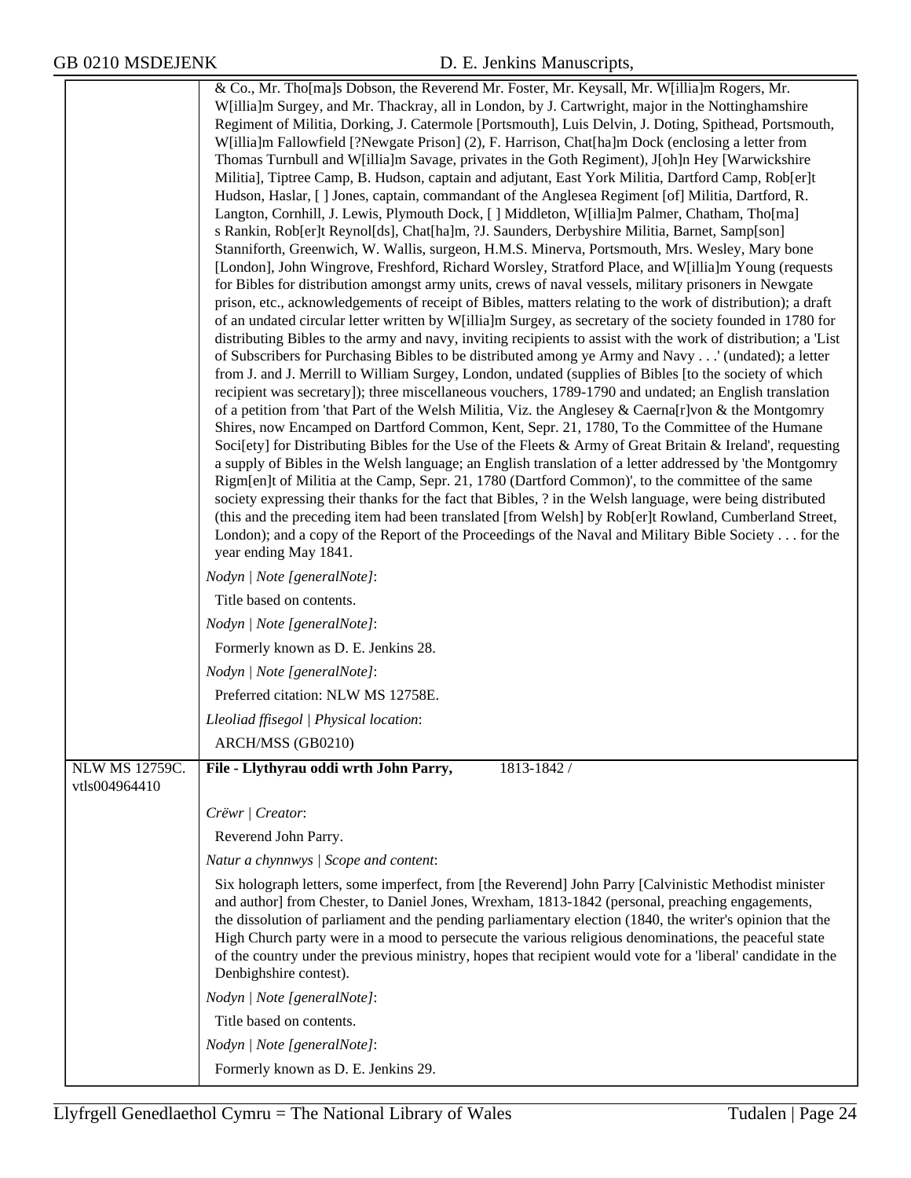& Co., Mr. Tho[ma]s Dobson, the Reverend Mr. Foster, Mr. Keysall, Mr. W[illia]m Rogers, Mr. W[illia]m Surgey, and Mr. Thackray, all in London, by J. Cartwright, major in the Nottinghamshire Regiment of Militia, Dorking, J. Catermole [Portsmouth], Luis Delvin, J. Doting, Spithead, Portsmouth, W[illia]m Fallowfield [?Newgate Prison] (2), F. Harrison, Chat[ha]m Dock (enclosing a letter from Thomas Turnbull and W[illia]m Savage, privates in the Goth Regiment), J[oh]n Hey [Warwickshire Militia], Tiptree Camp, B. Hudson, captain and adjutant, East York Militia, Dartford Camp, Rob[er]t Hudson, Haslar, [ ] Jones, captain, commandant of the Anglesea Regiment [of] Militia, Dartford, R. Langton, Cornhill, J. Lewis, Plymouth Dock, [ ] Middleton, W[illia]m Palmer, Chatham, Tho[ma]s Rankin, Rob[er]t Reynol[ds], Chat[ha]m, ?J. Saunders, Derbyshire Militia, Barnet, Samp[son] Stanniforth, Greenwich, W. Wallis, surgeon, H.M.S. Minerva, Portsmouth, Mrs. Wesley, Mary bone [London], John Wingrove, Freshford, Richard Worsley, Stratford Place, and W[illia]m Young (requests for Bibles for distribution amongst army units, crews of naval vessels, military prisoners in Newgate prison, etc., acknowledgements of receipt of Bibles, matters relating to the work of distribution); a draft of an undated circular letter written by W[illia]m Surgey, as secretary of the society founded in 1780 for distributing Bibles to the army and navy, inviting recipients to assist with the work of distribution; a 'List of Subscribers for Purchasing Bibles to be distributed among ye Army and Navy . . .' (undated); a letter from J. and J. Merrill to William Surgey, London, undated (supplies of Bibles [to the society of which recipient was secretary]); three miscellaneous vouchers, 1789-1790 and undated; an English translation of a petition from 'that Part of the Welsh Militia, Viz. the Anglesey & Caerna[r]von & the Montgomry Shires, now Encamped on Dartford Common, Kent, Sepr. 21, 1780, To the Committee of the Humane Soci[ety] for Distributing Bibles for the Use of the Fleets & Army of Great Britain & Ireland', requesting a supply of Bibles in the Welsh language; an English translation of a letter addressed by 'the Montgomry Rigm[en]t of Militia at the Camp, Sepr. 21, 1780 (Dartford Common)', to the committee of the same society expressing their thanks for the fact that Bibles, ? in the Welsh language, were being distributed (this and the preceding item had been translated [from Welsh] by Rob[er]t Rowland, Cumberland Street, London); and a copy of the Report of the Proceedings of the Naval and Military Bible Society . . . for the year ending May 1841.

*Nodyn | Note [generalNote]*:

Title based on contents.

*Nodyn | Note [generalNote]*:

Formerly known as D. E. Jenkins 28.

*Nodyn | Note [generalNote]*:

Preferred citation: NLW MS 12758E.

*Lleoliad ffisegol | Physical location*:

ARCH/MSS (GB0210)

---

NLW MS 12759C.
vtls004964410

**File - Llythyrau oddi wrth John Parry,** 1813-1842 /

*Crëwr | Creator*:

Reverend John Parry.

*Natur a chynnwys | Scope and content*:

Six holograph letters, some imperfect, from [the Reverend] John Parry [Calvinistic Methodist minister and author] from Chester, to Daniel Jones, Wrexham, 1813-1842 (personal, preaching engagements, the dissolution of parliament and the pending parliamentary election (1840, the writer's opinion that the High Church party were in a mood to persecute the various religious denominations, the peaceful state of the country under the previous ministry, hopes that recipient would vote for a 'liberal' candidate in the Denbighshire contest).

*Nodyn | Note [generalNote]*:

Title based on contents.

*Nodyn | Note [generalNote]*:

Formerly known as D. E. Jenkins 29.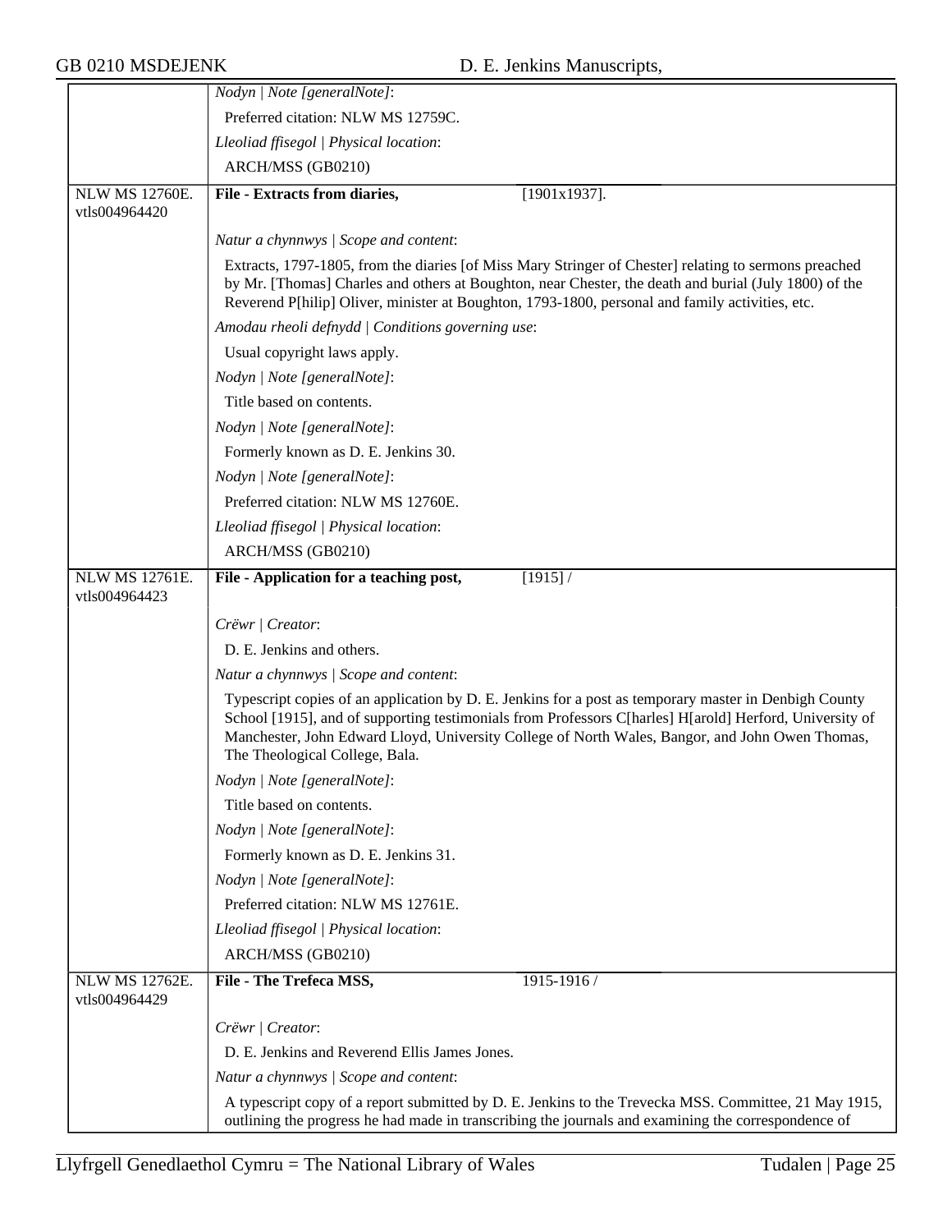*Nodyn | Note [generalNote]*:

Preferred citation: NLW MS 12759C.

*Lleoliad ffisegol | Physical location*:

ARCH/MSS (GB0210)

---

NLW MS 12760E. vtls004964420

**File - Extracts from diaries,** [1901x1937].

*Natur a chynnwys | Scope and content*:

Extracts, 1797-1805, from the diaries [of Miss Mary Stringer of Chester] relating to sermons preached by Mr. [Thomas] Charles and others at Boughton, near Chester, the death and burial (July 1800) of the Reverend P[hilip] Oliver, minister at Boughton, 1793-1800, personal and family activities, etc.

*Amodau rheoli defnydd | Conditions governing use*:

Usual copyright laws apply.

*Nodyn | Note [generalNote]*:

Title based on contents.

*Nodyn | Note [generalNote]*:

Formerly known as D. E. Jenkins 30.

*Nodyn | Note [generalNote]*:

Preferred citation: NLW MS 12760E.

*Lleoliad ffisegol | Physical location*:

ARCH/MSS (GB0210)

---

NLW MS 12761E. vtls004964423

**File - Application for a teaching post,** [1915] /

*Crëwr | Creator*:

D. E. Jenkins and others.

*Natur a chynnwys | Scope and content*:

Typescript copies of an application by D. E. Jenkins for a post as temporary master in Denbigh County School [1915], and of supporting testimonials from Professors C[harles] H[arold] Herford, University of Manchester, John Edward Lloyd, University College of North Wales, Bangor, and John Owen Thomas, The Theological College, Bala.

*Nodyn | Note [generalNote]*:

Title based on contents.

*Nodyn | Note [generalNote]*:

Formerly known as D. E. Jenkins 31.

*Nodyn | Note [generalNote]*:

Preferred citation: NLW MS 12761E.

*Lleoliad ffisegol | Physical location*:

ARCH/MSS (GB0210)

---

NLW MS 12762E. vtls004964429

**File - The Trefeca MSS,** 1915-1916 /

*Crëwr | Creator*:

D. E. Jenkins and Reverend Ellis James Jones.

*Natur a chynnwys | Scope and content*:

A typescript copy of a report submitted by D. E. Jenkins to the Trevecka MSS. Committee, 21 May 1915, outlining the progress he had made in transcribing the journals and examining the correspondence of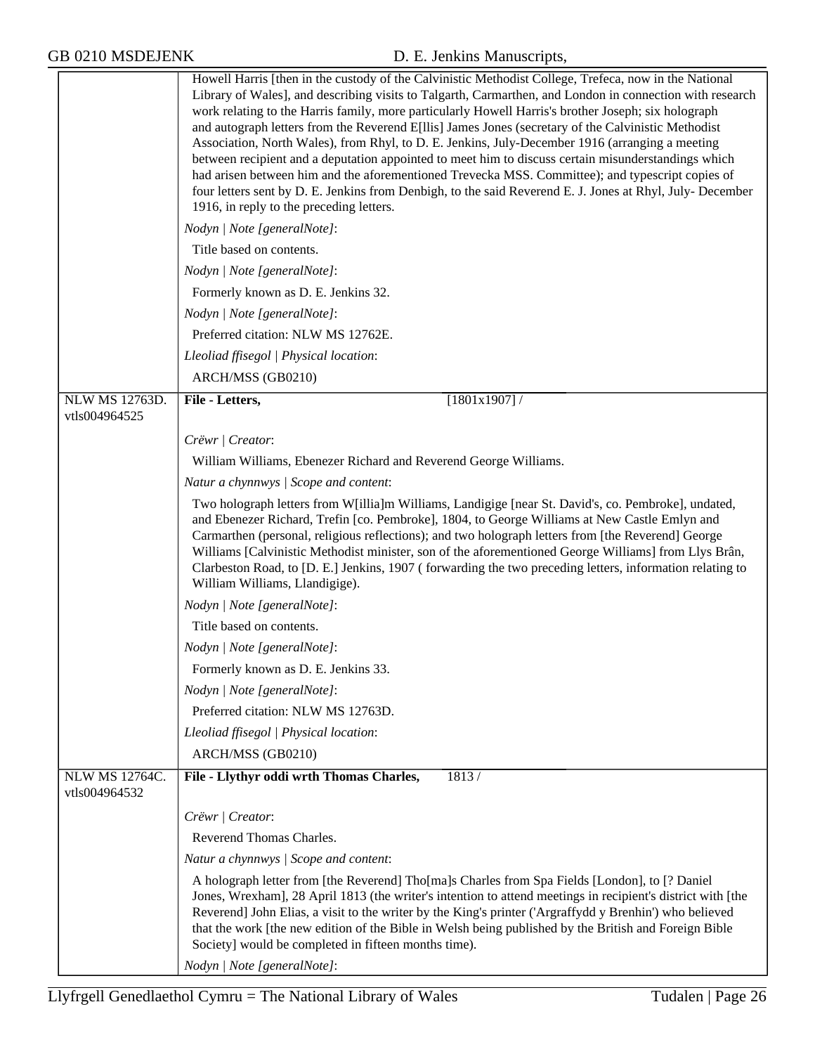Howell Harris [then in the custody of the Calvinistic Methodist College, Trefeca, now in the National Library of Wales], and describing visits to Talgarth, Carmarthen, and London in connection with research work relating to the Harris family, more particularly Howell Harris's brother Joseph; six holograph and autograph letters from the Reverend E[llis] James Jones (secretary of the Calvinistic Methodist Association, North Wales), from Rhyl, to D. E. Jenkins, July-December 1916 (arranging a meeting between recipient and a deputation appointed to meet him to discuss certain misunderstandings which had arisen between him and the aforementioned Trevecka MSS. Committee); and typescript copies of four letters sent by D. E. Jenkins from Denbigh, to the said Reverend E. J. Jones at Rhyl, July- December 1916, in reply to the preceding letters.

*Nodyn | Note [generalNote]*:

Title based on contents.

*Nodyn | Note [generalNote]*:

Formerly known as D. E. Jenkins 32.

*Nodyn | Note [generalNote]*:

Preferred citation: NLW MS 12762E.

*Lleoliad ffisegol | Physical location*:

ARCH/MSS (GB0210)

---

NLW MS 12763D. vtls004964525

**File - Letters,** [1801x1907] /

*Crëwr | Creator*:

William Williams, Ebenezer Richard and Reverend George Williams.

*Natur a chynnwys | Scope and content*:

Two holograph letters from W[illia]m Williams, Landigige [near St. David's, co. Pembroke], undated, and Ebenezer Richard, Trefin [co. Pembroke], 1804, to George Williams at New Castle Emlyn and Carmarthen (personal, religious reflections); and two holograph letters from [the Reverend] George Williams [Calvinistic Methodist minister, son of the aforementioned George Williams] from Llys Brân, Clarbeston Road, to [D. E.] Jenkins, 1907 ( forwarding the two preceding letters, information relating to William Williams, Llandigige).

*Nodyn | Note [generalNote]*:

Title based on contents.

*Nodyn | Note [generalNote]*:

Formerly known as D. E. Jenkins 33.

*Nodyn | Note [generalNote]*:

Preferred citation: NLW MS 12763D.

*Lleoliad ffisegol | Physical location*:

ARCH/MSS (GB0210)

---

NLW MS 12764C. vtls004964532

**File - Llythyr oddi wrth Thomas Charles,** 1813 /

*Crëwr | Creator*:

Reverend Thomas Charles.

*Natur a chynnwys | Scope and content*:

A holograph letter from [the Reverend] Tho[ma]s Charles from Spa Fields [London], to [? Daniel Jones, Wrexham], 28 April 1813 (the writer's intention to attend meetings in recipient's district with [the Reverend] John Elias, a visit to the writer by the King's printer ('Argraffydd y Brenhin') who believed that the work [the new edition of the Bible in Welsh being published by the British and Foreign Bible Society] would be completed in fifteen months time).

*Nodyn | Note [generalNote]*: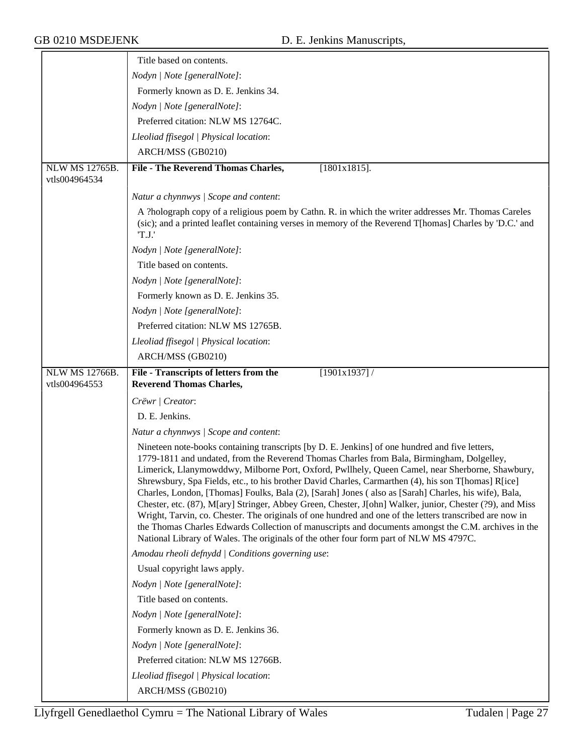| | |
|---|---|
| | Title based on contents. |
| | *Nodyn \| Note [generalNote]*: |
| | Formerly known as D. E. Jenkins 34. |
| | *Nodyn \| Note [generalNote]*: |
| | Preferred citation: NLW MS 12764C. |
| | *Lleoliad ffisegol \| Physical location*: |
| | ARCH/MSS (GB0210) |
| NLW MS 12765B. vtls004964534 | **File - The Reverend Thomas Charles,** [1801x1815]. |
| | *Natur a chynnwys \| Scope and content*: |
| | A ?holograph copy of a religious poem by Cathn. R. in which the writer addresses Mr. Thomas Careles (sic); and a printed leaflet containing verses in memory of the Reverend T[homas] Charles by 'D.C.' and 'T.J.' |
| | *Nodyn \| Note [generalNote]*: |
| | Title based on contents. |
| | *Nodyn \| Note [generalNote]*: |
| | Formerly known as D. E. Jenkins 35. |
| | *Nodyn \| Note [generalNote]*: |
| | Preferred citation: NLW MS 12765B. |
| | *Lleoliad ffisegol \| Physical location*: |
| | ARCH/MSS (GB0210) |
| NLW MS 12766B. vtls004964553 | **File - Transcripts of letters from the Reverend Thomas Charles,** [1901x1937] / |
| | *Crëwr \| Creator*: |
| | D. E. Jenkins. |
| | *Natur a chynnwys \| Scope and content*: |
| | Nineteen note-books containing transcripts [by D. E. Jenkins] of one hundred and five letters, 1779-1811 and undated, from the Reverend Thomas Charles from Bala, Birmingham, Dolgelley, Limerick, Llanymowddwy, Milborne Port, Oxford, Pwllhely, Queen Camel, near Sherborne, Shawbury, Shrewsbury, Spa Fields, etc., to his brother David Charles, Carmarthen (4), his son T[homas] R[ice] Charles, London, [Thomas] Foulks, Bala (2), [Sarah] Jones ( also as [Sarah] Charles, his wife), Bala, Chester, etc. (87), M[ary] Stringer, Abbey Green, Chester, J[ohn] Walker, junior, Chester (?9), and Miss Wright, Tarvin, co. Chester. The originals of one hundred and one of the letters transcribed are now in the Thomas Charles Edwards Collection of manuscripts and documents amongst the C.M. archives in the National Library of Wales. The originals of the other four form part of NLW MS 4797C. |
| | *Amodau rheoli defnydd \| Conditions governing use*: |
| | Usual copyright laws apply. |
| | *Nodyn \| Note [generalNote]*: |
| | Title based on contents. |
| | *Nodyn \| Note [generalNote]*: |
| | Formerly known as D. E. Jenkins 36. |
| | *Nodyn \| Note [generalNote]*: |
| | Preferred citation: NLW MS 12766B. |
| | *Lleoliad ffisegol \| Physical location*: |
| | ARCH/MSS (GB0210) |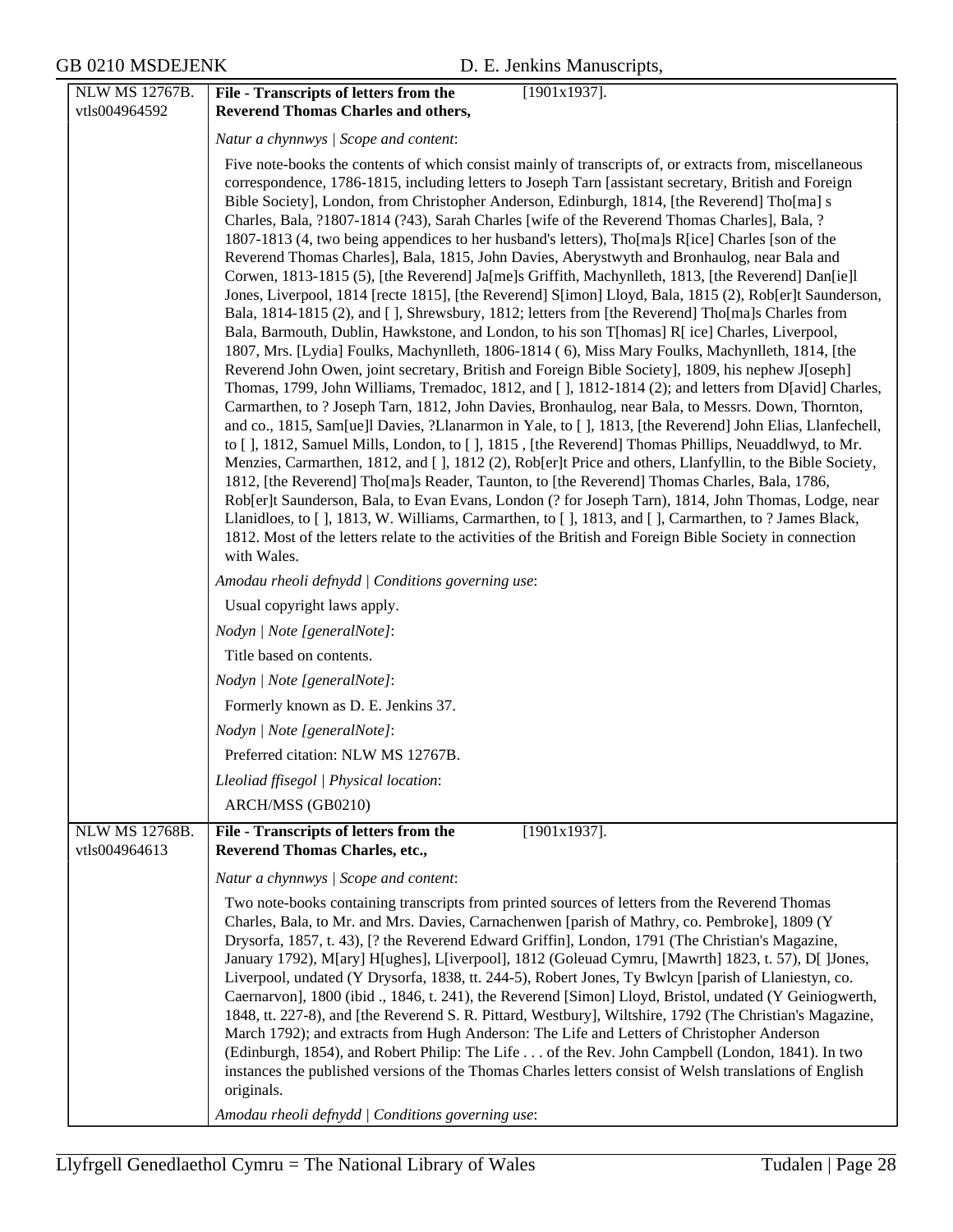| NLW MS 12767B. vtls004964592 | **File - Transcripts of letters from the Reverend Thomas Charles and others,** [1901x1937]. |
|---|---|

*Natur a chynnwys | Scope and content*:

Five note-books the contents of which consist mainly of transcripts of, or extracts from, miscellaneous correspondence, 1786-1815, including letters to Joseph Tarn [assistant secretary, British and Foreign Bible Society], London, from Christopher Anderson, Edinburgh, 1814, [the Reverend] Tho[ma] s Charles, Bala, ?1807-1814 (?43), Sarah Charles [wife of the Reverend Thomas Charles], Bala, ?1807-1813 (4, two being appendices to her husband's letters), Tho[ma]s R[ice] Charles [son of the Reverend Thomas Charles], Bala, 1815, John Davies, Aberystwyth and Bronhaulog, near Bala and Corwen, 1813-1815 (5), [the Reverend] Ja[me]s Griffith, Machynlleth, 1813, [the Reverend] Dan[ie]l Jones, Liverpool, 1814 [recte 1815], [the Reverend] S[imon] Lloyd, Bala, 1815 (2), Rob[er]t Saunderson, Bala, 1814-1815 (2), and [ ], Shrewsbury, 1812; letters from [the Reverend] Tho[ma]s Charles from Bala, Barmouth, Dublin, Hawkstone, and London, to his son T[homas] R[ ice] Charles, Liverpool, 1807, Mrs. [Lydia] Foulks, Machynlleth, 1806-1814 ( 6), Miss Mary Foulks, Machynlleth, 1814, [the Reverend John Owen, joint secretary, British and Foreign Bible Society], 1809, his nephew J[oseph] Thomas, 1799, John Williams, Tremadoc, 1812, and [ ], 1812-1814 (2); and letters from D[avid] Charles, Carmarthen, to ? Joseph Tarn, 1812, John Davies, Bronhaulog, near Bala, to Messrs. Down, Thornton, and co., 1815, Sam[ue]l Davies, ?Llanarmon in Yale, to [ ], 1813, [the Reverend] John Elias, Llanfechell, to [ ], 1812, Samuel Mills, London, to [ ], 1815 , [the Reverend] Thomas Phillips, Neuaddlwyd, to Mr. Menzies, Carmarthen, 1812, and [ ], 1812 (2), Rob[er]t Price and others, Llanfyllin, to the Bible Society, 1812, [the Reverend] Tho[ma]s Reader, Taunton, to [the Reverend] Thomas Charles, Bala, 1786, Rob[er]t Saunderson, Bala, to Evan Evans, London (? for Joseph Tarn), 1814, John Thomas, Lodge, near Llanidloes, to [ ], 1813, W. Williams, Carmarthen, to [ ], 1813, and [ ], Carmarthen, to ? James Black, 1812. Most of the letters relate to the activities of the British and Foreign Bible Society in connection with Wales.

*Amodau rheoli defnydd | Conditions governing use*:

Usual copyright laws apply.

*Nodyn | Note [generalNote]*:

Title based on contents.

*Nodyn | Note [generalNote]*:

Formerly known as D. E. Jenkins 37.

*Nodyn | Note [generalNote]*:

Preferred citation: NLW MS 12767B.

*Lleoliad ffisegol | Physical location*:

ARCH/MSS (GB0210)

| NLW MS 12768B. vtls004964613 | **File - Transcripts of letters from the Reverend Thomas Charles, etc.,** [1901x1937]. |
|---|---|

*Natur a chynnwys | Scope and content*:

Two note-books containing transcripts from printed sources of letters from the Reverend Thomas Charles, Bala, to Mr. and Mrs. Davies, Carnachenwen [parish of Mathry, co. Pembroke], 1809 (Y Drysorfa, 1857, t. 43), [? the Reverend Edward Griffin], London, 1791 (The Christian's Magazine, January 1792), M[ary] H[ughes], L[iverpool], 1812 (Goleuad Cymru, [Mawrth] 1823, t. 57), D[ ]Jones, Liverpool, undated (Y Drysorfa, 1838, tt. 244-5), Robert Jones, Ty Bwlcyn [parish of Llaniestyn, co. Caernarvon], 1800 (ibid ., 1846, t. 241), the Reverend [Simon] Lloyd, Bristol, undated (Y Geiniogwerth, 1848, tt. 227-8), and [the Reverend S. R. Pittard, Westbury], Wiltshire, 1792 (The Christian's Magazine, March 1792); and extracts from Hugh Anderson: The Life and Letters of Christopher Anderson (Edinburgh, 1854), and Robert Philip: The Life . . . of the Rev. John Campbell (London, 1841). In two instances the published versions of the Thomas Charles letters consist of Welsh translations of English originals.

*Amodau rheoli defnydd | Conditions governing use*: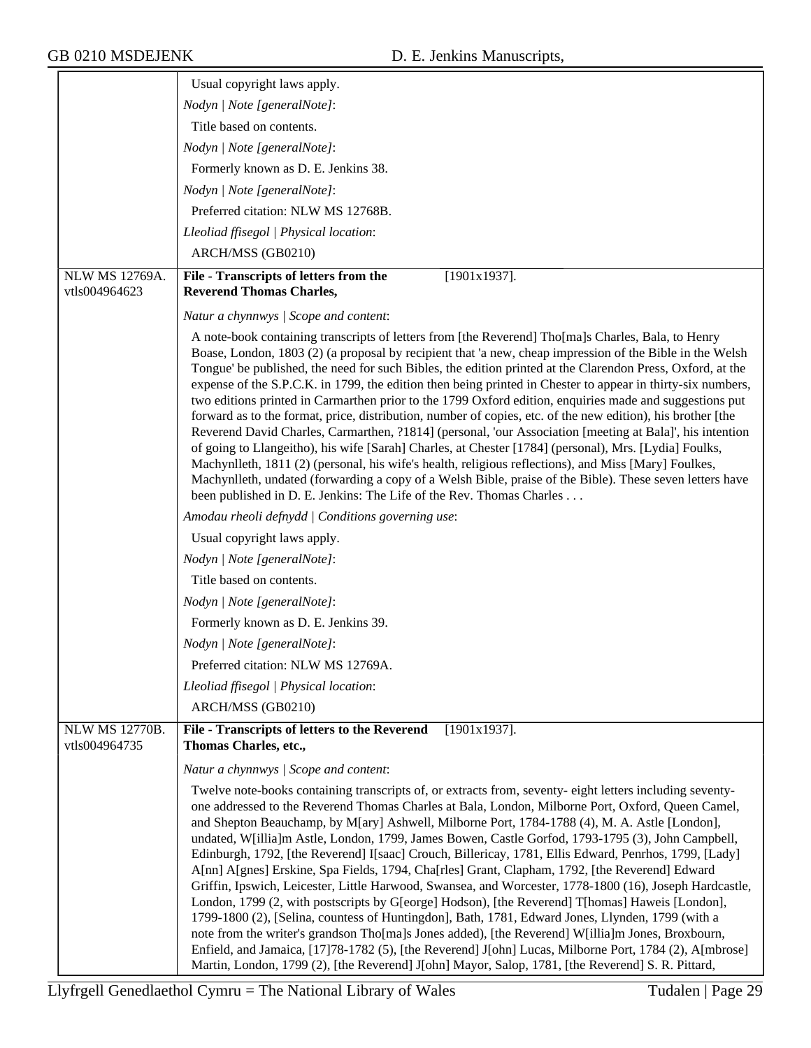Usual copyright laws apply.

*Nodyn | Note [generalNote]*:

Title based on contents.

*Nodyn | Note [generalNote]*:

Formerly known as D. E. Jenkins 38.

*Nodyn | Note [generalNote]*:

Preferred citation: NLW MS 12768B.

*Lleoliad ffisegol | Physical location*:

ARCH/MSS (GB0210)

---

NLW MS 12769A.
vtls004964623

**File - Transcripts of letters from the Reverend Thomas Charles,** [1901x1937].

*Natur a chynnwys | Scope and content*:

A note-book containing transcripts of letters from [the Reverend] Tho[ma]s Charles, Bala, to Henry Boase, London, 1803 (2) (a proposal by recipient that 'a new, cheap impression of the Bible in the Welsh Tongue' be published, the need for such Bibles, the edition printed at the Clarendon Press, Oxford, at the expense of the S.P.C.K. in 1799, the edition then being printed in Chester to appear in thirty-six numbers, two editions printed in Carmarthen prior to the 1799 Oxford edition, enquiries made and suggestions put forward as to the format, price, distribution, number of copies, etc. of the new edition), his brother [the Reverend David Charles, Carmarthen, ?1814] (personal, 'our Association [meeting at Bala]', his intention of going to Llangeitho), his wife [Sarah] Charles, at Chester [1784] (personal), Mrs. [Lydia] Foulks, Machynlleth, 1811 (2) (personal, his wife's health, religious reflections), and Miss [Mary] Foulkes, Machynlleth, undated (forwarding a copy of a Welsh Bible, praise of the Bible). These seven letters have been published in D. E. Jenkins: The Life of the Rev. Thomas Charles . . .

*Amodau rheoli defnydd | Conditions governing use*:

Usual copyright laws apply.

*Nodyn | Note [generalNote]*:

Title based on contents.

*Nodyn | Note [generalNote]*:

Formerly known as D. E. Jenkins 39.

*Nodyn | Note [generalNote]*:

Preferred citation: NLW MS 12769A.

*Lleoliad ffisegol | Physical location*:

ARCH/MSS (GB0210)

---

NLW MS 12770B.
vtls004964735

**File - Transcripts of letters to the Reverend Thomas Charles, etc.,** [1901x1937].

*Natur a chynnwys | Scope and content*:

Twelve note-books containing transcripts of, or extracts from, seventy- eight letters including seventy-one addressed to the Reverend Thomas Charles at Bala, London, Milborne Port, Oxford, Queen Camel, and Shepton Beauchamp, by M[ary] Ashwell, Milborne Port, 1784-1788 (4), M. A. Astle [London], undated, W[illia]m Astle, London, 1799, James Bowen, Castle Gorfod, 1793-1795 (3), John Campbell, Edinburgh, 1792, [the Reverend] I[saac] Crouch, Billericay, 1781, Ellis Edward, Penrhos, 1799, [Lady] A[nn] A[gnes] Erskine, Spa Fields, 1794, Cha[rles] Grant, Clapham, 1792, [the Reverend] Edward Griffin, Ipswich, Leicester, Little Harwood, Swansea, and Worcester, 1778-1800 (16), Joseph Hardcastle, London, 1799 (2, with postscripts by G[eorge] Hodson), [the Reverend] T[homas] Haweis [London], 1799-1800 (2), [Selina, countess of Huntingdon], Bath, 1781, Edward Jones, Llynden, 1799 (with a note from the writer's grandson Tho[ma]s Jones added), [the Reverend] W[illia]m Jones, Broxbourn, Enfield, and Jamaica, [17]78-1782 (5), [the Reverend] J[ohn] Lucas, Milborne Port, 1784 (2), A[mbrose] Martin, London, 1799 (2), [the Reverend] J[ohn] Mayor, Salop, 1781, [the Reverend] S. R. Pittard,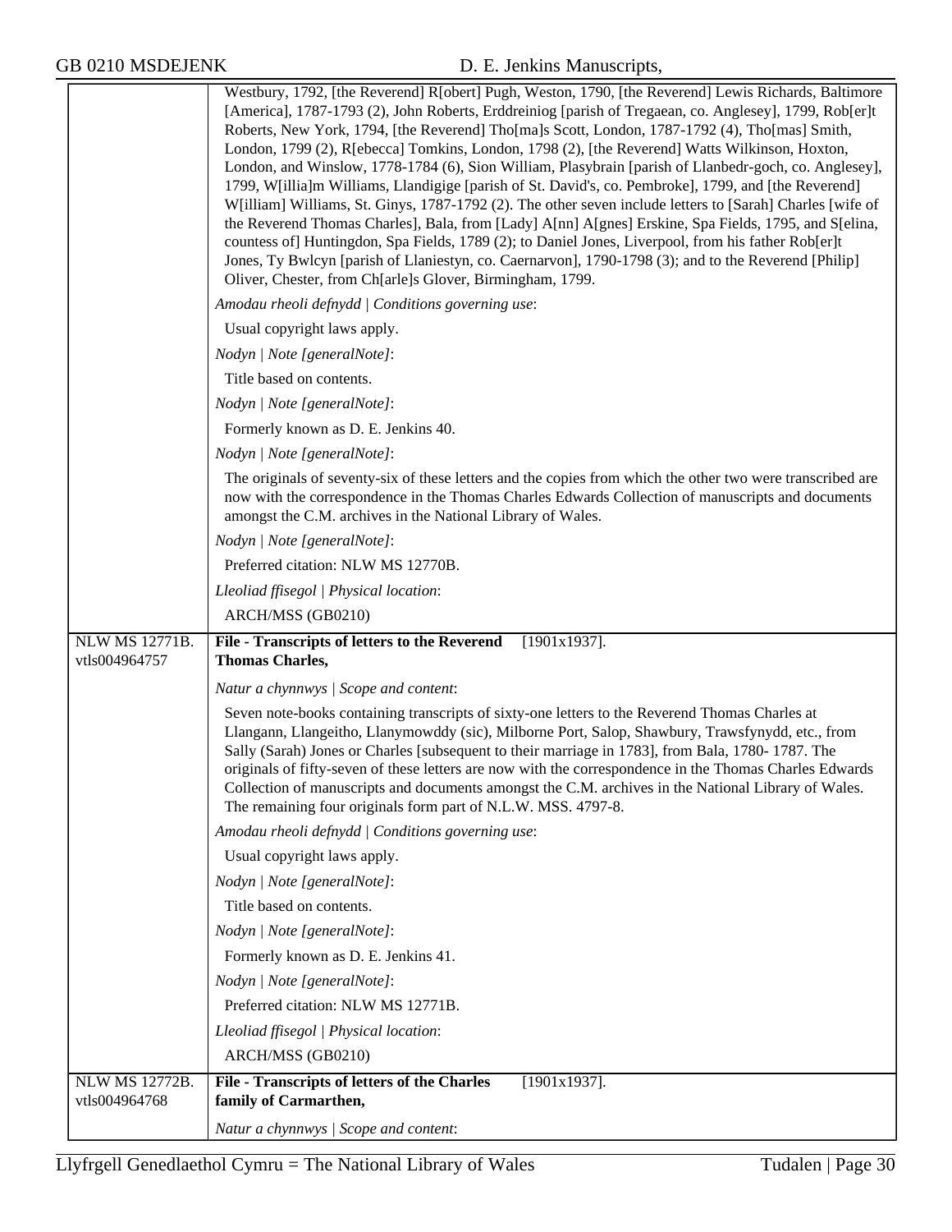Westbury, 1792, [the Reverend] R[obert] Pugh, Weston, 1790, [the Reverend] Lewis Richards, Baltimore [America], 1787-1793 (2), John Roberts, Erddreiniog [parish of Tregaean, co. Anglesey], 1799, Rob[er]t Roberts, New York, 1794, [the Reverend] Tho[ma]s Scott, London, 1787-1792 (4), Tho[mas] Smith, London, 1799 (2), R[ebecca] Tomkins, London, 1798 (2), [the Reverend] Watts Wilkinson, Hoxton, London, and Winslow, 1778-1784 (6), Sion William, Plasybrain [parish of Llanbedr-goch, co. Anglesey], 1799, W[illia]m Williams, Llandigige [parish of St. David's, co. Pembroke], 1799, and [the Reverend] W[illiam] Williams, St. Ginys, 1787-1792 (2). The other seven include letters to [Sarah] Charles [wife of the Reverend Thomas Charles], Bala, from [Lady] A[nn] A[gnes] Erskine, Spa Fields, 1795, and S[elina, countess of] Huntingdon, Spa Fields, 1789 (2); to Daniel Jones, Liverpool, from his father Rob[er]t Jones, Ty Bwlcyn [parish of Llaniestyn, co. Caernarvon], 1790-1798 (3); and to the Reverend [Philip] Oliver, Chester, from Ch[arle]s Glover, Birmingham, 1799.

*Amodau rheoli defnydd | Conditions governing use*:

Usual copyright laws apply.

*Nodyn | Note [generalNote]*:

Title based on contents.

*Nodyn | Note [generalNote]*:

Formerly known as D. E. Jenkins 40.

*Nodyn | Note [generalNote]*:

The originals of seventy-six of these letters and the copies from which the other two were transcribed are now with the correspondence in the Thomas Charles Edwards Collection of manuscripts and documents amongst the C.M. archives in the National Library of Wales.

*Nodyn | Note [generalNote]*:

Preferred citation: NLW MS 12770B.

*Lleoliad ffisegol | Physical location*:

ARCH/MSS (GB0210)

---

NLW MS 12771B.
vtls004964757

**File - Transcripts of letters to the Reverend Thomas Charles,** [1901x1937].

*Natur a chynnwys | Scope and content*:

Seven note-books containing transcripts of sixty-one letters to the Reverend Thomas Charles at Llangann, Llangeitho, Llanymowddy (sic), Milborne Port, Salop, Shawbury, Trawsfynydd, etc., from Sally (Sarah) Jones or Charles [subsequent to their marriage in 1783], from Bala, 1780- 1787. The originals of fifty-seven of these letters are now with the correspondence in the Thomas Charles Edwards Collection of manuscripts and documents amongst the C.M. archives in the National Library of Wales. The remaining four originals form part of N.L.W. MSS. 4797-8.

*Amodau rheoli defnydd | Conditions governing use*:

Usual copyright laws apply.

*Nodyn | Note [generalNote]*:

Title based on contents.

*Nodyn | Note [generalNote]*:

Formerly known as D. E. Jenkins 41.

*Nodyn | Note [generalNote]*:

Preferred citation: NLW MS 12771B.

*Lleoliad ffisegol | Physical location*:

ARCH/MSS (GB0210)

---

NLW MS 12772B.
vtls004964768

**File - Transcripts of letters of the Charles family of Carmarthen,** [1901x1937].

*Natur a chynnwys | Scope and content*: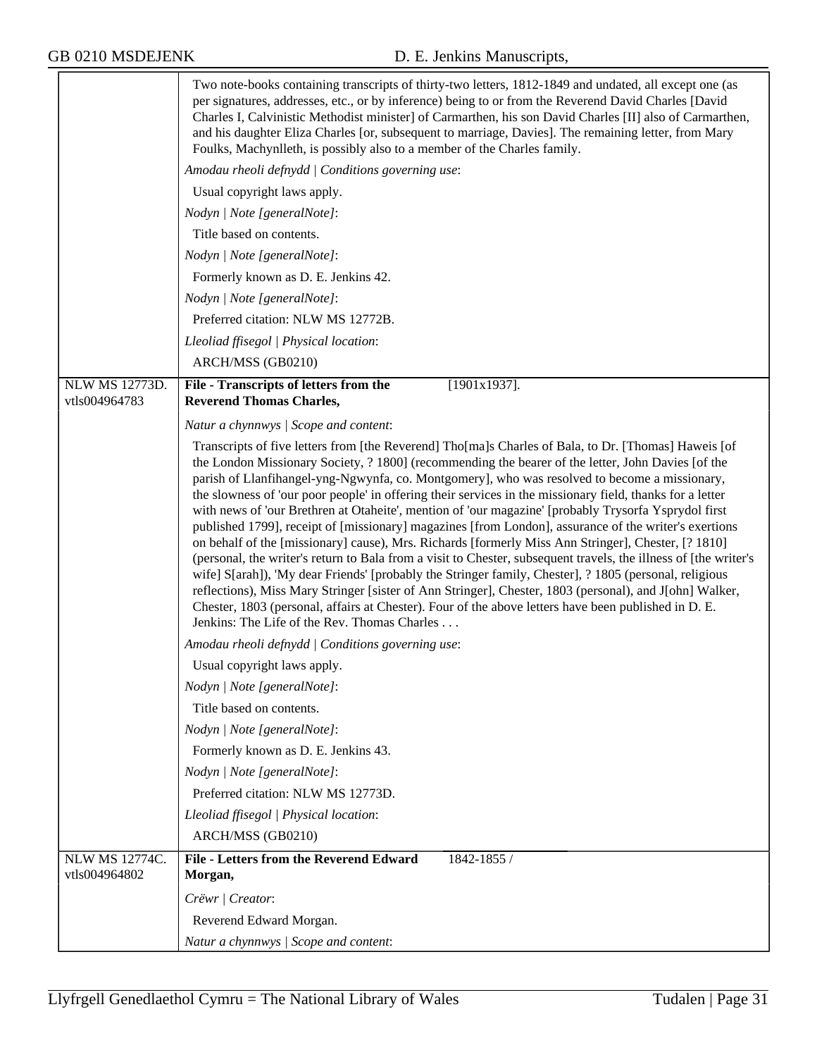Two note-books containing transcripts of thirty-two letters, 1812-1849 and undated, all except one (as per signatures, addresses, etc., or by inference) being to or from the Reverend David Charles [David Charles I, Calvinistic Methodist minister] of Carmarthen, his son David Charles [II] also of Carmarthen, and his daughter Eliza Charles [or, subsequent to marriage, Davies]. The remaining letter, from Mary Foulks, Machynlleth, is possibly also to a member of the Charles family.

*Amodau rheoli defnydd | Conditions governing use*:

Usual copyright laws apply.

*Nodyn | Note [generalNote]*:

Title based on contents.

*Nodyn | Note [generalNote]*:

Formerly known as D. E. Jenkins 42.

*Nodyn | Note [generalNote]*:

Preferred citation: NLW MS 12772B.

*Lleoliad ffisegol | Physical location*:

ARCH/MSS (GB0210)

---

NLW MS 12773D.
vtls004964783

**File - Transcripts of letters from the Reverend Thomas Charles,** [1901x1937].

*Natur a chynnwys | Scope and content*:

Transcripts of five letters from [the Reverend] Tho[ma]s Charles of Bala, to Dr. [Thomas] Haweis [of the London Missionary Society, ? 1800] (recommending the bearer of the letter, John Davies [of the parish of Llanfihangel-yng-Ngwynfa, co. Montgomery], who was resolved to become a missionary, the slowness of 'our poor people' in offering their services in the missionary field, thanks for a letter with news of 'our Brethren at Otaheite', mention of 'our magazine' [probably Trysorfa Ysprydol first published 1799], receipt of [missionary] magazines [from London], assurance of the writer's exertions on behalf of the [missionary] cause), Mrs. Richards [formerly Miss Ann Stringer], Chester, [? 1810] (personal, the writer's return to Bala from a visit to Chester, subsequent travels, the illness of [the writer's wife] S[arah]), 'My dear Friends' [probably the Stringer family, Chester], ? 1805 (personal, religious reflections), Miss Mary Stringer [sister of Ann Stringer], Chester, 1803 (personal), and J[ohn] Walker, Chester, 1803 (personal, affairs at Chester). Four of the above letters have been published in D. E. Jenkins: The Life of the Rev. Thomas Charles . . .

*Amodau rheoli defnydd | Conditions governing use*:

Usual copyright laws apply.

*Nodyn | Note [generalNote]*:

Title based on contents.

*Nodyn | Note [generalNote]*:

Formerly known as D. E. Jenkins 43.

*Nodyn | Note [generalNote]*:

Preferred citation: NLW MS 12773D.

*Lleoliad ffisegol | Physical location*:

ARCH/MSS (GB0210)

---

NLW MS 12774C.
vtls004964802

**File - Letters from the Reverend Edward Morgan,** 1842-1855 /

*Crëwr | Creator*:

Reverend Edward Morgan.

*Natur a chynnwys | Scope and content*: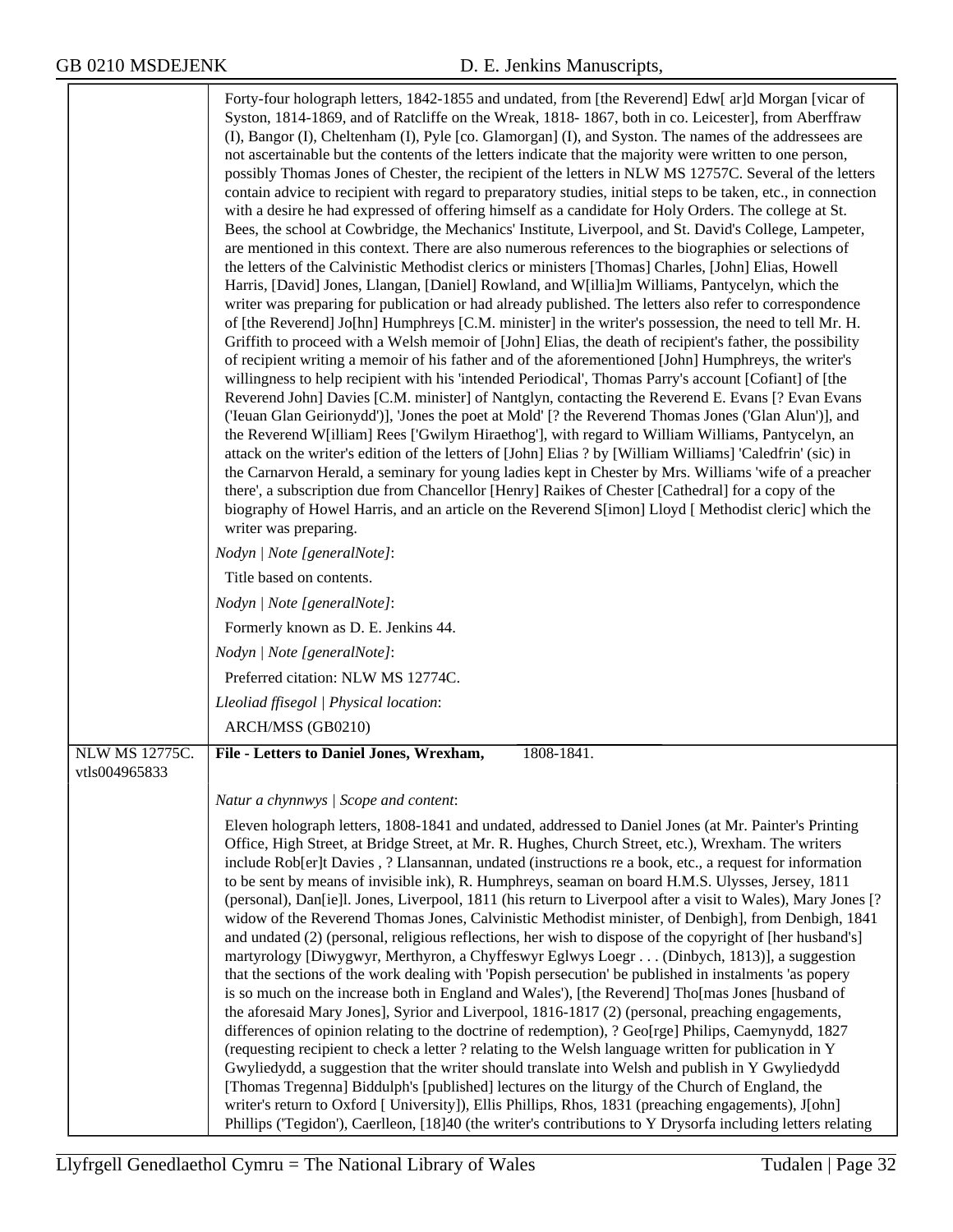Forty-four holograph letters, 1842-1855 and undated, from [the Reverend] Edw[ ar]d Morgan [vicar of Syston, 1814-1869, and of Ratcliffe on the Wreak, 1818- 1867, both in co. Leicester], from Aberffraw (I), Bangor (I), Cheltenham (I), Pyle [co. Glamorgan] (I), and Syston. The names of the addressees are not ascertainable but the contents of the letters indicate that the majority were written to one person, possibly Thomas Jones of Chester, the recipient of the letters in NLW MS 12757C. Several of the letters contain advice to recipient with regard to preparatory studies, initial steps to be taken, etc., in connection with a desire he had expressed of offering himself as a candidate for Holy Orders. The college at St. Bees, the school at Cowbridge, the Mechanics' Institute, Liverpool, and St. David's College, Lampeter, are mentioned in this context. There are also numerous references to the biographies or selections of the letters of the Calvinistic Methodist clerics or ministers [Thomas] Charles, [John] Elias, Howell Harris, [David] Jones, Llangan, [Daniel] Rowland, and W[illia]m Williams, Pantycelyn, which the writer was preparing for publication or had already published. The letters also refer to correspondence of [the Reverend] Jo[hn] Humphreys [C.M. minister] in the writer's possession, the need to tell Mr. H. Griffith to proceed with a Welsh memoir of [John] Elias, the death of recipient's father, the possibility of recipient writing a memoir of his father and of the aforementioned [John] Humphreys, the writer's willingness to help recipient with his 'intended Periodical', Thomas Parry's account [Cofiant] of [the Reverend John] Davies [C.M. minister] of Nantglyn, contacting the Reverend E. Evans [? Evan Evans ('Ieuan Glan Geirionydd')], 'Jones the poet at Mold' [? the Reverend Thomas Jones ('Glan Alun')], and the Reverend W[illiam] Rees ['Gwilym Hiraethog'], with regard to William Williams, Pantycelyn, an attack on the writer's edition of the letters of [John] Elias ? by [William Williams] 'Caledfrin' (sic) in the Carnarvon Herald, a seminary for young ladies kept in Chester by Mrs. Williams 'wife of a preacher there', a subscription due from Chancellor [Henry] Raikes of Chester [Cathedral] for a copy of the biography of Howel Harris, and an article on the Reverend S[imon] Lloyd [ Methodist cleric] which the writer was preparing.

*Nodyn | Note [generalNote]*:

Title based on contents.

*Nodyn | Note [generalNote]*:

Formerly known as D. E. Jenkins 44.

*Nodyn | Note [generalNote]*:

Preferred citation: NLW MS 12774C.

*Lleoliad ffisegol | Physical location*:

ARCH/MSS (GB0210)

---

NLW MS 12775C. vtls004965833

**File - Letters to Daniel Jones, Wrexham,** 1808-1841.

*Natur a chynnwys | Scope and content*:

Eleven holograph letters, 1808-1841 and undated, addressed to Daniel Jones (at Mr. Painter's Printing Office, High Street, at Bridge Street, at Mr. R. Hughes, Church Street, etc.), Wrexham. The writers include Rob[er]t Davies , ? Llansannan, undated (instructions re a book, etc., a request for information to be sent by means of invisible ink), R. Humphreys, seaman on board H.M.S. Ulysses, Jersey, 1811 (personal), Dan[ie]l. Jones, Liverpool, 1811 (his return to Liverpool after a visit to Wales), Mary Jones [? widow of the Reverend Thomas Jones, Calvinistic Methodist minister, of Denbigh], from Denbigh, 1841 and undated (2) (personal, religious reflections, her wish to dispose of the copyright of [her husband's] martyrology [Diwygwyr, Merthyron, a Chyffeswyr Eglwys Loegr . . . (Dinbych, 1813)], a suggestion that the sections of the work dealing with 'Popish persecution' be published in instalments 'as popery is so much on the increase both in England and Wales'), [the Reverend] Tho[mas Jones [husband of the aforesaid Mary Jones], Syrior and Liverpool, 1816-1817 (2) (personal, preaching engagements, differences of opinion relating to the doctrine of redemption), ? Geo[rge] Philips, Caemynydd, 1827 (requesting recipient to check a letter ? relating to the Welsh language written for publication in Y Gwyliedydd, a suggestion that the writer should translate into Welsh and publish in Y Gwyliedydd [Thomas Tregenna] Biddulph's [published] lectures on the liturgy of the Church of England, the writer's return to Oxford [ University]), Ellis Phillips, Rhos, 1831 (preaching engagements), J[ohn] Phillips ('Tegidon'), Caerlleon, [18]40 (the writer's contributions to Y Drysorfa including letters relating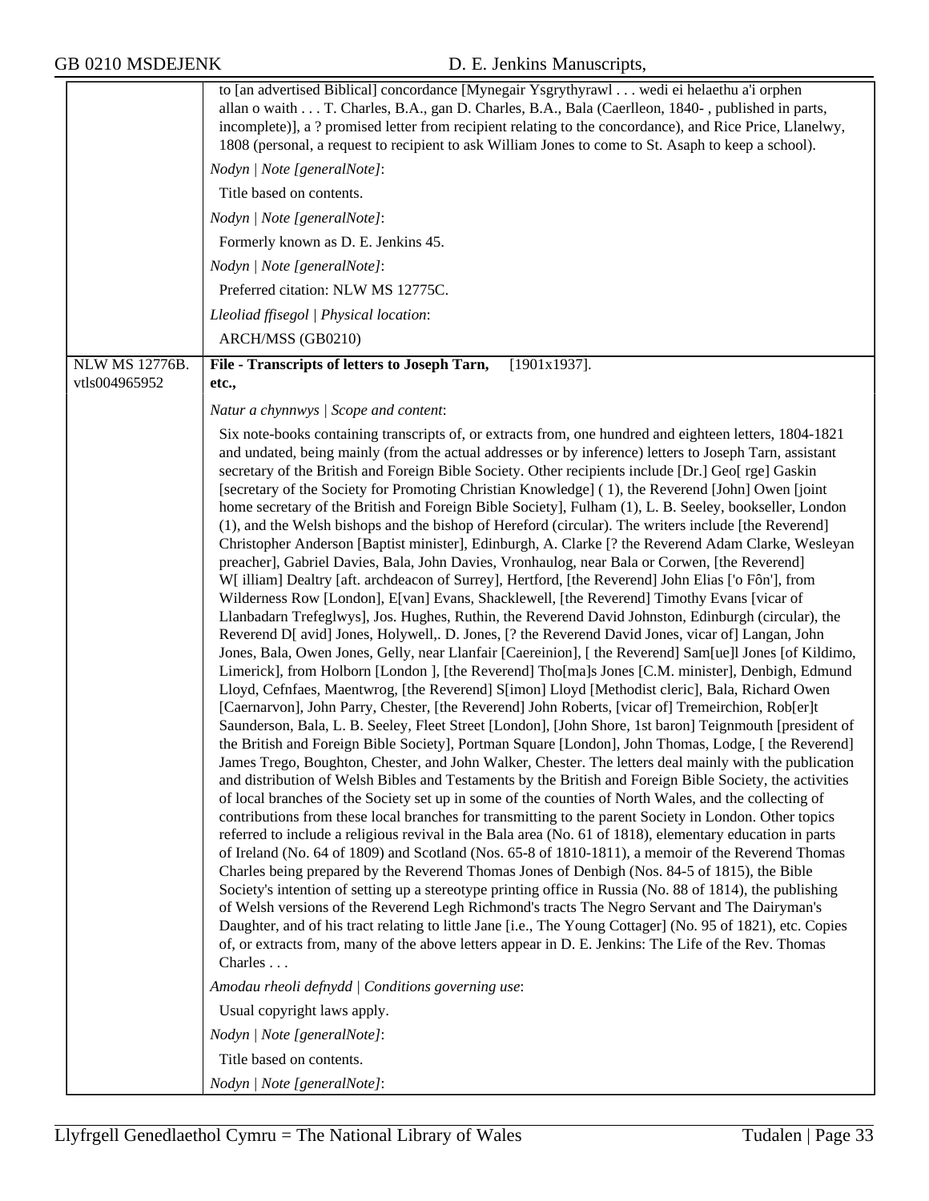to [an advertised Biblical] concordance [Mynegair Ysgrythyrawl . . . wedi ei helaethu a'i orphen allan o waith . . . T. Charles, B.A., gan D. Charles, B.A., Bala (Caerlleon, 1840- , published in parts, incomplete)], a ? promised letter from recipient relating to the concordance), and Rice Price, Llanelwy, 1808 (personal, a request to recipient to ask William Jones to come to St. Asaph to keep a school).

*Nodyn | Note [generalNote]*:

Title based on contents.

*Nodyn | Note [generalNote]*:

Formerly known as D. E. Jenkins 45.

*Nodyn | Note [generalNote]*:

Preferred citation: NLW MS 12775C.

*Lleoliad ffisegol | Physical location*:

ARCH/MSS (GB0210)

---

NLW MS 12776B.
vtls004965952

**File - Transcripts of letters to Joseph Tarn, etc.,** [1901x1937].

*Natur a chynnwys | Scope and content*:

Six note-books containing transcripts of, or extracts from, one hundred and eighteen letters, 1804-1821 and undated, being mainly (from the actual addresses or by inference) letters to Joseph Tarn, assistant secretary of the British and Foreign Bible Society. Other recipients include [Dr.] Geo[ rge] Gaskin [secretary of the Society for Promoting Christian Knowledge] ( 1), the Reverend [John] Owen [joint home secretary of the British and Foreign Bible Society], Fulham (1), L. B. Seeley, bookseller, London (1), and the Welsh bishops and the bishop of Hereford (circular). The writers include [the Reverend] Christopher Anderson [Baptist minister], Edinburgh, A. Clarke [? the Reverend Adam Clarke, Wesleyan preacher], Gabriel Davies, Bala, John Davies, Vronhaulog, near Bala or Corwen, [the Reverend] W[ illiam] Dealtry [aft. archdeacon of Surrey], Hertford, [the Reverend] John Elias ['o Fôn'], from Wilderness Row [London], E[van] Evans, Shacklewell, [the Reverend] Timothy Evans [vicar of Llanbadarn Trefeglwys], Jos. Hughes, Ruthin, the Reverend David Johnston, Edinburgh (circular), the Reverend D[ avid] Jones, Holywell,. D. Jones, [? the Reverend David Jones, vicar of] Langan, John Jones, Bala, Owen Jones, Gelly, near Llanfair [Caereinion], [ the Reverend] Sam[ue]l Jones [of Kildimo, Limerick], from Holborn [London ], [the Reverend] Tho[ma]s Jones [C.M. minister], Denbigh, Edmund Lloyd, Cefnfaes, Maentwrog, [the Reverend] S[imon] Lloyd [Methodist cleric], Bala, Richard Owen [Caernarvon], John Parry, Chester, [the Reverend] John Roberts, [vicar of] Tremeirchion, Rob[er]t Saunderson, Bala, L. B. Seeley, Fleet Street [London], [John Shore, 1st baron] Teignmouth [president of the British and Foreign Bible Society], Portman Square [London], John Thomas, Lodge, [ the Reverend] James Trego, Boughton, Chester, and John Walker, Chester. The letters deal mainly with the publication and distribution of Welsh Bibles and Testaments by the British and Foreign Bible Society, the activities of local branches of the Society set up in some of the counties of North Wales, and the collecting of contributions from these local branches for transmitting to the parent Society in London. Other topics referred to include a religious revival in the Bala area (No. 61 of 1818), elementary education in parts of Ireland (No. 64 of 1809) and Scotland (Nos. 65-8 of 1810-1811), a memoir of the Reverend Thomas Charles being prepared by the Reverend Thomas Jones of Denbigh (Nos. 84-5 of 1815), the Bible Society's intention of setting up a stereotype printing office in Russia (No. 88 of 1814), the publishing of Welsh versions of the Reverend Legh Richmond's tracts The Negro Servant and The Dairyman's Daughter, and of his tract relating to little Jane [i.e., The Young Cottager] (No. 95 of 1821), etc. Copies of, or extracts from, many of the above letters appear in D. E. Jenkins: The Life of the Rev. Thomas Charles . . .

*Amodau rheoli defnydd | Conditions governing use*:

Usual copyright laws apply.

*Nodyn | Note [generalNote]*:

Title based on contents.

*Nodyn | Note [generalNote]*: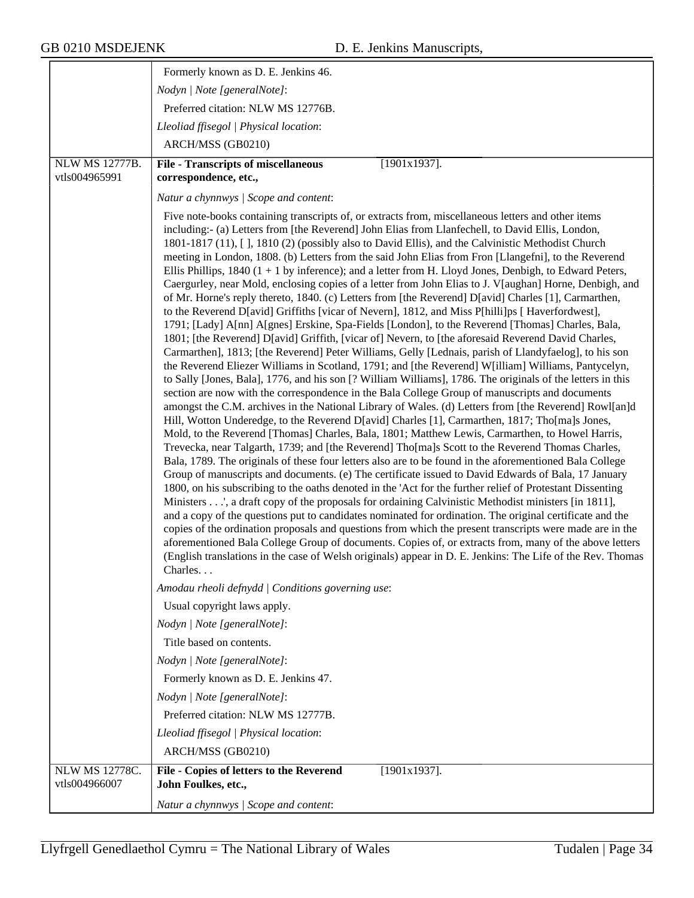Formerly known as D. E. Jenkins 46.

*Nodyn | Note [generalNote]*:

Preferred citation: NLW MS 12776B.

*Lleoliad ffisegol | Physical location*:

ARCH/MSS (GB0210)

NLW MS 12777B.
vtls004965991

**File - Transcripts of miscellaneous correspondence, etc.,** [1901x1937].

*Natur a chynnwys | Scope and content*:

Five note-books containing transcripts of, or extracts from, miscellaneous letters and other items including:- (a) Letters from [the Reverend] John Elias from Llanfechell, to David Ellis, London, 1801-1817 (11), [ ], 1810 (2) (possibly also to David Ellis), and the Calvinistic Methodist Church meeting in London, 1808. (b) Letters from the said John Elias from Fron [Llangefni], to the Reverend Ellis Phillips, 1840 (1 + 1 by inference); and a letter from H. Lloyd Jones, Denbigh, to Edward Peters, Caergurley, near Mold, enclosing copies of a letter from John Elias to J. V[aughan] Horne, Denbigh, and of Mr. Horne's reply thereto, 1840. (c) Letters from [the Reverend] D[avid] Charles [1], Carmarthen, to the Reverend D[avid] Griffiths [vicar of Nevern], 1812, and Miss P[hilli]ps [ Haverfordwest], 1791; [Lady] A[nn] A[gnes] Erskine, Spa-Fields [London], to the Reverend [Thomas] Charles, Bala, 1801; [the Reverend] D[avid] Griffith, [vicar of] Nevern, to [the aforesaid Reverend David Charles, Carmarthen], 1813; [the Reverend] Peter Williams, Gelly [Lednais, parish of Llandyfaelog], to his son the Reverend Eliezer Williams in Scotland, 1791; and [the Reverend] W[illiam] Williams, Pantycelyn, to Sally [Jones, Bala], 1776, and his son [? William Williams], 1786. The originals of the letters in this section are now with the correspondence in the Bala College Group of manuscripts and documents amongst the C.M. archives in the National Library of Wales. (d) Letters from [the Reverend] Rowl[an]d Hill, Wotton Underedge, to the Reverend D[avid] Charles [1], Carmarthen, 1817; Tho[ma]s Jones, Mold, to the Reverend [Thomas] Charles, Bala, 1801; Matthew Lewis, Carmarthen, to Howel Harris, Trevecka, near Talgarth, 1739; and [the Reverend] Tho[ma]s Scott to the Reverend Thomas Charles, Bala, 1789. The originals of these four letters also are to be found in the aforementioned Bala College Group of manuscripts and documents. (e) The certificate issued to David Edwards of Bala, 17 January 1800, on his subscribing to the oaths denoted in the 'Act for the further relief of Protestant Dissenting Ministers . . .', a draft copy of the proposals for ordaining Calvinistic Methodist ministers [in 1811], and a copy of the questions put to candidates nominated for ordination. The original certificate and the copies of the ordination proposals and questions from which the present transcripts were made are in the aforementioned Bala College Group of documents. Copies of, or extracts from, many of the above letters (English translations in the case of Welsh originals) appear in D. E. Jenkins: The Life of the Rev. Thomas Charles. . .

*Amodau rheoli defnydd | Conditions governing use*:

Usual copyright laws apply.

*Nodyn | Note [generalNote]*:

Title based on contents.

*Nodyn | Note [generalNote]*:

Formerly known as D. E. Jenkins 47.

*Nodyn | Note [generalNote]*:

Preferred citation: NLW MS 12777B.

*Lleoliad ffisegol | Physical location*:

ARCH/MSS (GB0210)

NLW MS 12778C.
vtls004966007

**File - Copies of letters to the Reverend John Foulkes, etc.,** [1901x1937].

*Natur a chynnwys | Scope and content*: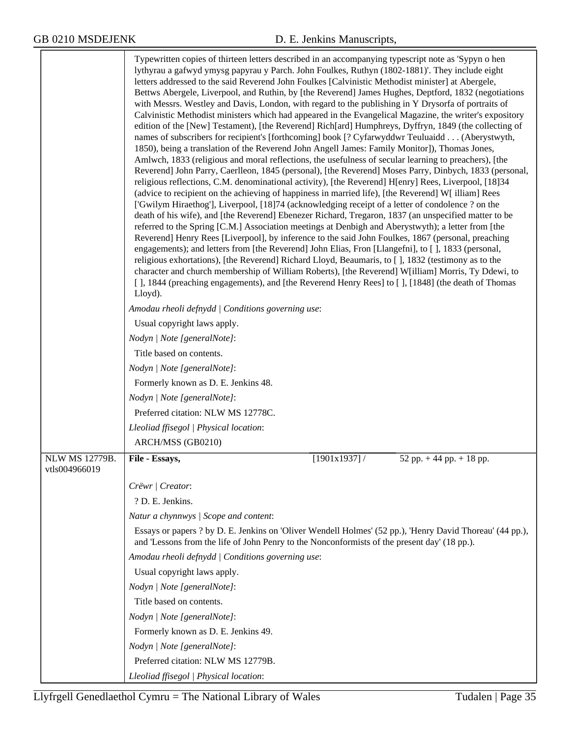Typewritten copies of thirteen letters described in an accompanying typescript note as 'Sypyn o hen lythyrau a gafwyd ymysg papyrau y Parch. John Foulkes, Ruthyn (1802-1881)'. They include eight letters addressed to the said Reverend John Foulkes [Calvinistic Methodist minister] at Abergele, Bettws Abergele, Liverpool, and Ruthin, by [the Reverend] James Hughes, Deptford, 1832 (negotiations with Messrs. Westley and Davis, London, with regard to the publishing in Y Drysorfa of portraits of Calvinistic Methodist ministers which had appeared in the Evangelical Magazine, the writer's expository edition of the [New] Testament), [the Reverend] Rich[ard] Humphreys, Dyffryn, 1849 (the collecting of names of subscribers for recipient's [forthcoming] book [? Cyfarwyddwr Teuluaidd . . . (Aberystwyth, 1850), being a translation of the Reverend John Angell James: Family Monitor]), Thomas Jones, Amlwch, 1833 (religious and moral reflections, the usefulness of secular learning to preachers), [the Reverend] John Parry, Caerlleon, 1845 (personal), [the Reverend] Moses Parry, Dinbych, 1833 (personal, religious reflections, C.M. denominational activity), [the Reverend] H[enry] Rees, Liverpool, [18]34 (advice to recipient on the achieving of happiness in married life), [the Reverend] W[ illiam] Rees ['Gwilym Hiraethog'], Liverpool, [18]74 (acknowledging receipt of a letter of condolence ? on the death of his wife), and [the Reverend] Ebenezer Richard, Tregaron, 1837 (an unspecified matter to be referred to the Spring [C.M.] Association meetings at Denbigh and Aberystwyth); a letter from [the Reverend] Henry Rees [Liverpool], by inference to the said John Foulkes, 1867 (personal, preaching engagements); and letters from [the Reverend] John Elias, Fron [Llangefni], to [ ], 1833 (personal, religious exhortations), [the Reverend] Richard Lloyd, Beaumaris, to [ ], 1832 (testimony as to the character and church membership of William Roberts), [the Reverend] W[illiam] Morris, Ty Ddewi, to [ ], 1844 (preaching engagements), and [the Reverend Henry Rees] to [ ], [1848] (the death of Thomas Lloyd).

*Amodau rheoli defnydd | Conditions governing use*:

Usual copyright laws apply.

*Nodyn | Note [generalNote]*:

Title based on contents.

*Nodyn | Note [generalNote]*:

Formerly known as D. E. Jenkins 48.

*Nodyn | Note [generalNote]*:

Preferred citation: NLW MS 12778C.

*Lleoliad ffisegol | Physical location*:

ARCH/MSS (GB0210)

| NLW MS 12779B. vtls004966019 | **File - Essays,** | [1901x1937] / | 52 pp. + 44 pp. + 18 pp. |
|---|---|---|---|

*Crëwr | Creator*:

? D. E. Jenkins.

*Natur a chynnwys | Scope and content*:

Essays or papers ? by D. E. Jenkins on 'Oliver Wendell Holmes' (52 pp.), 'Henry David Thoreau' (44 pp.), and 'Lessons from the life of John Penry to the Nonconformists of the present day' (18 pp.).

*Amodau rheoli defnydd | Conditions governing use*:

Usual copyright laws apply.

*Nodyn | Note [generalNote]*:

Title based on contents.

*Nodyn | Note [generalNote]*:

Formerly known as D. E. Jenkins 49.

*Nodyn | Note [generalNote]*:

Preferred citation: NLW MS 12779B.

*Lleoliad ffisegol | Physical location*: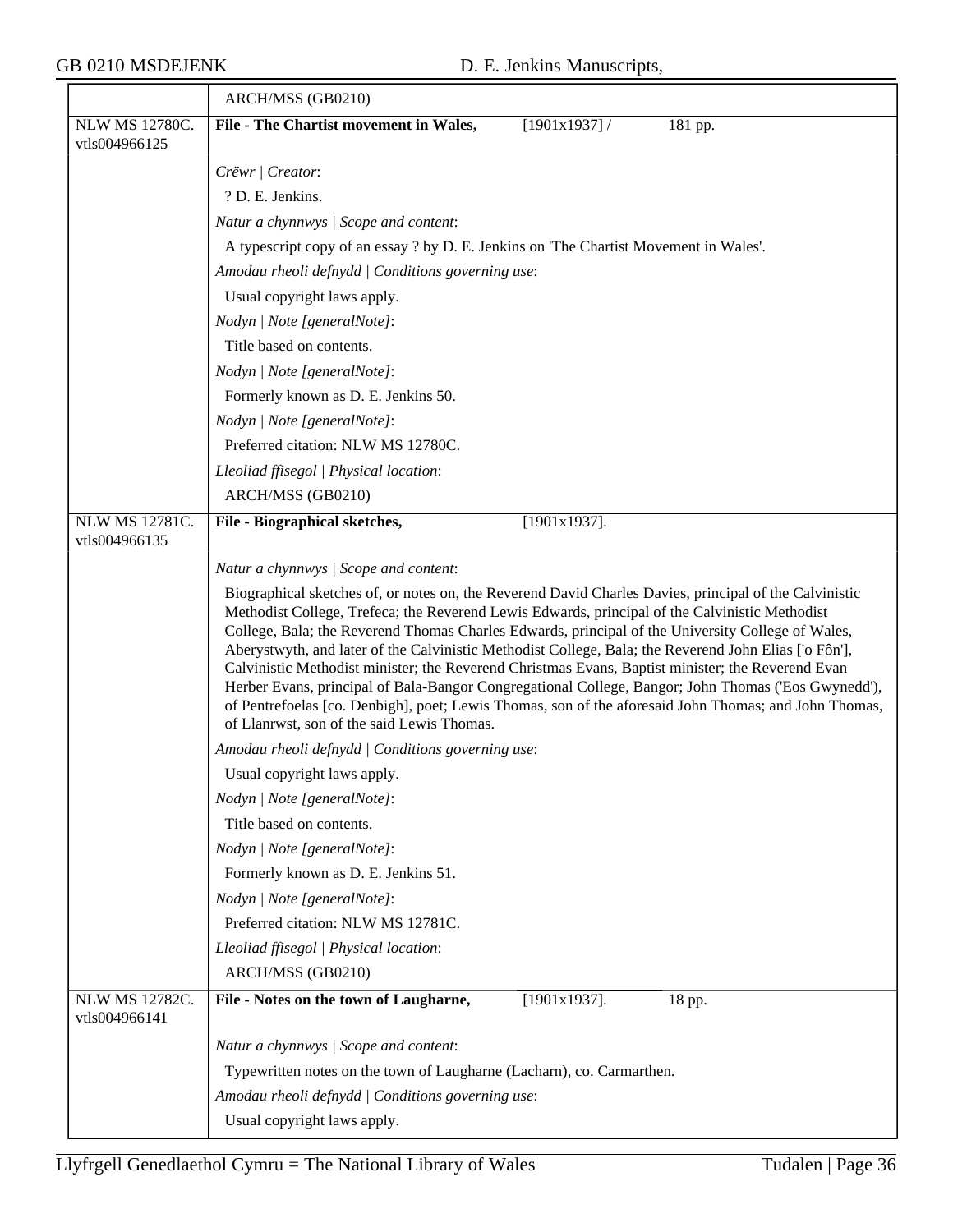| | ARCH/MSS (GB0210) |
|---|---|
| NLW MS 12780C. vtls004966125 | **File - The Chartist movement in Wales,** [1901x1937] / 181 pp. |
| | *Crëwr \| Creator*: |
| | ? D. E. Jenkins. |
| | *Natur a chynnwys \| Scope and content*: |
| | A typescript copy of an essay ? by D. E. Jenkins on 'The Chartist Movement in Wales'. |
| | *Amodau rheoli defnydd \| Conditions governing use*: |
| | Usual copyright laws apply. |
| | *Nodyn \| Note [generalNote]*: |
| | Title based on contents. |
| | *Nodyn \| Note [generalNote]*: |
| | Formerly known as D. E. Jenkins 50. |
| | *Nodyn \| Note [generalNote]*: |
| | Preferred citation: NLW MS 12780C. |
| | *Lleoliad ffisegol \| Physical location*: |
| | ARCH/MSS (GB0210) |
| NLW MS 12781C. vtls004966135 | **File - Biographical sketches,** [1901x1937]. |
| | *Natur a chynnwys \| Scope and content*: |
| | Biographical sketches of, or notes on, the Reverend David Charles Davies, principal of the Calvinistic Methodist College, Trefeca; the Reverend Lewis Edwards, principal of the Calvinistic Methodist College, Bala; the Reverend Thomas Charles Edwards, principal of the University College of Wales, Aberystwyth, and later of the Calvinistic Methodist College, Bala; the Reverend John Elias ['o Fôn'], Calvinistic Methodist minister; the Reverend Christmas Evans, Baptist minister; the Reverend Evan Herber Evans, principal of Bala-Bangor Congregational College, Bangor; John Thomas ('Eos Gwynedd'), of Pentrefoelas [co. Denbigh], poet; Lewis Thomas, son of the aforesaid John Thomas; and John Thomas, of Llanrwst, son of the said Lewis Thomas. |
| | *Amodau rheoli defnydd \| Conditions governing use*: |
| | Usual copyright laws apply. |
| | *Nodyn \| Note [generalNote]*: |
| | Title based on contents. |
| | *Nodyn \| Note [generalNote]*: |
| | Formerly known as D. E. Jenkins 51. |
| | *Nodyn \| Note [generalNote]*: |
| | Preferred citation: NLW MS 12781C. |
| | *Lleoliad ffisegol \| Physical location*: |
| | ARCH/MSS (GB0210) |
| NLW MS 12782C. vtls004966141 | **File - Notes on the town of Laugharne,** [1901x1937]. 18 pp. |
| | *Natur a chynnwys \| Scope and content*: |
| | Typewritten notes on the town of Laugharne (Lacharn), co. Carmarthen. |
| | *Amodau rheoli defnydd \| Conditions governing use*: |
| | Usual copyright laws apply. |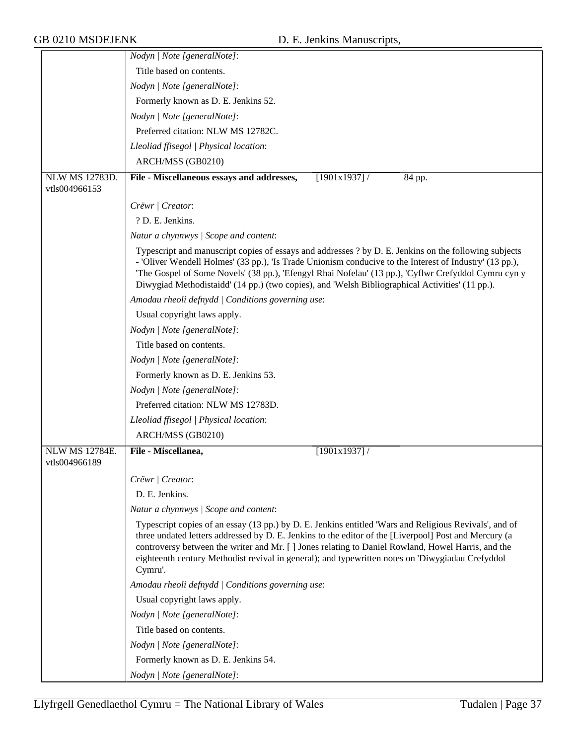*Nodyn | Note [generalNote]*:

Title based on contents.

*Nodyn | Note [generalNote]*:

Formerly known as D. E. Jenkins 52.

*Nodyn | Note [generalNote]*:

Preferred citation: NLW MS 12782C.

*Lleoliad ffisegol | Physical location*:

ARCH/MSS (GB0210)

---

NLW MS 12783D. vtls004966153

**File - Miscellaneous essays and addresses,** [1901x1937] / 84 pp.

*Crëwr | Creator*:

? D. E. Jenkins.

*Natur a chynnwys | Scope and content*:

Typescript and manuscript copies of essays and addresses ? by D. E. Jenkins on the following subjects - 'Oliver Wendell Holmes' (33 pp.), 'Is Trade Unionism conducive to the Interest of Industry' (13 pp.), 'The Gospel of Some Novels' (38 pp.), 'Efengyl Rhai Nofelau' (13 pp.), 'Cyflwr Crefyddol Cymru cyn y Diwygiad Methodistaidd' (14 pp.) (two copies), and 'Welsh Bibliographical Activities' (11 pp.).

*Amodau rheoli defnydd | Conditions governing use*:

Usual copyright laws apply.

*Nodyn | Note [generalNote]*:

Title based on contents.

*Nodyn | Note [generalNote]*:

Formerly known as D. E. Jenkins 53.

*Nodyn | Note [generalNote]*:

Preferred citation: NLW MS 12783D.

*Lleoliad ffisegol | Physical location*:

ARCH/MSS (GB0210)

---

NLW MS 12784E. vtls004966189

**File - Miscellanea,** [1901x1937] /

*Crëwr | Creator*:

D. E. Jenkins.

*Natur a chynnwys | Scope and content*:

Typescript copies of an essay (13 pp.) by D. E. Jenkins entitled 'Wars and Religious Revivals', and of three undated letters addressed by D. E. Jenkins to the editor of the [Liverpool] Post and Mercury (a controversy between the writer and Mr. [ ] Jones relating to Daniel Rowland, Howel Harris, and the eighteenth century Methodist revival in general); and typewritten notes on 'Diwygiadau Crefyddol Cymru'.

*Amodau rheoli defnydd | Conditions governing use*:

Usual copyright laws apply.

*Nodyn | Note [generalNote]*:

Title based on contents.

*Nodyn | Note [generalNote]*:

Formerly known as D. E. Jenkins 54.

*Nodyn | Note [generalNote]*: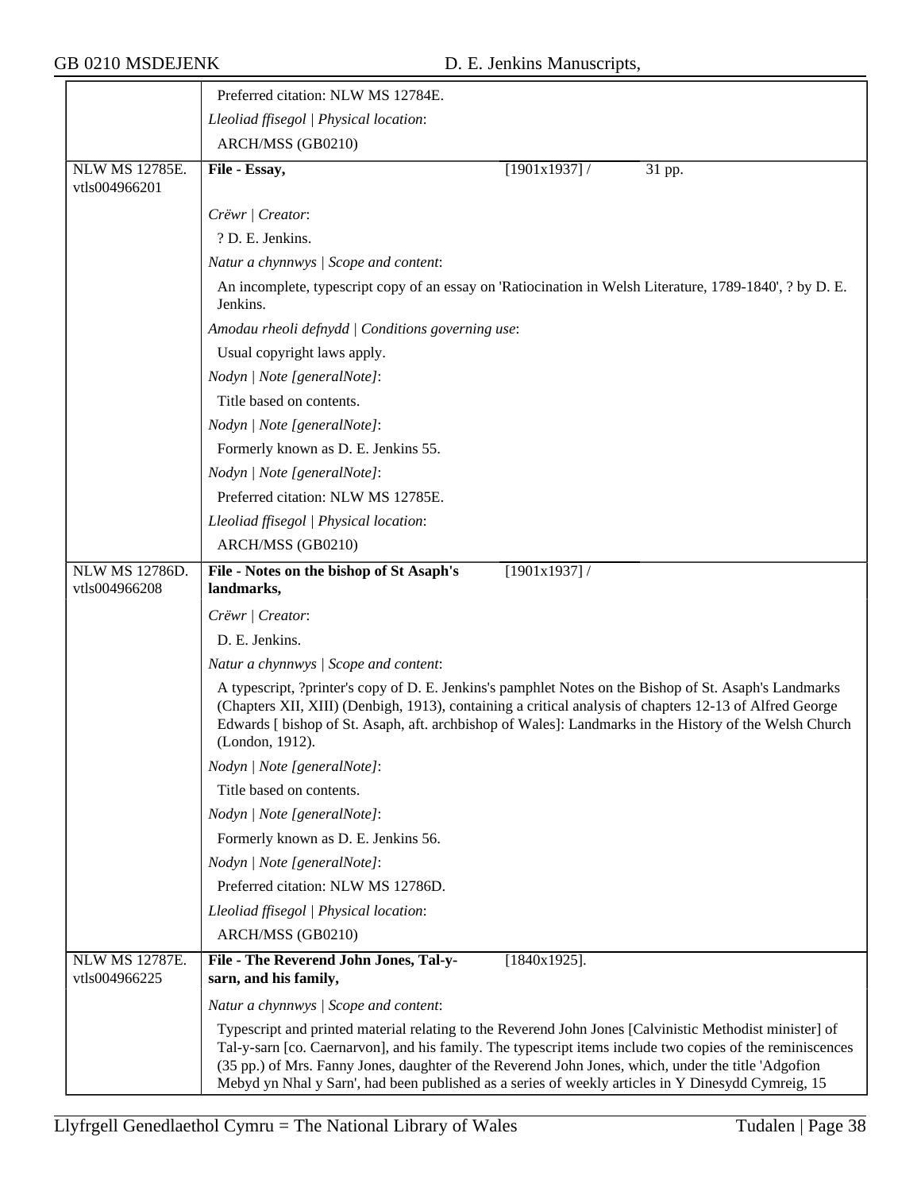Preferred citation: NLW MS 12784E.

*Lleoliad ffisegol | Physical location*:

ARCH/MSS (GB0210)

---

**NLW MS 12785E. vtls004966201**

**File - Essay,** [1901x1937] / 31 pp.

*Crëwr | Creator*:

? D. E. Jenkins.

*Natur a chynnwys | Scope and content*:

An incomplete, typescript copy of an essay on 'Ratiocination in Welsh Literature, 1789-1840', ? by D. E. Jenkins.

*Amodau rheoli defnydd | Conditions governing use*:

Usual copyright laws apply.

*Nodyn | Note [generalNote]*:

Title based on contents.

*Nodyn | Note [generalNote]*:

Formerly known as D. E. Jenkins 55.

*Nodyn | Note [generalNote]*:

Preferred citation: NLW MS 12785E.

*Lleoliad ffisegol | Physical location*:

ARCH/MSS (GB0210)

---

**NLW MS 12786D. vtls004966208**

**File - Notes on the bishop of St Asaph's landmarks,** [1901x1937] /

*Crëwr | Creator*:

D. E. Jenkins.

*Natur a chynnwys | Scope and content*:

A typescript, ?printer's copy of D. E. Jenkins's pamphlet Notes on the Bishop of St. Asaph's Landmarks (Chapters XII, XIII) (Denbigh, 1913), containing a critical analysis of chapters 12-13 of Alfred George Edwards [ bishop of St. Asaph, aft. archbishop of Wales]: Landmarks in the History of the Welsh Church (London, 1912).

*Nodyn | Note [generalNote]*:

Title based on contents.

*Nodyn | Note [generalNote]*:

Formerly known as D. E. Jenkins 56.

*Nodyn | Note [generalNote]*:

Preferred citation: NLW MS 12786D.

*Lleoliad ffisegol | Physical location*:

ARCH/MSS (GB0210)

---

**NLW MS 12787E. vtls004966225**

**File - The Reverend John Jones, Tal-y-sarn, and his family,** [1840x1925].

*Natur a chynnwys | Scope and content*:

Typescript and printed material relating to the Reverend John Jones [Calvinistic Methodist minister] of Tal-y-sarn [co. Caernarvon], and his family. The typescript items include two copies of the reminiscences (35 pp.) of Mrs. Fanny Jones, daughter of the Reverend John Jones, which, under the title 'Adgofion Mebyd yn Nhal y Sarn', had been published as a series of weekly articles in Y Dinesydd Cymreig, 15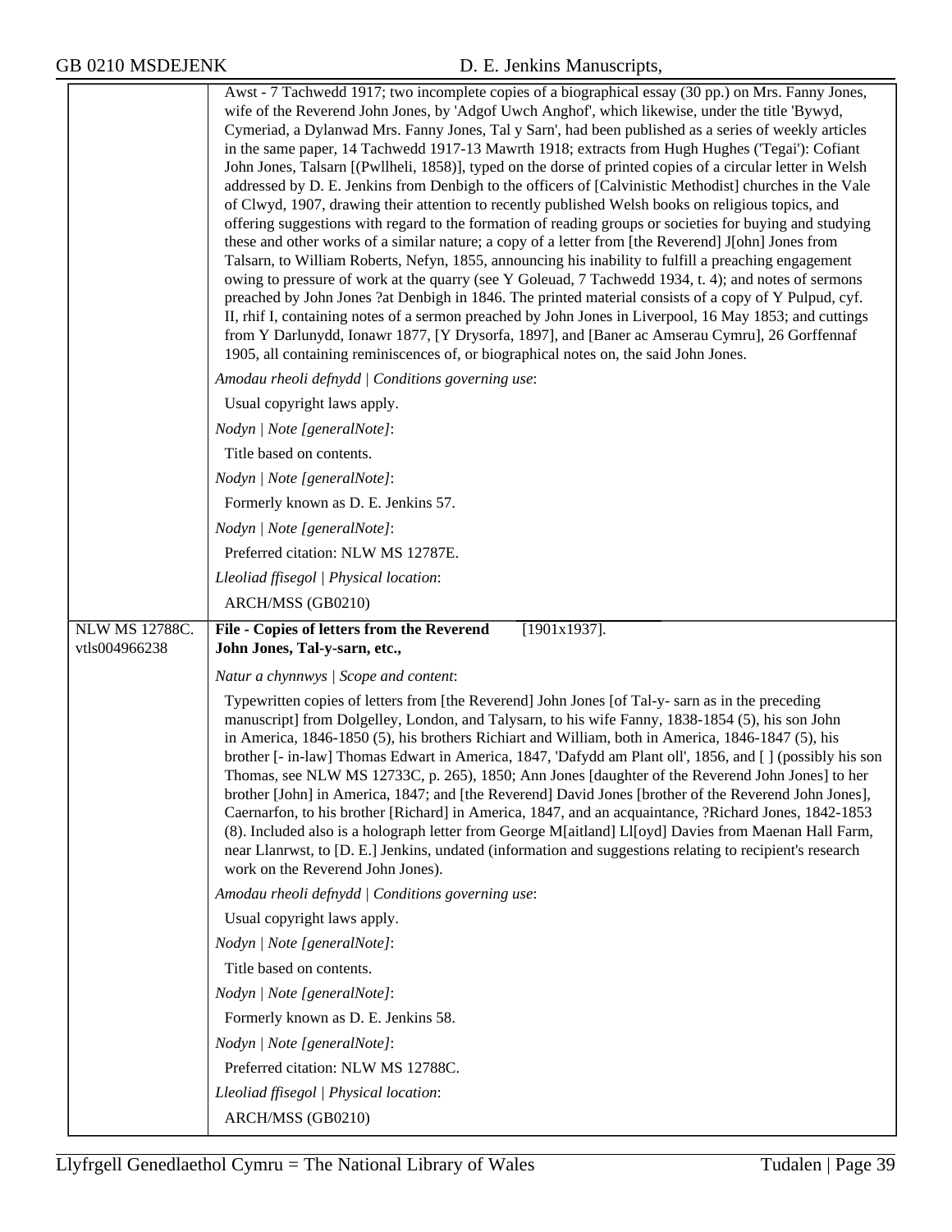Awst - 7 Tachwedd 1917; two incomplete copies of a biographical essay (30 pp.) on Mrs. Fanny Jones, wife of the Reverend John Jones, by 'Adgof Uwch Anghof', which likewise, under the title 'Bywyd, Cymeriad, a Dylanwad Mrs. Fanny Jones, Tal y Sarn', had been published as a series of weekly articles in the same paper, 14 Tachwedd 1917-13 Mawrth 1918; extracts from Hugh Hughes ('Tegai'): Cofiant John Jones, Talsarn [(Pwllheli, 1858)], typed on the dorse of printed copies of a circular letter in Welsh addressed by D. E. Jenkins from Denbigh to the officers of [Calvinistic Methodist] churches in the Vale of Clwyd, 1907, drawing their attention to recently published Welsh books on religious topics, and offering suggestions with regard to the formation of reading groups or societies for buying and studying these and other works of a similar nature; a copy of a letter from [the Reverend] J[ohn] Jones from Talsarn, to William Roberts, Nefyn, 1855, announcing his inability to fulfill a preaching engagement owing to pressure of work at the quarry (see Y Goleuad, 7 Tachwedd 1934, t. 4); and notes of sermons preached by John Jones ?at Denbigh in 1846. The printed material consists of a copy of Y Pulpud, cyf. II, rhif I, containing notes of a sermon preached by John Jones in Liverpool, 16 May 1853; and cuttings from Y Darlunydd, Ionawr 1877, [Y Drysorfa, 1897], and [Baner ac Amserau Cymru], 26 Gorffennaf 1905, all containing reminiscences of, or biographical notes on, the said John Jones.

*Amodau rheoli defnydd | Conditions governing use*:

Usual copyright laws apply.

*Nodyn | Note [generalNote]*:

Title based on contents.

*Nodyn | Note [generalNote]*:

Formerly known as D. E. Jenkins 57.

*Nodyn | Note [generalNote]*:

Preferred citation: NLW MS 12787E.

*Lleoliad ffisegol | Physical location*:

ARCH/MSS (GB0210)

---

NLW MS 12788C.
vtls004966238

**File - Copies of letters from the Reverend John Jones, Tal-y-sarn, etc.,** [1901x1937].

*Natur a chynnwys | Scope and content*:

Typewritten copies of letters from [the Reverend] John Jones [of Tal-y- sarn as in the preceding manuscript] from Dolgelley, London, and Talysarn, to his wife Fanny, 1838-1854 (5), his son John in America, 1846-1850 (5), his brothers Richiart and William, both in America, 1846-1847 (5), his brother [- in-law] Thomas Edwart in America, 1847, 'Dafydd am Plant oll', 1856, and [ ] (possibly his son Thomas, see NLW MS 12733C, p. 265), 1850; Ann Jones [daughter of the Reverend John Jones] to her brother [John] in America, 1847; and [the Reverend] David Jones [brother of the Reverend John Jones], Caernarfon, to his brother [Richard] in America, 1847, and an acquaintance, ?Richard Jones, 1842-1853 (8). Included also is a holograph letter from George M[aitland] Ll[oyd] Davies from Maenan Hall Farm, near Llanrwst, to [D. E.] Jenkins, undated (information and suggestions relating to recipient's research work on the Reverend John Jones).

*Amodau rheoli defnydd | Conditions governing use*:

Usual copyright laws apply.

*Nodyn | Note [generalNote]*:

Title based on contents.

*Nodyn | Note [generalNote]*:

Formerly known as D. E. Jenkins 58.

*Nodyn | Note [generalNote]*:

Preferred citation: NLW MS 12788C.

*Lleoliad ffisegol | Physical location*:

ARCH/MSS (GB0210)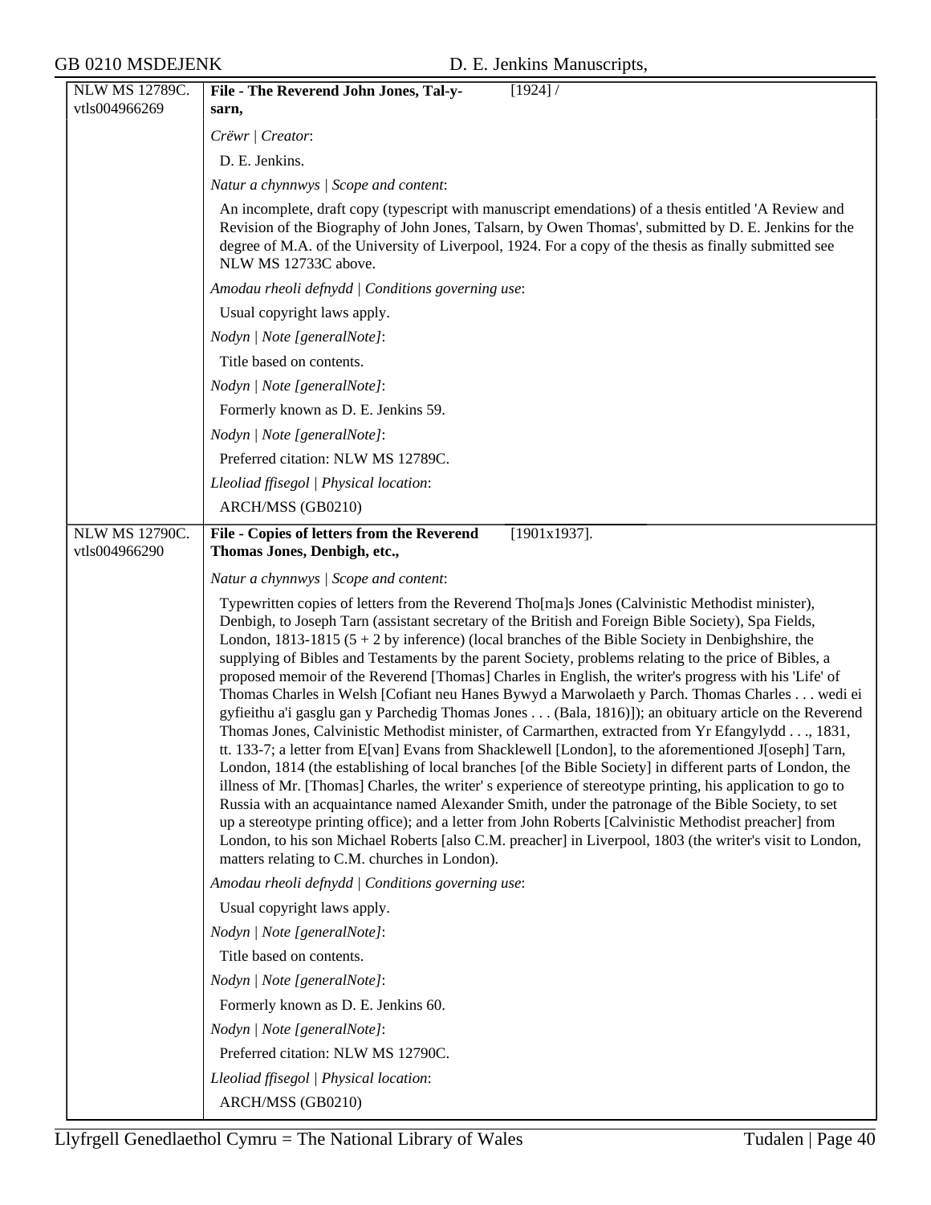| | | |
|---|---|---|
| NLW MS 12789C. vtls004966269 | **File - The Reverend John Jones, Tal-y-sarn,** | [1924] / |
| | *Crëwr \| Creator*: | |
| | D. E. Jenkins. | |
| | *Natur a chynnwys \| Scope and content*: | |
| | An incomplete, draft copy (typescript with manuscript emendations) of a thesis entitled 'A Review and Revision of the Biography of John Jones, Talsarn, by Owen Thomas', submitted by D. E. Jenkins for the degree of M.A. of the University of Liverpool, 1924. For a copy of the thesis as finally submitted see NLW MS 12733C above. | |
| | *Amodau rheoli defnydd \| Conditions governing use*: | |
| | Usual copyright laws apply. | |
| | *Nodyn \| Note [generalNote]*: | |
| | Title based on contents. | |
| | *Nodyn \| Note [generalNote]*: | |
| | Formerly known as D. E. Jenkins 59. | |
| | *Nodyn \| Note [generalNote]*: | |
| | Preferred citation: NLW MS 12789C. | |
| | *Lleoliad ffisegol \| Physical location*: | |
| | ARCH/MSS (GB0210) | |
| NLW MS 12790C. vtls004966290 | **File - Copies of letters from the Reverend Thomas Jones, Denbigh, etc.,** | [1901x1937]. |
| | *Natur a chynnwys \| Scope and content*: | |
| | Typewritten copies of letters from the Reverend Tho[ma]s Jones (Calvinistic Methodist minister), Denbigh, to Joseph Tarn (assistant secretary of the British and Foreign Bible Society), Spa Fields, London, 1813-1815 (5 + 2 by inference) (local branches of the Bible Society in Denbighshire, the supplying of Bibles and Testaments by the parent Society, problems relating to the price of Bibles, a proposed memoir of the Reverend [Thomas] Charles in English, the writer's progress with his 'Life' of Thomas Charles in Welsh [Cofiant neu Hanes Bywyd a Marwolaeth y Parch. Thomas Charles . . . wedi ei gyfieithu a'i gasglu gan y Parchedig Thomas Jones . . . (Bala, 1816)]); an obituary article on the Reverend Thomas Jones, Calvinistic Methodist minister, of Carmarthen, extracted from Yr Efangylydd . . ., 1831, tt. 133-7; a letter from E[van] Evans from Shacklewell [London], to the aforementioned J[oseph] Tarn, London, 1814 (the establishing of local branches [of the Bible Society] in different parts of London, the illness of Mr. [Thomas] Charles, the writer' s experience of stereotype printing, his application to go to Russia with an acquaintance named Alexander Smith, under the patronage of the Bible Society, to set up a stereotype printing office); and a letter from John Roberts [Calvinistic Methodist preacher] from London, to his son Michael Roberts [also C.M. preacher] in Liverpool, 1803 (the writer's visit to London, matters relating to C.M. churches in London). | |
| | *Amodau rheoli defnydd \| Conditions governing use*: | |
| | Usual copyright laws apply. | |
| | *Nodyn \| Note [generalNote]*: | |
| | Title based on contents. | |
| | *Nodyn \| Note [generalNote]*: | |
| | Formerly known as D. E. Jenkins 60. | |
| | *Nodyn \| Note [generalNote]*: | |
| | Preferred citation: NLW MS 12790C. | |
| | *Lleoliad ffisegol \| Physical location*: | |
| | ARCH/MSS (GB0210) | |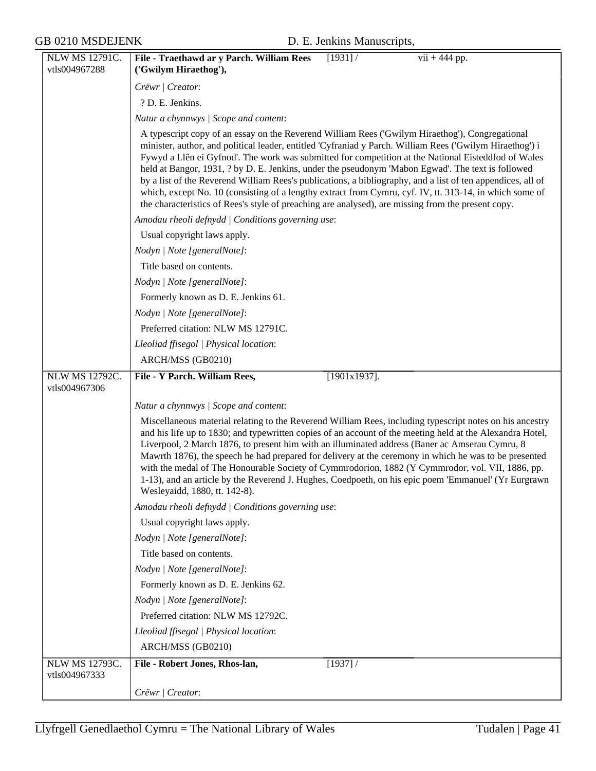| NLW MS 12791C. vtls004967288 | **File - Traethawd ar y Parch. William Rees ('Gwilym Hiraethog'),** | [1931] / | vii + 444 pp. |
|---|---|---|---|

*Crëwr | Creator*:

? D. E. Jenkins.

*Natur a chynnwys | Scope and content*:

A typescript copy of an essay on the Reverend William Rees ('Gwilym Hiraethog'), Congregational minister, author, and political leader, entitled 'Cyfraniad y Parch. William Rees ('Gwilym Hiraethog') i Fywyd a Llên ei Gyfnod'. The work was submitted for competition at the National Eisteddfod of Wales held at Bangor, 1931, ? by D. E. Jenkins, under the pseudonym 'Mabon Egwad'. The text is followed by a list of the Reverend William Rees's publications, a bibliography, and a list of ten appendices, all of which, except No. 10 (consisting of a lengthy extract from Cymru, cyf. IV, tt. 313-14, in which some of the characteristics of Rees's style of preaching are analysed), are missing from the present copy.

*Amodau rheoli defnydd | Conditions governing use*:

Usual copyright laws apply.

*Nodyn | Note [generalNote]*:

Title based on contents.

*Nodyn | Note [generalNote]*:

Formerly known as D. E. Jenkins 61.

*Nodyn | Note [generalNote]*:

Preferred citation: NLW MS 12791C.

*Lleoliad ffisegol | Physical location*:

ARCH/MSS (GB0210)

| NLW MS 12792C. vtls004967306 | **File - Y Parch. William Rees,** | [1901x1937]. |
|---|---|---|

*Natur a chynnwys | Scope and content*:

Miscellaneous material relating to the Reverend William Rees, including typescript notes on his ancestry and his life up to 1830; and typewritten copies of an account of the meeting held at the Alexandra Hotel, Liverpool, 2 March 1876, to present him with an illuminated address (Baner ac Amserau Cymru, 8 Mawrth 1876), the speech he had prepared for delivery at the ceremony in which he was to be presented with the medal of The Honourable Society of Cymmrodorion, 1882 (Y Cymmrodor, vol. VII, 1886, pp. 1-13), and an article by the Reverend J. Hughes, Coedpoeth, on his epic poem 'Emmanuel' (Yr Eurgrawn Wesleyaidd, 1880, tt. 142-8).

*Amodau rheoli defnydd | Conditions governing use*:

Usual copyright laws apply.

*Nodyn | Note [generalNote]*:

Title based on contents.

*Nodyn | Note [generalNote]*:

Formerly known as D. E. Jenkins 62.

*Nodyn | Note [generalNote]*:

Preferred citation: NLW MS 12792C.

*Lleoliad ffisegol | Physical location*:

ARCH/MSS (GB0210)

| NLW MS 12793C. vtls004967333 | **File - Robert Jones, Rhos-lan,** | [1937] / |
|---|---|---|

*Crëwr | Creator*: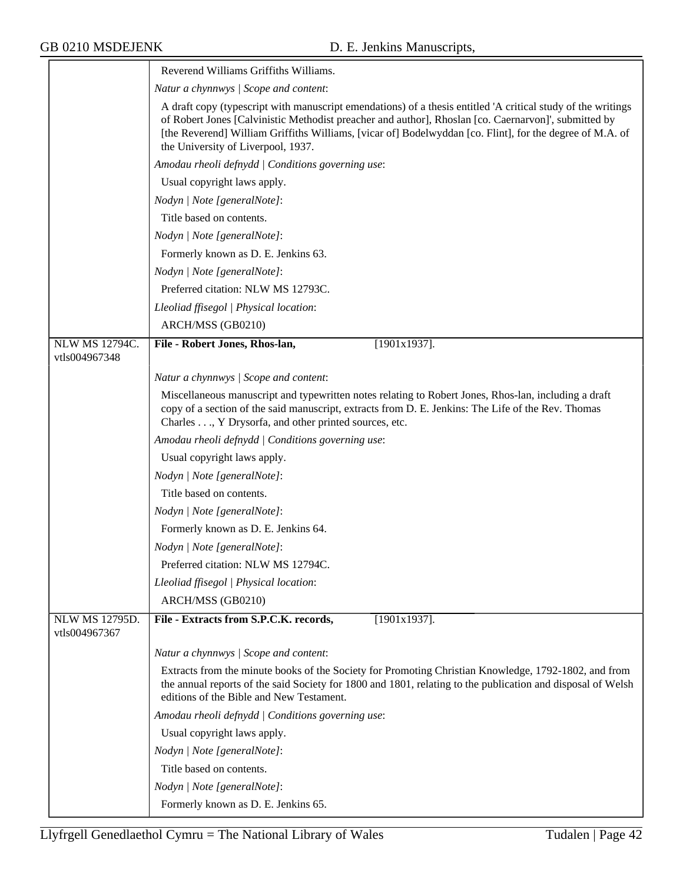Reverend Williams Griffiths Williams.

*Natur a chynnwys | Scope and content*:

A draft copy (typescript with manuscript emendations) of a thesis entitled 'A critical study of the writings of Robert Jones [Calvinistic Methodist preacher and author], Rhoslan [co. Caernarvon]', submitted by [the Reverend] William Griffiths Williams, [vicar of] Bodelwyddan [co. Flint], for the degree of M.A. of the University of Liverpool, 1937.

*Amodau rheoli defnydd | Conditions governing use*:

Usual copyright laws apply.

*Nodyn | Note [generalNote]*:

Title based on contents.

*Nodyn | Note [generalNote]*:

Formerly known as D. E. Jenkins 63.

*Nodyn | Note [generalNote]*:

Preferred citation: NLW MS 12793C.

*Lleoliad ffisegol | Physical location*:

ARCH/MSS (GB0210)

---

NLW MS 12794C.
vtls004967348

**File - Robert Jones, Rhos-lan,** [1901x1937].

*Natur a chynnwys | Scope and content*:

Miscellaneous manuscript and typewritten notes relating to Robert Jones, Rhos-lan, including a draft copy of a section of the said manuscript, extracts from D. E. Jenkins: The Life of the Rev. Thomas Charles . . ., Y Drysorfa, and other printed sources, etc.

*Amodau rheoli defnydd | Conditions governing use*:

Usual copyright laws apply.

*Nodyn | Note [generalNote]*:

Title based on contents.

*Nodyn | Note [generalNote]*:

Formerly known as D. E. Jenkins 64.

*Nodyn | Note [generalNote]*:

Preferred citation: NLW MS 12794C.

*Lleoliad ffisegol | Physical location*:

ARCH/MSS (GB0210)

---

NLW MS 12795D.
vtls004967367

**File - Extracts from S.P.C.K. records,** [1901x1937].

*Natur a chynnwys | Scope and content*:

Extracts from the minute books of the Society for Promoting Christian Knowledge, 1792-1802, and from the annual reports of the said Society for 1800 and 1801, relating to the publication and disposal of Welsh editions of the Bible and New Testament.

*Amodau rheoli defnydd | Conditions governing use*:

Usual copyright laws apply.

*Nodyn | Note [generalNote]*:

Title based on contents.

*Nodyn | Note [generalNote]*:

Formerly known as D. E. Jenkins 65.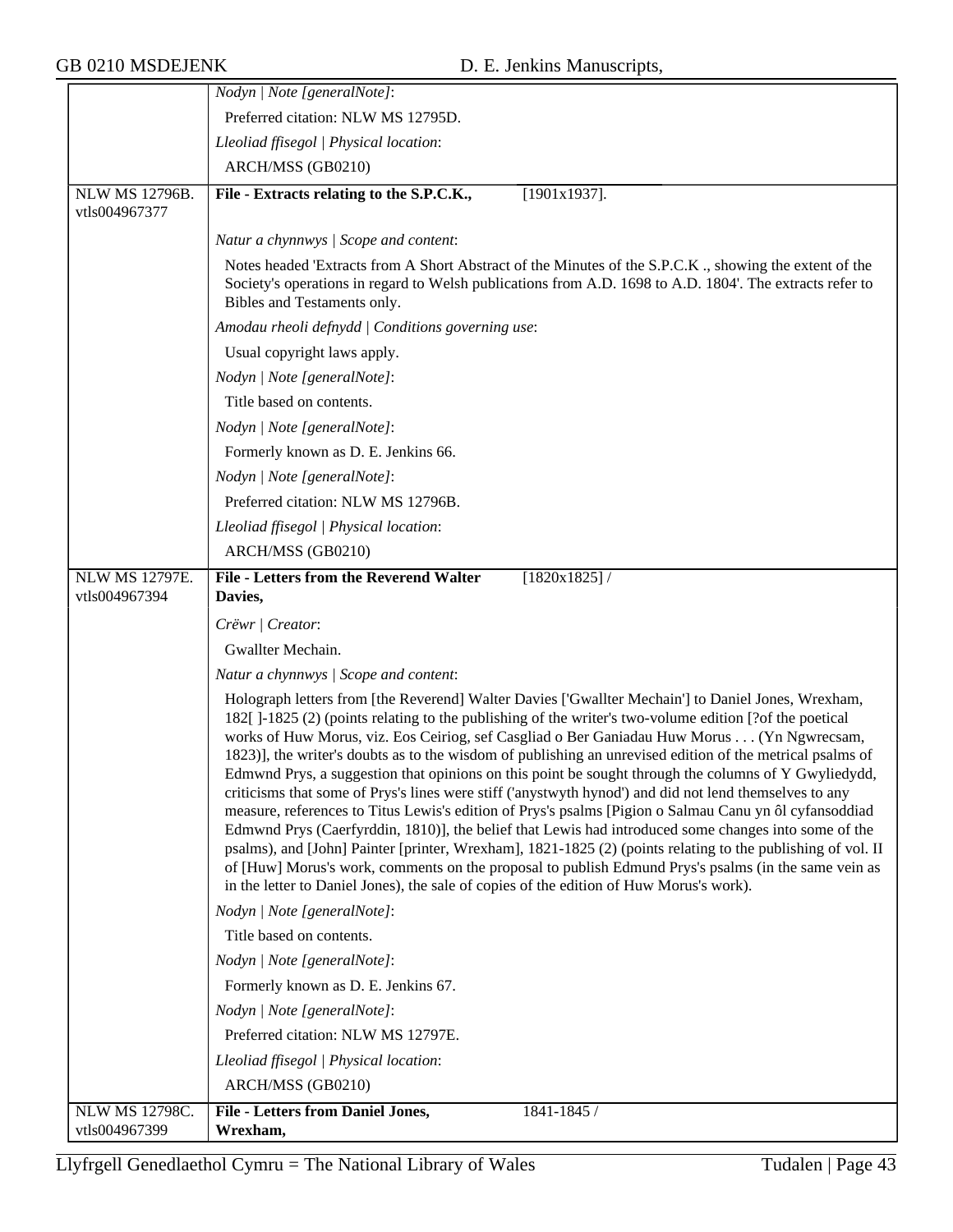*Nodyn | Note [generalNote]*:

Preferred citation: NLW MS 12795D.

*Lleoliad ffisegol | Physical location*:

ARCH/MSS (GB0210)

---

NLW MS 12796B.
vtls004967377

**File - Extracts relating to the S.P.C.K.,** [1901x1937].

*Natur a chynnwys | Scope and content*:

Notes headed 'Extracts from A Short Abstract of the Minutes of the S.P.C.K ., showing the extent of the Society's operations in regard to Welsh publications from A.D. 1698 to A.D. 1804'. The extracts refer to Bibles and Testaments only.

*Amodau rheoli defnydd | Conditions governing use*:

Usual copyright laws apply.

*Nodyn | Note [generalNote]*:

Title based on contents.

*Nodyn | Note [generalNote]*:

Formerly known as D. E. Jenkins 66.

*Nodyn | Note [generalNote]*:

Preferred citation: NLW MS 12796B.

*Lleoliad ffisegol | Physical location*:

ARCH/MSS (GB0210)

---

NLW MS 12797E.
vtls004967394

**File - Letters from the Reverend Walter Davies,** [1820x1825] /

*Crëwr | Creator*:

Gwallter Mechain.

*Natur a chynnwys | Scope and content*:

Holograph letters from [the Reverend] Walter Davies ['Gwallter Mechain'] to Daniel Jones, Wrexham, 182[ ]-1825 (2) (points relating to the publishing of the writer's two-volume edition [?of the poetical works of Huw Morus, viz. Eos Ceiriog, sef Casgliad o Ber Ganiadau Huw Morus . . . (Yn Ngwrecsam, 1823)], the writer's doubts as to the wisdom of publishing an unrevised edition of the metrical psalms of Edmwnd Prys, a suggestion that opinions on this point be sought through the columns of Y Gwyliedydd, criticisms that some of Prys's lines were stiff ('anystwyth hynod') and did not lend themselves to any measure, references to Titus Lewis's edition of Prys's psalms [Pigion o Salmau Canu yn ôl cyfansoddiad Edmwnd Prys (Caerfyrddin, 1810)], the belief that Lewis had introduced some changes into some of the psalms), and [John] Painter [printer, Wrexham], 1821-1825 (2) (points relating to the publishing of vol. II of [Huw] Morus's work, comments on the proposal to publish Edmund Prys's psalms (in the same vein as in the letter to Daniel Jones), the sale of copies of the edition of Huw Morus's work).

*Nodyn | Note [generalNote]*:

Title based on contents.

*Nodyn | Note [generalNote]*:

Formerly known as D. E. Jenkins 67.

*Nodyn | Note [generalNote]*:

Preferred citation: NLW MS 12797E.

*Lleoliad ffisegol | Physical location*:

ARCH/MSS (GB0210)

---

NLW MS 12798C.
vtls004967399

**File - Letters from Daniel Jones, Wrexham,** 1841-1845 /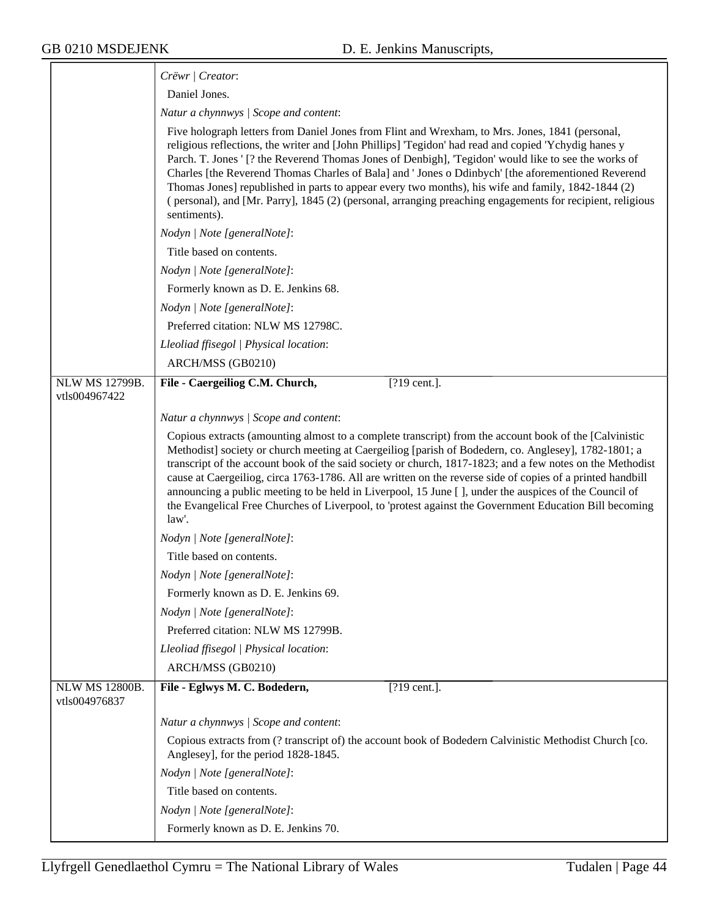*Crëwr | Creator*:

Daniel Jones.

*Natur a chynnwys | Scope and content*:

Five holograph letters from Daniel Jones from Flint and Wrexham, to Mrs. Jones, 1841 (personal, religious reflections, the writer and [John Phillips] 'Tegidon' had read and copied 'Ychydig hanes y Parch. T. Jones ' [? the Reverend Thomas Jones of Denbigh], 'Tegidon' would like to see the works of Charles [the Reverend Thomas Charles of Bala] and ' Jones o Ddinbych' [the aforementioned Reverend Thomas Jones] republished in parts to appear every two months), his wife and family, 1842-1844 (2) ( personal), and [Mr. Parry], 1845 (2) (personal, arranging preaching engagements for recipient, religious sentiments).

*Nodyn | Note [generalNote]*:

Title based on contents.

*Nodyn | Note [generalNote]*:

Formerly known as D. E. Jenkins 68.

*Nodyn | Note [generalNote]*:

Preferred citation: NLW MS 12798C.

*Lleoliad ffisegol | Physical location*:

ARCH/MSS (GB0210)

---

NLW MS 12799B.
vtls004967422

**File - Caergeiliog C.M. Church,** [?19 cent.].

*Natur a chynnwys | Scope and content*:

Copious extracts (amounting almost to a complete transcript) from the account book of the [Calvinistic Methodist] society or church meeting at Caergeiliog [parish of Bodedern, co. Anglesey], 1782-1801; a transcript of the account book of the said society or church, 1817-1823; and a few notes on the Methodist cause at Caergeiliog, circa 1763-1786. All are written on the reverse side of copies of a printed handbill announcing a public meeting to be held in Liverpool, 15 June [ ], under the auspices of the Council of the Evangelical Free Churches of Liverpool, to 'protest against the Government Education Bill becoming law'.

*Nodyn | Note [generalNote]*:

Title based on contents.

*Nodyn | Note [generalNote]*:

Formerly known as D. E. Jenkins 69.

*Nodyn | Note [generalNote]*:

Preferred citation: NLW MS 12799B.

*Lleoliad ffisegol | Physical location*:

ARCH/MSS (GB0210)

---

NLW MS 12800B.
vtls004976837

**File - Eglwys M. C. Bodedern,** [?19 cent.].

*Natur a chynnwys | Scope and content*:

Copious extracts from (? transcript of) the account book of Bodedern Calvinistic Methodist Church [co. Anglesey], for the period 1828-1845.

*Nodyn | Note [generalNote]*:

Title based on contents.

*Nodyn | Note [generalNote]*:

Formerly known as D. E. Jenkins 70.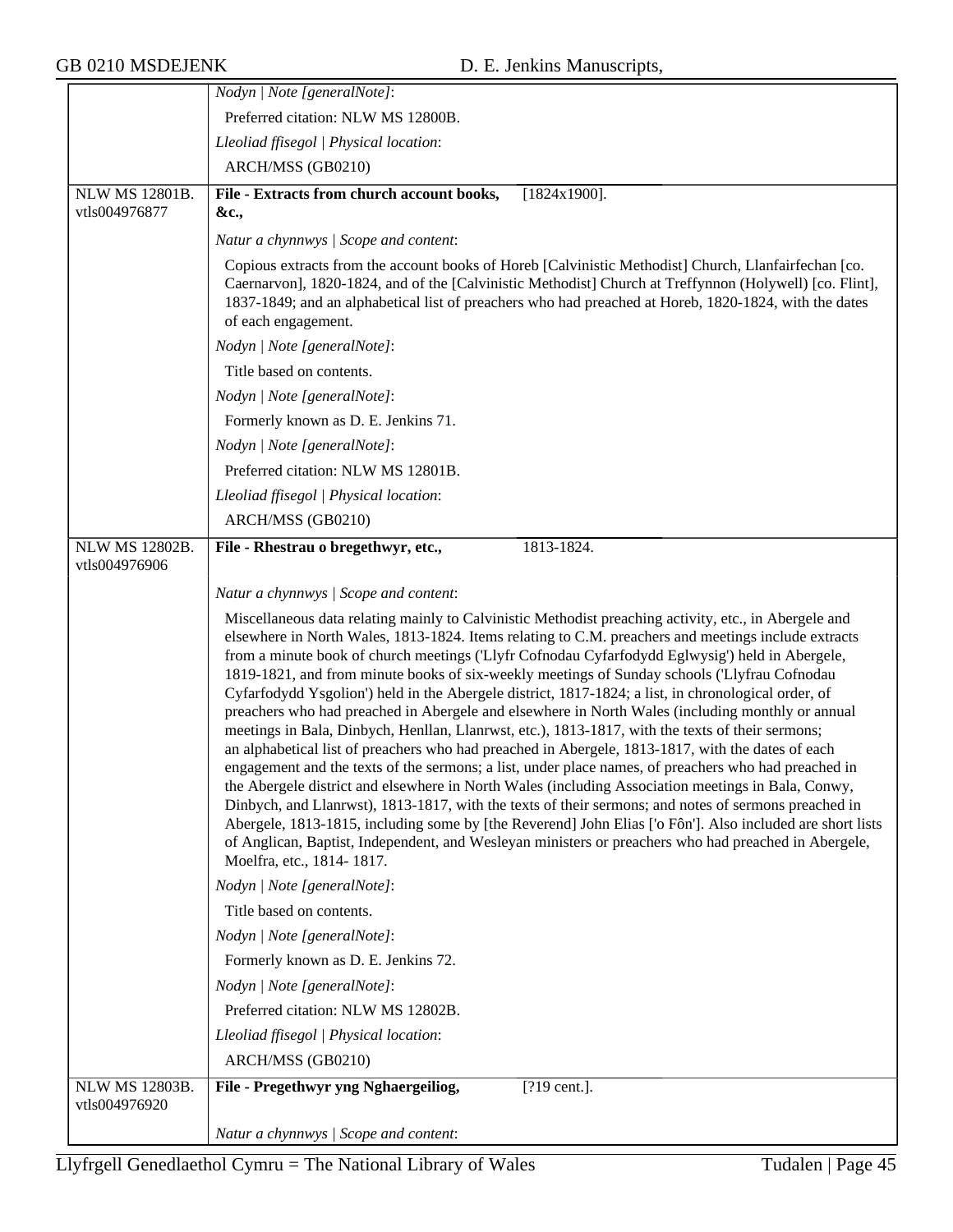Nodyn | Note [generalNote]:

Preferred citation: NLW MS 12800B.

Lleoliad ffisegol | Physical location:

ARCH/MSS (GB0210)

---

NLW MS 12801B.
vtls004976877

**File - Extracts from church account books, &c.,** [1824x1900].

*Natur a chynnwys | Scope and content:*

Copious extracts from the account books of Horeb [Calvinistic Methodist] Church, Llanfairfechan [co. Caernarvon], 1820-1824, and of the [Calvinistic Methodist] Church at Treffynnon (Holywell) [co. Flint], 1837-1849; and an alphabetical list of preachers who had preached at Horeb, 1820-1824, with the dates of each engagement.

*Nodyn | Note [generalNote]:*

Title based on contents.

*Nodyn | Note [generalNote]:*

Formerly known as D. E. Jenkins 71.

*Nodyn | Note [generalNote]:*

Preferred citation: NLW MS 12801B.

*Lleoliad ffisegol | Physical location:*

ARCH/MSS (GB0210)

---

NLW MS 12802B.
vtls004976906

**File - Rhestrau o bregethwyr, etc.,** 1813-1824.

*Natur a chynnwys | Scope and content:*

Miscellaneous data relating mainly to Calvinistic Methodist preaching activity, etc., in Abergele and elsewhere in North Wales, 1813-1824. Items relating to C.M. preachers and meetings include extracts from a minute book of church meetings ('Llyfr Cofnodau Cyfarfodydd Eglwysig') held in Abergele, 1819-1821, and from minute books of six-weekly meetings of Sunday schools ('Llyfrau Cofnodau Cyfarfodydd Ysgolion') held in the Abergele district, 1817-1824; a list, in chronological order, of preachers who had preached in Abergele and elsewhere in North Wales (including monthly or annual meetings in Bala, Dinbych, Henllan, Llanrwst, etc.), 1813-1817, with the texts of their sermons; an alphabetical list of preachers who had preached in Abergele, 1813-1817, with the dates of each engagement and the texts of the sermons; a list, under place names, of preachers who had preached in the Abergele district and elsewhere in North Wales (including Association meetings in Bala, Conwy, Dinbych, and Llanrwst), 1813-1817, with the texts of their sermons; and notes of sermons preached in Abergele, 1813-1815, including some by [the Reverend] John Elias ['o Fôn']. Also included are short lists of Anglican, Baptist, Independent, and Wesleyan ministers or preachers who had preached in Abergele, Moelfra, etc., 1814- 1817.

*Nodyn | Note [generalNote]:*

Title based on contents.

*Nodyn | Note [generalNote]:*

Formerly known as D. E. Jenkins 72.

*Nodyn | Note [generalNote]:*

Preferred citation: NLW MS 12802B.

*Lleoliad ffisegol | Physical location:*

ARCH/MSS (GB0210)

---

NLW MS 12803B.
vtls004976920

**File - Pregethwyr yng Nghaergeiliog,** [?19 cent.].

*Natur a chynnwys | Scope and content:*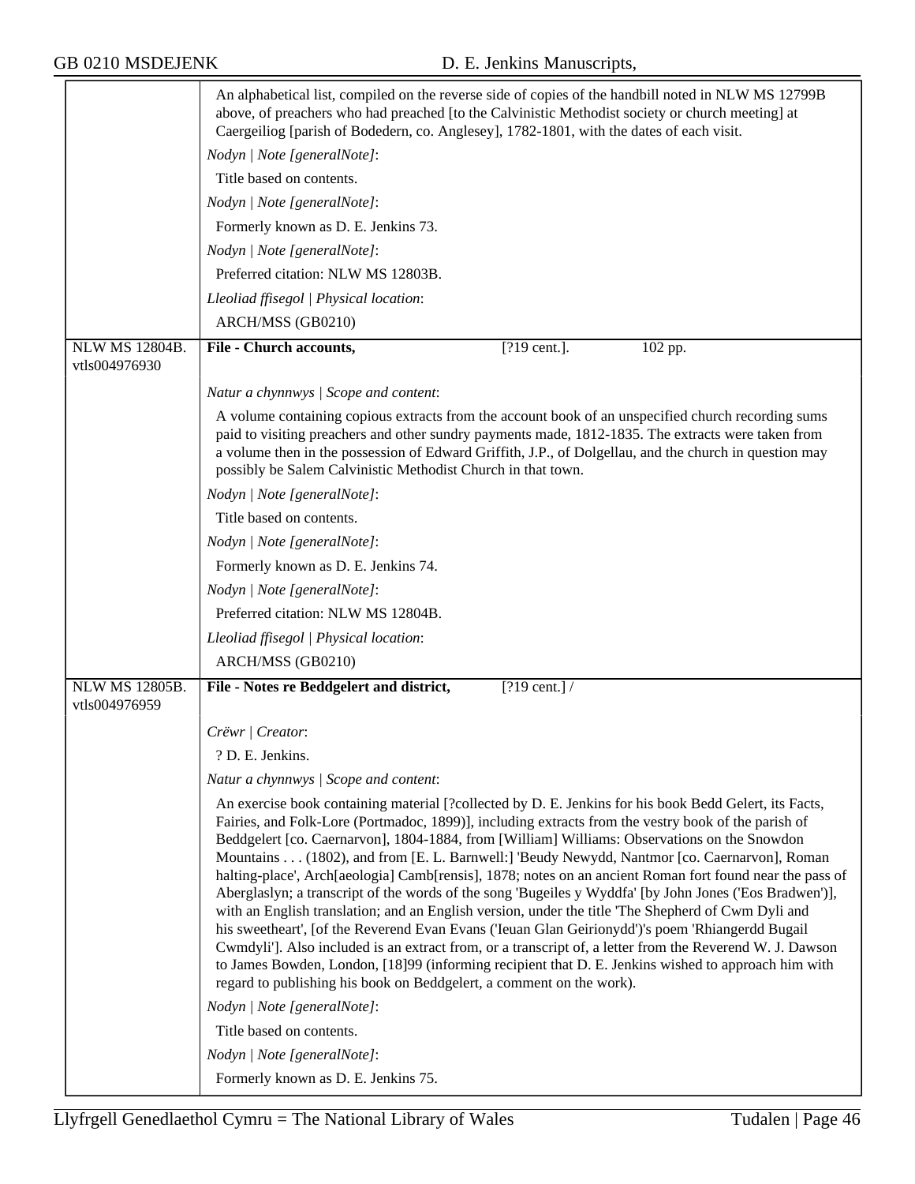An alphabetical list, compiled on the reverse side of copies of the handbill noted in NLW MS 12799B above, of preachers who had preached [to the Calvinistic Methodist society or church meeting] at Caergeiliog [parish of Bodedern, co. Anglesey], 1782-1801, with the dates of each visit.

*Nodyn | Note [generalNote]*:

Title based on contents.

*Nodyn | Note [generalNote]*:

Formerly known as D. E. Jenkins 73.

*Nodyn | Note [generalNote]*:

Preferred citation: NLW MS 12803B.

*Lleoliad ffisegol | Physical location*:

ARCH/MSS (GB0210)

---

NLW MS 12804B. vtls004976930

**File - Church accounts,** [?19 cent.]. 102 pp.

*Natur a chynnwys | Scope and content*:

A volume containing copious extracts from the account book of an unspecified church recording sums paid to visiting preachers and other sundry payments made, 1812-1835. The extracts were taken from a volume then in the possession of Edward Griffith, J.P., of Dolgellau, and the church in question may possibly be Salem Calvinistic Methodist Church in that town.

*Nodyn | Note [generalNote]*:

Title based on contents.

*Nodyn | Note [generalNote]*:

Formerly known as D. E. Jenkins 74.

*Nodyn | Note [generalNote]*:

Preferred citation: NLW MS 12804B.

*Lleoliad ffisegol | Physical location*:

ARCH/MSS (GB0210)

---

NLW MS 12805B. vtls004976959

**File - Notes re Beddgelert and district,** [?19 cent.] /

*Crëwr | Creator*:

? D. E. Jenkins.

*Natur a chynnwys | Scope and content*:

An exercise book containing material [?collected by D. E. Jenkins for his book Bedd Gelert, its Facts, Fairies, and Folk-Lore (Portmadoc, 1899)], including extracts from the vestry book of the parish of Beddgelert [co. Caernarvon], 1804-1884, from [William] Williams: Observations on the Snowdon Mountains . . . (1802), and from [E. L. Barnwell:] 'Beudy Newydd, Nantmor [co. Caernarvon], Roman halting-place', Arch[aeologia] Camb[rensis], 1878; notes on an ancient Roman fort found near the pass of Aberglaslyn; a transcript of the words of the song 'Bugeiles y Wyddfa' [by John Jones ('Eos Bradwen')], with an English translation; and an English version, under the title 'The Shepherd of Cwm Dyli and his sweetheart', [of the Reverend Evan Evans ('Ieuan Glan Geirionydd')'s poem 'Rhiangerdd Bugail Cwmdyli']. Also included is an extract from, or a transcript of, a letter from the Reverend W. J. Dawson to James Bowden, London, [18]99 (informing recipient that D. E. Jenkins wished to approach him with regard to publishing his book on Beddgelert, a comment on the work).

*Nodyn | Note [generalNote]*:

Title based on contents.

*Nodyn | Note [generalNote]*:

Formerly known as D. E. Jenkins 75.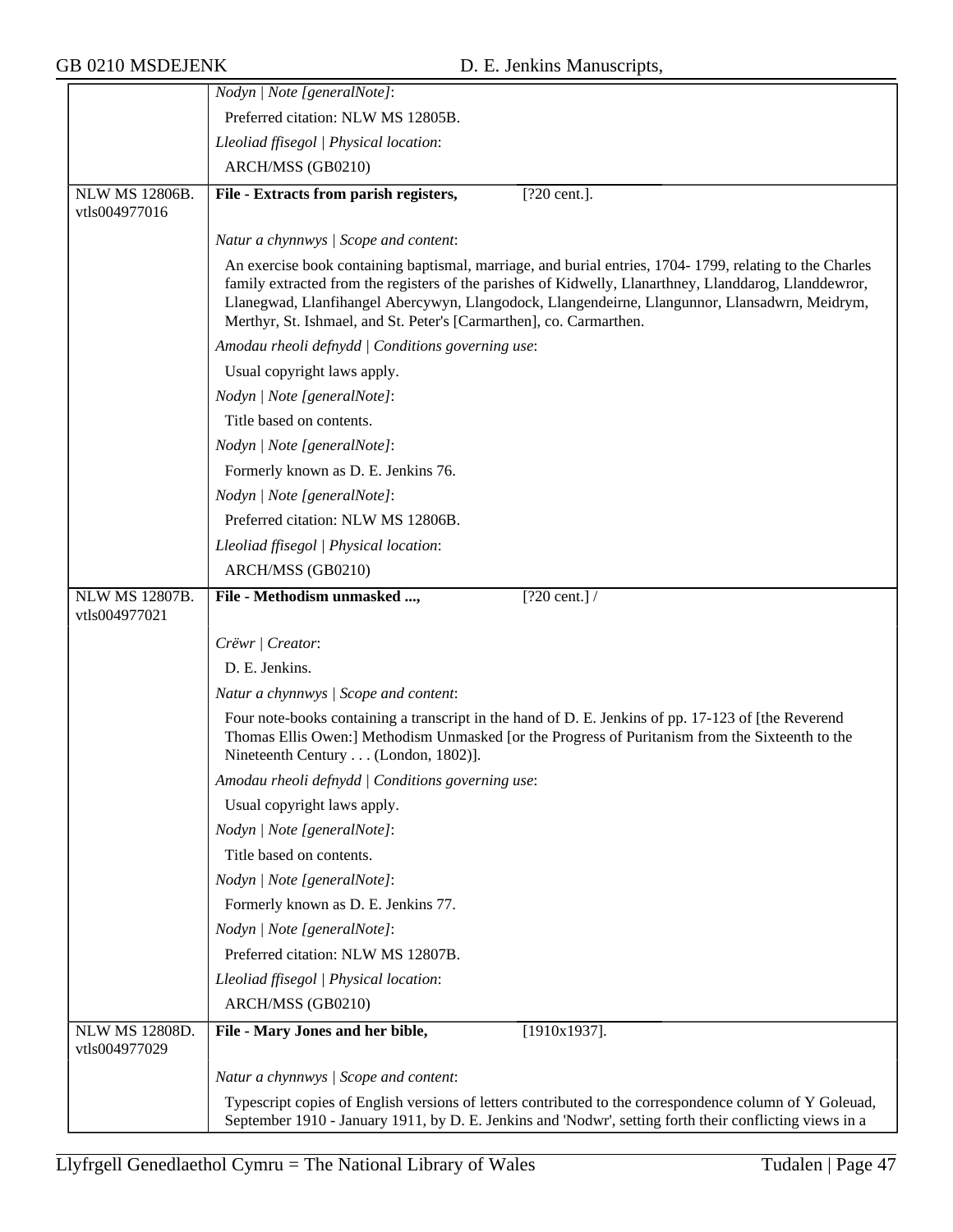*Nodyn | Note [generalNote]*:

Preferred citation: NLW MS 12805B.

*Lleoliad ffisegol | Physical location*:

ARCH/MSS (GB0210)

NLW MS 12806B.
vtls004977016

**File - Extracts from parish registers,** [?20 cent.].

*Natur a chynnwys | Scope and content*:

An exercise book containing baptismal, marriage, and burial entries, 1704- 1799, relating to the Charles family extracted from the registers of the parishes of Kidwelly, Llanarthney, Llanddarog, Llanddewror, Llanegwad, Llanfihangel Abercywyn, Llangodock, Llangendeirne, Llangunnor, Llansadwrn, Meidrym, Merthyr, St. Ishmael, and St. Peter's [Carmarthen], co. Carmarthen.

*Amodau rheoli defnydd | Conditions governing use*:

Usual copyright laws apply.

*Nodyn | Note [generalNote]*:

Title based on contents.

*Nodyn | Note [generalNote]*:

Formerly known as D. E. Jenkins 76.

*Nodyn | Note [generalNote]*:

Preferred citation: NLW MS 12806B.

*Lleoliad ffisegol | Physical location*:

ARCH/MSS (GB0210)

NLW MS 12807B.
vtls004977021

**File - Methodism unmasked ...,** [?20 cent.] /

*Crëwr | Creator*:

D. E. Jenkins.

*Natur a chynnwys | Scope and content*:

Four note-books containing a transcript in the hand of D. E. Jenkins of pp. 17-123 of [the Reverend Thomas Ellis Owen:] Methodism Unmasked [or the Progress of Puritanism from the Sixteenth to the Nineteenth Century . . . (London, 1802)].

*Amodau rheoli defnydd | Conditions governing use*:

Usual copyright laws apply.

*Nodyn | Note [generalNote]*:

Title based on contents.

*Nodyn | Note [generalNote]*:

Formerly known as D. E. Jenkins 77.

*Nodyn | Note [generalNote]*:

Preferred citation: NLW MS 12807B.

*Lleoliad ffisegol | Physical location*:

ARCH/MSS (GB0210)

NLW MS 12808D.
vtls004977029

**File - Mary Jones and her bible,** [1910x1937].

*Natur a chynnwys | Scope and content*:

Typescript copies of English versions of letters contributed to the correspondence column of Y Goleuad, September 1910 - January 1911, by D. E. Jenkins and 'Nodwr', setting forth their conflicting views in a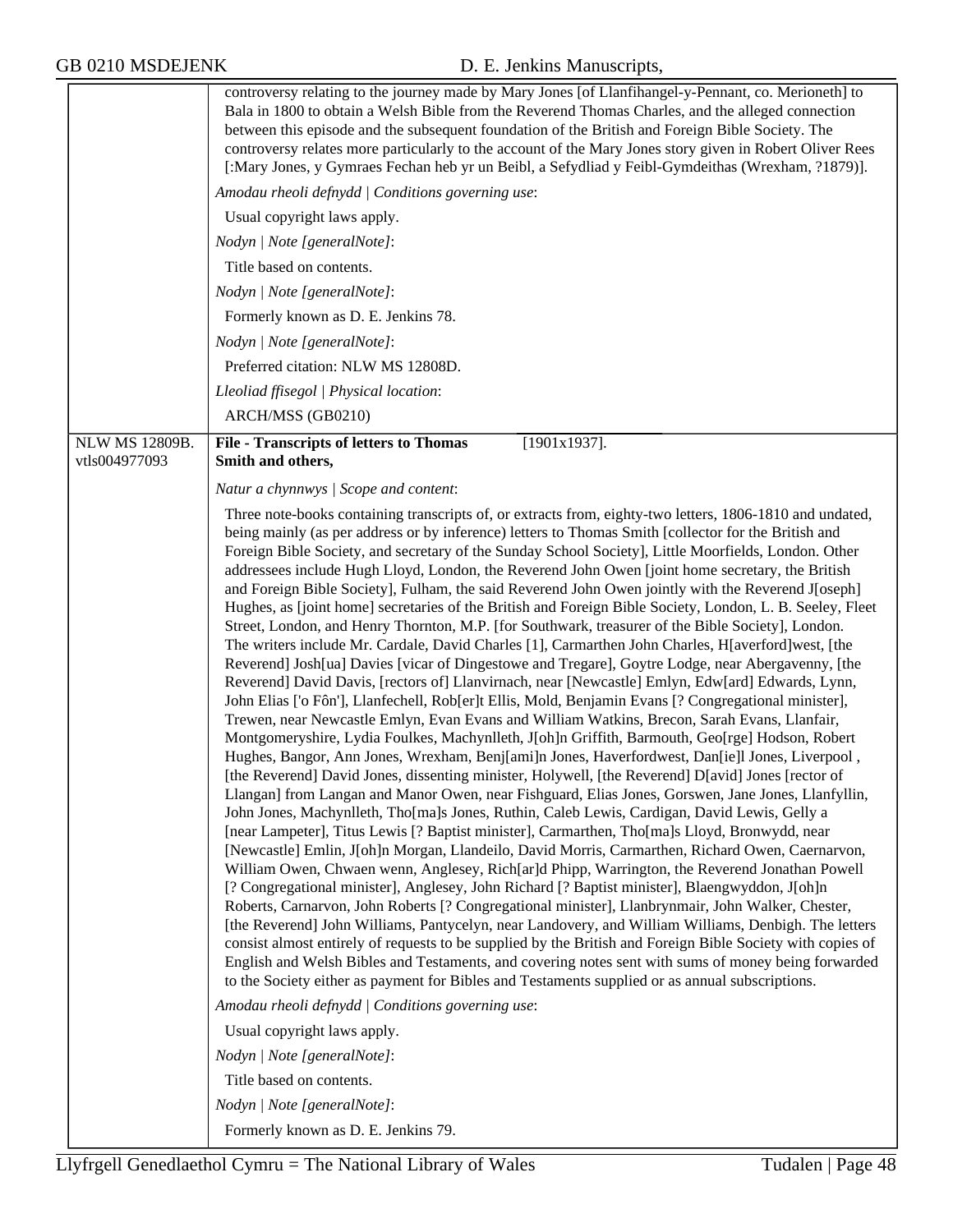controversy relating to the journey made by Mary Jones [of Llanfihangel-y-Pennant, co. Merioneth] to Bala in 1800 to obtain a Welsh Bible from the Reverend Thomas Charles, and the alleged connection between this episode and the subsequent foundation of the British and Foreign Bible Society. The controversy relates more particularly to the account of the Mary Jones story given in Robert Oliver Rees [:Mary Jones, y Gymraes Fechan heb yr un Beibl, a Sefydliad y Feibl-Gymdeithas (Wrexham, ?1879)].

*Amodau rheoli defnydd | Conditions governing use*:

Usual copyright laws apply.

*Nodyn | Note [generalNote]*:

Title based on contents.

*Nodyn | Note [generalNote]*:

Formerly known as D. E. Jenkins 78.

*Nodyn | Note [generalNote]*:

Preferred citation: NLW MS 12808D.

*Lleoliad ffisegol | Physical location*:

ARCH/MSS (GB0210)

---

NLW MS 12809B.
vtls004977093

**File - Transcripts of letters to Thomas Smith and others,** [1901x1937].

*Natur a chynnwys | Scope and content*:

Three note-books containing transcripts of, or extracts from, eighty-two letters, 1806-1810 and undated, being mainly (as per address or by inference) letters to Thomas Smith [collector for the British and Foreign Bible Society, and secretary of the Sunday School Society], Little Moorfields, London. Other addressees include Hugh Lloyd, London, the Reverend John Owen [joint home secretary, the British and Foreign Bible Society], Fulham, the said Reverend John Owen jointly with the Reverend J[oseph] Hughes, as [joint home] secretaries of the British and Foreign Bible Society, London, L. B. Seeley, Fleet Street, London, and Henry Thornton, M.P. [for Southwark, treasurer of the Bible Society], London. The writers include Mr. Cardale, David Charles [1], Carmarthen John Charles, H[averford]west, [the Reverend] Josh[ua] Davies [vicar of Dingestowe and Tregare], Goytre Lodge, near Abergavenny, [the Reverend] David Davis, [rectors of] Llanvirnach, near [Newcastle] Emlyn, Edw[ard] Edwards, Lynn, John Elias ['o Fôn'], Llanfechell, Rob[er]t Ellis, Mold, Benjamin Evans [? Congregational minister], Trewen, near Newcastle Emlyn, Evan Evans and William Watkins, Brecon, Sarah Evans, Llanfair, Montgomeryshire, Lydia Foulkes, Machynlleth, J[oh]n Griffith, Barmouth, Geo[rge] Hodson, Robert Hughes, Bangor, Ann Jones, Wrexham, Benj[ami]n Jones, Haverfordwest, Dan[ie]l Jones, Liverpool , [the Reverend] David Jones, dissenting minister, Holywell, [the Reverend] D[avid] Jones [rector of Llangan] from Langan and Manor Owen, near Fishguard, Elias Jones, Gorswen, Jane Jones, Llanfyllin, John Jones, Machynlleth, Tho[ma]s Jones, Ruthin, Caleb Lewis, Cardigan, David Lewis, Gelly a [near Lampeter], Titus Lewis [? Baptist minister], Carmarthen, Tho[ma]s Lloyd, Bronwydd, near [Newcastle] Emlin, J[oh]n Morgan, Llandeilo, David Morris, Carmarthen, Richard Owen, Caernarvon, William Owen, Chwaen wenn, Anglesey, Rich[ar]d Phipp, Warrington, the Reverend Jonathan Powell [? Congregational minister], Anglesey, John Richard [? Baptist minister], Blaengwyddon, J[oh]n Roberts, Carnarvon, John Roberts [? Congregational minister], Llanbrynmair, John Walker, Chester, [the Reverend] John Williams, Pantycelyn, near Landovery, and William Williams, Denbigh. The letters consist almost entirely of requests to be supplied by the British and Foreign Bible Society with copies of English and Welsh Bibles and Testaments, and covering notes sent with sums of money being forwarded to the Society either as payment for Bibles and Testaments supplied or as annual subscriptions.

*Amodau rheoli defnydd | Conditions governing use*:

Usual copyright laws apply.

*Nodyn | Note [generalNote]*:

Title based on contents.

*Nodyn | Note [generalNote]*:

Formerly known as D. E. Jenkins 79.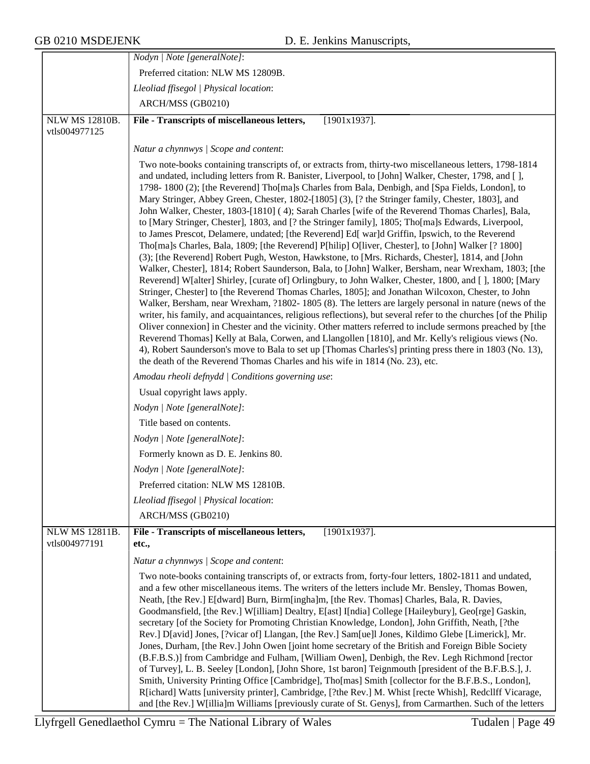| | |
|---|---|
| | *Nodyn \| Note [generalNote]*: |
| | Preferred citation: NLW MS 12809B. |
| | *Lleoliad ffisegol \| Physical location*: |
| | ARCH/MSS (GB0210) |
| NLW MS 12810B. vtls004977125 | **File - Transcripts of miscellaneous letters,** [1901x1937]. |
| | *Natur a chynnwys \| Scope and content*: |
| | Two note-books containing transcripts of, or extracts from, thirty-two miscellaneous letters, 1798-1814 and undated, including letters from R. Banister, Liverpool, to [John] Walker, Chester, 1798, and [ ], 1798- 1800 (2); [the Reverend] Tho[ma]s Charles from Bala, Denbigh, and [Spa Fields, London], to Mary Stringer, Abbey Green, Chester, 1802-[1805] (3), [? the Stringer family, Chester, 1803], and John Walker, Chester, 1803-[1810] ( 4); Sarah Charles [wife of the Reverend Thomas Charles], Bala, to [Mary Stringer, Chester], 1803, and [? the Stringer family], 1805; Tho[ma]s Edwards, Liverpool, to James Prescot, Delamere, undated; [the Reverend] Ed[ war]d Griffin, Ipswich, to the Reverend Tho[ma]s Charles, Bala, 1809; [the Reverend] P[hilip] O[liver, Chester], to [John] Walker [? 1800] (3); [the Reverend] Robert Pugh, Weston, Hawkstone, to [Mrs. Richards, Chester], 1814, and [John Walker, Chester], 1814; Robert Saunderson, Bala, to [John] Walker, Bersham, near Wrexham, 1803; [the Reverend] W[alter] Shirley, [curate of] Orlingbury, to John Walker, Chester, 1800, and [ ], 1800; [Mary Stringer, Chester] to [the Reverend Thomas Charles, 1805]; and Jonathan Wilcoxon, Chester, to John Walker, Bersham, near Wrexham, ?1802- 1805 (8). The letters are largely personal in nature (news of the writer, his family, and acquaintances, religious reflections), but several refer to the churches [of the Philip Oliver connexion] in Chester and the vicinity. Other matters referred to include sermons preached by [the Reverend Thomas] Kelly at Bala, Corwen, and Llangollen [1810], and Mr. Kelly's religious views (No. 4), Robert Saunderson's move to Bala to set up [Thomas Charles's] printing press there in 1803 (No. 13), the death of the Reverend Thomas Charles and his wife in 1814 (No. 23), etc. |
| | *Amodau rheoli defnydd \| Conditions governing use*: |
| | Usual copyright laws apply. |
| | *Nodyn \| Note [generalNote]*: |
| | Title based on contents. |
| | *Nodyn \| Note [generalNote]*: |
| | Formerly known as D. E. Jenkins 80. |
| | *Nodyn \| Note [generalNote]*: |
| | Preferred citation: NLW MS 12810B. |
| | *Lleoliad ffisegol \| Physical location*: |
| | ARCH/MSS (GB0210) |
| NLW MS 12811B. vtls004977191 | **File - Transcripts of miscellaneous letters, etc.,** [1901x1937]. |
| | *Natur a chynnwys \| Scope and content*: |
| | Two note-books containing transcripts of, or extracts from, forty-four letters, 1802-1811 and undated, and a few other miscellaneous items. The writers of the letters include Mr. Bensley, Thomas Bowen, Neath, [the Rev.] E[dward] Burn, Birm[ingha]m, [the Rev. Thomas] Charles, Bala, R. Davies, Goodmansfield, [the Rev.] W[illiam] Dealtry, E[ast] I[ndia] College [Haileybury], Geo[rge] Gaskin, secretary [of the Society for Promoting Christian Knowledge, London], John Griffith, Neath, [?the Rev.] D[avid] Jones, [?vicar of] Llangan, [the Rev.] Sam[ue]l Jones, Kildimo Glebe [Limerick], Mr. Jones, Durham, [the Rev.] John Owen [joint home secretary of the British and Foreign Bible Society (B.F.B.S.)] from Cambridge and Fulham, [William Owen], Denbigh, the Rev. Legh Richmond [rector of Turvey], L. B. Seeley [London], [John Shore, 1st baron] Teignmouth [president of the B.F.B.S.], J. Smith, University Printing Office [Cambridge], Tho[mas] Smith [collector for the B.F.B.S., London], R[ichard] Watts [university printer], Cambridge, [?the Rev.] M. Whist [recte Whish], Redcllff Vicarage, and [the Rev.] W[illia]m Williams [previously curate of St. Genys], from Carmarthen. Such of the letters |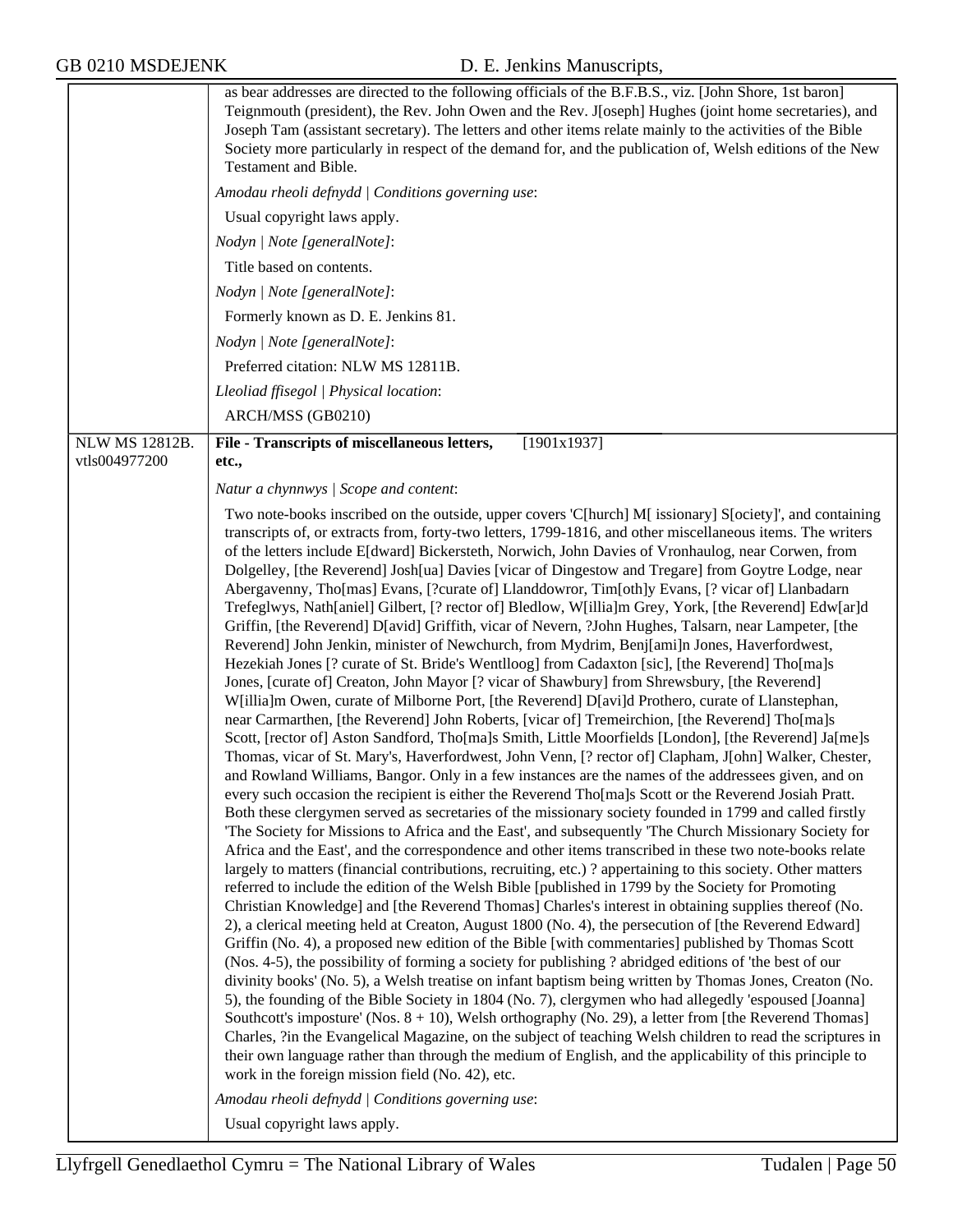as bear addresses are directed to the following officials of the B.F.B.S., viz. [John Shore, 1st baron] Teignmouth (president), the Rev. John Owen and the Rev. J[oseph] Hughes (joint home secretaries), and Joseph Tam (assistant secretary). The letters and other items relate mainly to the activities of the Bible Society more particularly in respect of the demand for, and the publication of, Welsh editions of the New Testament and Bible.

*Amodau rheoli defnydd | Conditions governing use*:

Usual copyright laws apply.

*Nodyn | Note [generalNote]*:

Title based on contents.

*Nodyn | Note [generalNote]*:

Formerly known as D. E. Jenkins 81.

*Nodyn | Note [generalNote]*:

Preferred citation: NLW MS 12811B.

*Lleoliad ffisegol | Physical location*:

ARCH/MSS (GB0210)

---

NLW MS 12812B. vtls004977200

**File - Transcripts of miscellaneous letters, etc.,** [1901x1937]

*Natur a chynnwys | Scope and content*:

Two note-books inscribed on the outside, upper covers 'C[hurch] M[ issionary] S[ociety]', and containing transcripts of, or extracts from, forty-two letters, 1799-1816, and other miscellaneous items. The writers of the letters include E[dward] Bickersteth, Norwich, John Davies of Vronhaulog, near Corwen, from Dolgelley, [the Reverend] Josh[ua] Davies [vicar of Dingestow and Tregare] from Goytre Lodge, near Abergavenny, Tho[mas] Evans, [?curate of] Llanddowror, Tim[oth]y Evans, [? vicar of] Llanbadarn Trefeglwys, Nath[aniel] Gilbert, [? rector of] Bledlow, W[illia]m Grey, York, [the Reverend] Edw[ar]d Griffin, [the Reverend] D[avid] Griffith, vicar of Nevern, ?John Hughes, Talsarn, near Lampeter, [the Reverend] John Jenkin, minister of Newchurch, from Mydrim, Benj[ami]n Jones, Haverfordwest, Hezekiah Jones [? curate of St. Bride's Wentlloog] from Cadaxton [sic], [the Reverend] Tho[ma]s Jones, [curate of] Creaton, John Mayor [? vicar of Shawbury] from Shrewsbury, [the Reverend] W[illia]m Owen, curate of Milborne Port, [the Reverend] D[avi]d Prothero, curate of Llanstephan, near Carmarthen, [the Reverend] John Roberts, [vicar of] Tremeirchion, [the Reverend] Tho[ma]s Scott, [rector of] Aston Sandford, Tho[ma]s Smith, Little Moorfields [London], [the Reverend] Ja[me]s Thomas, vicar of St. Mary's, Haverfordwest, John Venn, [? rector of] Clapham, J[ohn] Walker, Chester, and Rowland Williams, Bangor. Only in a few instances are the names of the addressees given, and on every such occasion the recipient is either the Reverend Tho[ma]s Scott or the Reverend Josiah Pratt. Both these clergymen served as secretaries of the missionary society founded in 1799 and called firstly 'The Society for Missions to Africa and the East', and subsequently 'The Church Missionary Society for Africa and the East', and the correspondence and other items transcribed in these two note-books relate largely to matters (financial contributions, recruiting, etc.) ? appertaining to this society. Other matters referred to include the edition of the Welsh Bible [published in 1799 by the Society for Promoting Christian Knowledge] and [the Reverend Thomas] Charles's interest in obtaining supplies thereof (No. 2), a clerical meeting held at Creaton, August 1800 (No. 4), the persecution of [the Reverend Edward] Griffin (No. 4), a proposed new edition of the Bible [with commentaries] published by Thomas Scott (Nos. 4-5), the possibility of forming a society for publishing ? abridged editions of 'the best of our divinity books' (No. 5), a Welsh treatise on infant baptism being written by Thomas Jones, Creaton (No. 5), the founding of the Bible Society in 1804 (No. 7), clergymen who had allegedly 'espoused [Joanna] Southcott's imposture' (Nos. 8 + 10), Welsh orthography (No. 29), a letter from [the Reverend Thomas] Charles, ?in the Evangelical Magazine, on the subject of teaching Welsh children to read the scriptures in their own language rather than through the medium of English, and the applicability of this principle to work in the foreign mission field (No. 42), etc.

*Amodau rheoli defnydd | Conditions governing use*:

Usual copyright laws apply.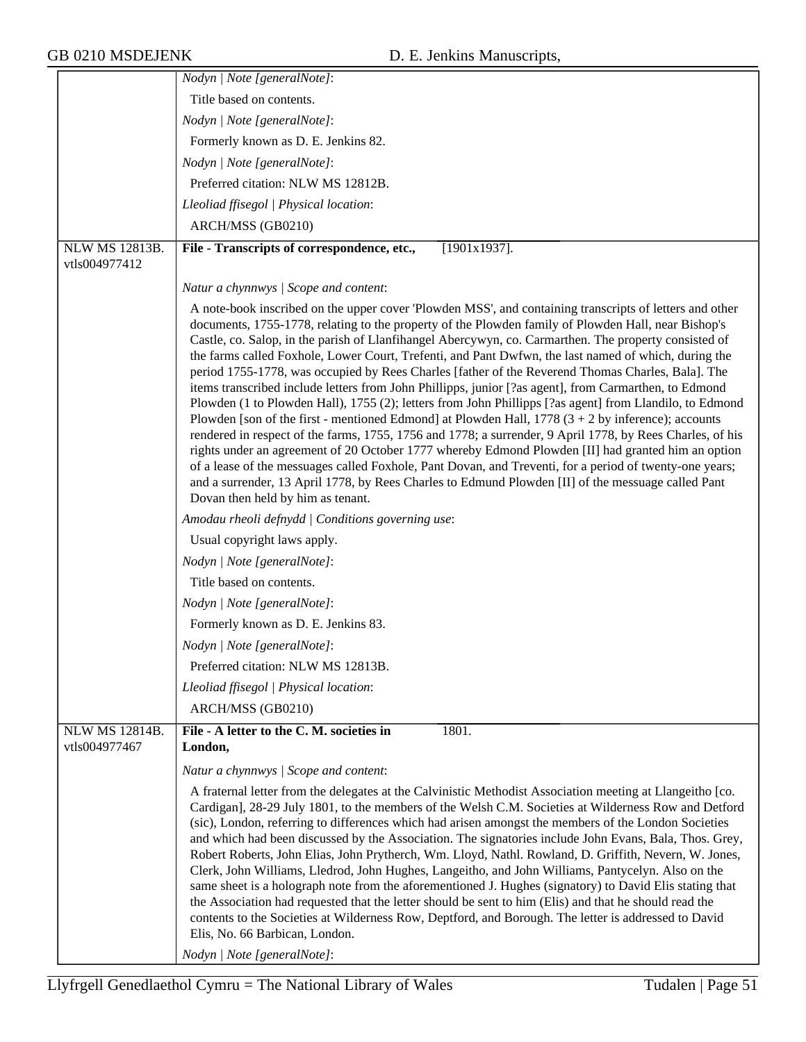| | |
|---|---|
| | *Nodyn \| Note [generalNote]*: |
| | Title based on contents. |
| | *Nodyn \| Note [generalNote]*: |
| | Formerly known as D. E. Jenkins 82. |
| | *Nodyn \| Note [generalNote]*: |
| | Preferred citation: NLW MS 12812B. |
| | *Lleoliad ffisegol \| Physical location*: |
| | ARCH/MSS (GB0210) |
| NLW MS 12813B. vtls004977412 | **File - Transcripts of correspondence, etc.,** [1901x1937]. |
| | *Natur a chynnwys \| Scope and content*: |
| | A note-book inscribed on the upper cover 'Plowden MSS', and containing transcripts of letters and other documents, 1755-1778, relating to the property of the Plowden family of Plowden Hall, near Bishop's Castle, co. Salop, in the parish of Llanfihangel Abercywyn, co. Carmarthen. The property consisted of the farms called Foxhole, Lower Court, Trefenti, and Pant Dwfwn, the last named of which, during the period 1755-1778, was occupied by Rees Charles [father of the Reverend Thomas Charles, Bala]. The items transcribed include letters from John Phillipps, junior [?as agent], from Carmarthen, to Edmond Plowden (1 to Plowden Hall), 1755 (2); letters from John Phillipps [?as agent] from Llandilo, to Edmond Plowden [son of the first - mentioned Edmond] at Plowden Hall, 1778 (3 + 2 by inference); accounts rendered in respect of the farms, 1755, 1756 and 1778; a surrender, 9 April 1778, by Rees Charles, of his rights under an agreement of 20 October 1777 whereby Edmond Plowden [II] had granted him an option of a lease of the messuages called Foxhole, Pant Dovan, and Treventi, for a period of twenty-one years; and a surrender, 13 April 1778, by Rees Charles to Edmund Plowden [II] of the messuage called Pant Dovan then held by him as tenant. |
| | *Amodau rheoli defnydd \| Conditions governing use*: |
| | Usual copyright laws apply. |
| | *Nodyn \| Note [generalNote]*: |
| | Title based on contents. |
| | *Nodyn \| Note [generalNote]*: |
| | Formerly known as D. E. Jenkins 83. |
| | *Nodyn \| Note [generalNote]*: |
| | Preferred citation: NLW MS 12813B. |
| | *Lleoliad ffisegol \| Physical location*: |
| | ARCH/MSS (GB0210) |
| NLW MS 12814B. vtls004977467 | **File - A letter to the C. M. societies in London,** 1801. |
| | *Natur a chynnwys \| Scope and content*: |
| | A fraternal letter from the delegates at the Calvinistic Methodist Association meeting at Llangeitho [co. Cardigan], 28-29 July 1801, to the members of the Welsh C.M. Societies at Wilderness Row and Detford (sic), London, referring to differences which had arisen amongst the members of the London Societies and which had been discussed by the Association. The signatories include John Evans, Bala, Thos. Grey, Robert Roberts, John Elias, John Prytherch, Wm. Lloyd, Nathl. Rowland, D. Griffith, Nevern, W. Jones, Clerk, John Williams, Lledrod, John Hughes, Langeitho, and John Williams, Pantycelyn. Also on the same sheet is a holograph note from the aforementioned J. Hughes (signatory) to David Elis stating that the Association had requested that the letter should be sent to him (Elis) and that he should read the contents to the Societies at Wilderness Row, Deptford, and Borough. The letter is addressed to David Elis, No. 66 Barbican, London. |
| | *Nodyn \| Note [generalNote]*: |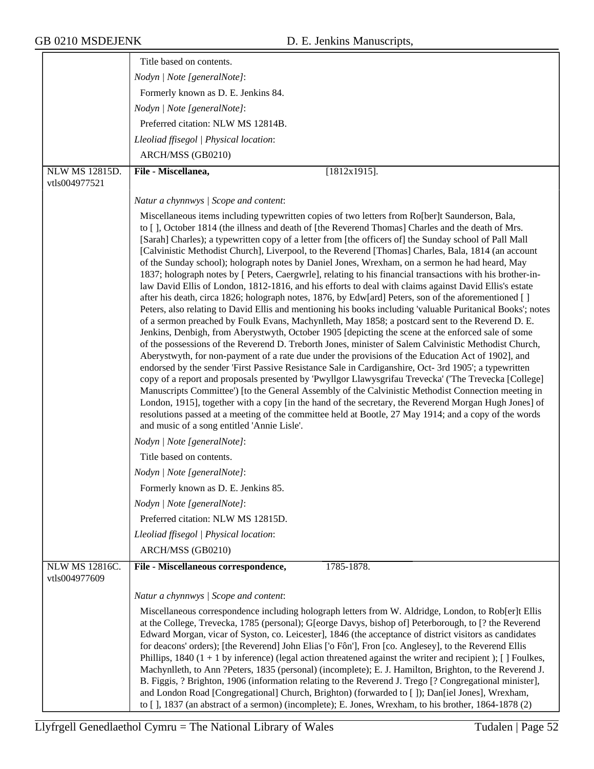Title based on contents.

*Nodyn | Note [generalNote]*:

Formerly known as D. E. Jenkins 84.

*Nodyn | Note [generalNote]*:

Preferred citation: NLW MS 12814B.

*Lleoliad ffisegol | Physical location*:

ARCH/MSS (GB0210)

---

NLW MS 12815D. vtls004977521

**File - Miscellanea,** [1812x1915].

*Natur a chynnwys | Scope and content*:

Miscellaneous items including typewritten copies of two letters from Ro[ber]t Saunderson, Bala, to [ ], October 1814 (the illness and death of [the Reverend Thomas] Charles and the death of Mrs. [Sarah] Charles); a typewritten copy of a letter from [the officers of] the Sunday school of Pall Mall [Calvinistic Methodist Church], Liverpool, to the Reverend [Thomas] Charles, Bala, 1814 (an account of the Sunday school); holograph notes by Daniel Jones, Wrexham, on a sermon he had heard, May 1837; holograph notes by [ Peters, Caergwrle], relating to his financial transactions with his brother-in-law David Ellis of London, 1812-1816, and his efforts to deal with claims against David Ellis's estate after his death, circa 1826; holograph notes, 1876, by Edw[ard] Peters, son of the aforementioned [ ] Peters, also relating to David Ellis and mentioning his books including 'valuable Puritanical Books'; notes of a sermon preached by Foulk Evans, Machynlleth, May 1858; a postcard sent to the Reverend D. E. Jenkins, Denbigh, from Aberystwyth, October 1905 [depicting the scene at the enforced sale of some of the possessions of the Reverend D. Treborth Jones, minister of Salem Calvinistic Methodist Church, Aberystwyth, for non-payment of a rate due under the provisions of the Education Act of 1902], and endorsed by the sender 'First Passive Resistance Sale in Cardiganshire, Oct- 3rd 1905'; a typewritten copy of a report and proposals presented by 'Pwyllgor Llawysgrifau Trevecka' ('The Trevecka [College] Manuscripts Committee') [to the General Assembly of the Calvinistic Methodist Connection meeting in London, 1915], together with a copy [in the hand of the secretary, the Reverend Morgan Hugh Jones] of resolutions passed at a meeting of the committee held at Bootle, 27 May 1914; and a copy of the words and music of a song entitled 'Annie Lisle'.

*Nodyn | Note [generalNote]*:

Title based on contents.

*Nodyn | Note [generalNote]*:

Formerly known as D. E. Jenkins 85.

*Nodyn | Note [generalNote]*:

Preferred citation: NLW MS 12815D.

*Lleoliad ffisegol | Physical location*:

ARCH/MSS (GB0210)

---

NLW MS 12816C. vtls004977609

**File - Miscellaneous correspondence,** 1785-1878.

*Natur a chynnwys | Scope and content*:

Miscellaneous correspondence including holograph letters from W. Aldridge, London, to Rob[er]t Ellis at the College, Trevecka, 1785 (personal); G[eorge Davys, bishop of] Peterborough, to [? the Reverend Edward Morgan, vicar of Syston, co. Leicester], 1846 (the acceptance of district visitors as candidates for deacons' orders); [the Reverend] John Elias ['o Fôn'], Fron [co. Anglesey], to the Reverend Ellis Phillips, 1840 (1 + 1 by inference) (legal action threatened against the writer and recipient ); [ ] Foulkes, Machynlleth, to Ann ?Peters, 1835 (personal) (incomplete); E. J. Hamilton, Brighton, to the Reverend J. B. Figgis, ? Brighton, 1906 (information relating to the Reverend J. Trego [? Congregational minister], and London Road [Congregational] Church, Brighton) (forwarded to [ ]); Dan[iel Jones], Wrexham, to [ ], 1837 (an abstract of a sermon) (incomplete); E. Jones, Wrexham, to his brother, 1864-1878 (2)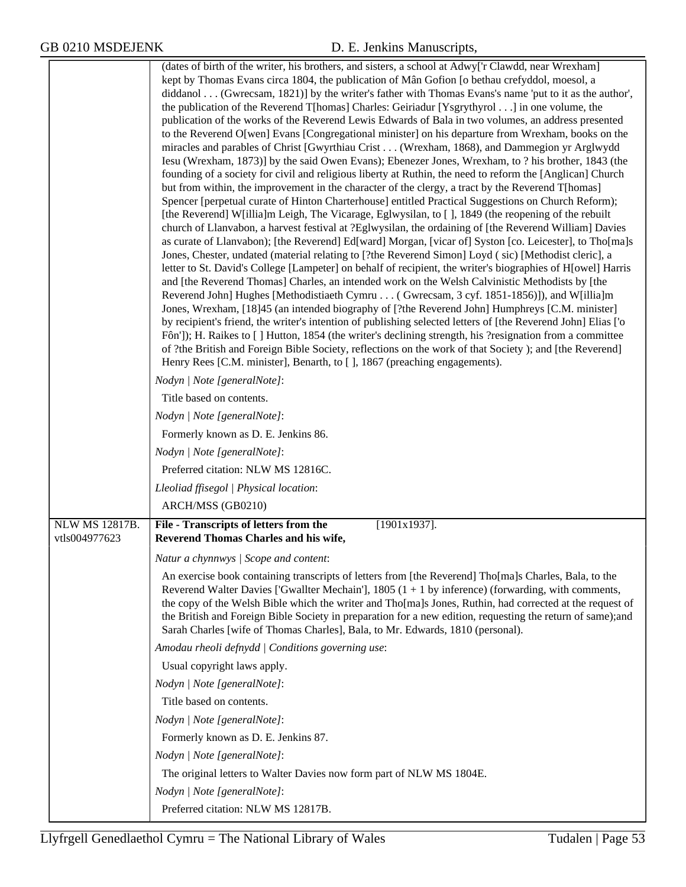(dates of birth of the writer, his brothers, and sisters, a school at Adwy['r Clawdd, near Wrexham] kept by Thomas Evans circa 1804, the publication of Mân Gofion [o bethau crefyddol, moesol, a diddanol . . . (Gwrecsam, 1821)] by the writer's father with Thomas Evans's name 'put to it as the author', the publication of the Reverend T[homas] Charles: Geiriadur [Ysgrythyrol . . .] in one volume, the publication of the works of the Reverend Lewis Edwards of Bala in two volumes, an address presented to the Reverend O[wen] Evans [Congregational minister] on his departure from Wrexham, books on the miracles and parables of Christ [Gwyrthiau Crist . . . (Wrexham, 1868), and Dammegion yr Arglwydd Iesu (Wrexham, 1873)] by the said Owen Evans); Ebenezer Jones, Wrexham, to ? his brother, 1843 (the founding of a society for civil and religious liberty at Ruthin, the need to reform the [Anglican] Church but from within, the improvement in the character of the clergy, a tract by the Reverend T[homas] Spencer [perpetual curate of Hinton Charterhouse] entitled Practical Suggestions on Church Reform); [the Reverend] W[illia]m Leigh, The Vicarage, Eglwysilan, to [ ], 1849 (the reopening of the rebuilt church of Llanvabon, a harvest festival at ?Eglwysilan, the ordaining of [the Reverend William] Davies as curate of Llanvabon); [the Reverend] Ed[ward] Morgan, [vicar of] Syston [co. Leicester], to Tho[ma]s Jones, Chester, undated (material relating to [?the Reverend Simon] Loyd ( sic) [Methodist cleric], a letter to St. David's College [Lampeter] on behalf of recipient, the writer's biographies of H[owel] Harris and [the Reverend Thomas] Charles, an intended work on the Welsh Calvinistic Methodists by [the Reverend John] Hughes [Methodistiaeth Cymru . . . ( Gwrecsam, 3 cyf. 1851-1856)]), and W[illia]m Jones, Wrexham, [18]45 (an intended biography of [?the Reverend John] Humphreys [C.M. minister] by recipient's friend, the writer's intention of publishing selected letters of [the Reverend John] Elias ['o Fôn']); H. Raikes to [ ] Hutton, 1854 (the writer's declining strength, his ?resignation from a committee of ?the British and Foreign Bible Society, reflections on the work of that Society ); and [the Reverend] Henry Rees [C.M. minister], Benarth, to [ ], 1867 (preaching engagements).

*Nodyn | Note [generalNote]*:

Title based on contents.

*Nodyn | Note [generalNote]*:

Formerly known as D. E. Jenkins 86.

*Nodyn | Note [generalNote]*:

Preferred citation: NLW MS 12816C.

*Lleoliad ffisegol | Physical location*:

ARCH/MSS (GB0210)

---

NLW MS 12817B.
vtls004977623

**File - Transcripts of letters from the Reverend Thomas Charles and his wife,** [1901x1937].

*Natur a chynnwys | Scope and content*:

An exercise book containing transcripts of letters from [the Reverend] Tho[ma]s Charles, Bala, to the Reverend Walter Davies ['Gwallter Mechain'], 1805 (1 + 1 by inference) (forwarding, with comments, the copy of the Welsh Bible which the writer and Tho[ma]s Jones, Ruthin, had corrected at the request of the British and Foreign Bible Society in preparation for a new edition, requesting the return of same);and Sarah Charles [wife of Thomas Charles], Bala, to Mr. Edwards, 1810 (personal).

*Amodau rheoli defnydd | Conditions governing use*:

Usual copyright laws apply.

*Nodyn | Note [generalNote]*:

Title based on contents.

*Nodyn | Note [generalNote]*:

Formerly known as D. E. Jenkins 87.

*Nodyn | Note [generalNote]*:

The original letters to Walter Davies now form part of NLW MS 1804E.

*Nodyn | Note [generalNote]*:

Preferred citation: NLW MS 12817B.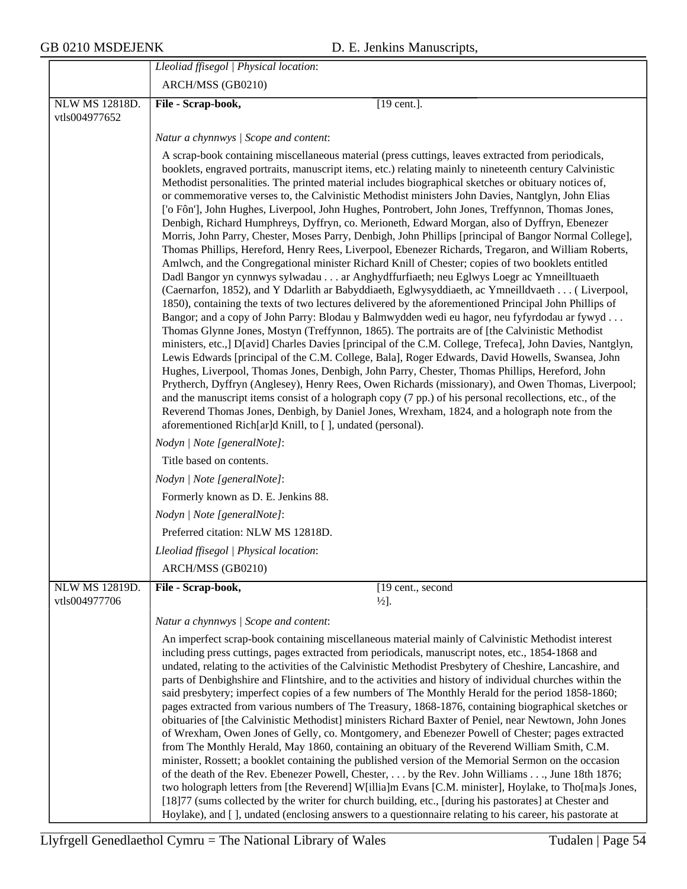*Lleoliad ffisegol | Physical location*:

ARCH/MSS (GB0210)

NLW MS 12818D.
vtls004977652

**File - Scrap-book,** [19 cent.].

*Natur a chynnwys | Scope and content*:

A scrap-book containing miscellaneous material (press cuttings, leaves extracted from periodicals, booklets, engraved portraits, manuscript items, etc.) relating mainly to nineteenth century Calvinistic Methodist personalities. The printed material includes biographical sketches or obituary notices of, or commemorative verses to, the Calvinistic Methodist ministers John Davies, Nantglyn, John Elias ['o Fôn'], John Hughes, Liverpool, John Hughes, Pontrobert, John Jones, Treffynnon, Thomas Jones, Denbigh, Richard Humphreys, Dyffryn, co. Merioneth, Edward Morgan, also of Dyffryn, Ebenezer Morris, John Parry, Chester, Moses Parry, Denbigh, John Phillips [principal of Bangor Normal College], Thomas Phillips, Hereford, Henry Rees, Liverpool, Ebenezer Richards, Tregaron, and William Roberts, Amlwch, and the Congregational minister Richard Knill of Chester; copies of two booklets entitled Dadl Bangor yn cynnwys sylwadau . . . ar Anghydffurfiaeth; neu Eglwys Loegr ac Ymneilltuaeth (Caernarfon, 1852), and Y Ddarlith ar Babyddiaeth, Eglwysyddiaeth, ac Ymneilldvaeth . . . ( Liverpool, 1850), containing the texts of two lectures delivered by the aforementioned Principal John Phillips of Bangor; and a copy of John Parry: Blodau y Balmwydden wedi eu hagor, neu fyfyrdodau ar fywyd . . . Thomas Glynne Jones, Mostyn (Treffynnon, 1865). The portraits are of [the Calvinistic Methodist ministers, etc.,] D[avid] Charles Davies [principal of the C.M. College, Trefeca], John Davies, Nantglyn, Lewis Edwards [principal of the C.M. College, Bala], Roger Edwards, David Howells, Swansea, John Hughes, Liverpool, Thomas Jones, Denbigh, John Parry, Chester, Thomas Phillips, Hereford, John Prytherch, Dyffryn (Anglesey), Henry Rees, Owen Richards (missionary), and Owen Thomas, Liverpool; and the manuscript items consist of a holograph copy (7 pp.) of his personal recollections, etc., of the Reverend Thomas Jones, Denbigh, by Daniel Jones, Wrexham, 1824, and a holograph note from the aforementioned Rich[ar]d Knill, to [ ], undated (personal).

*Nodyn | Note [generalNote]*:

Title based on contents.

*Nodyn | Note [generalNote]*:

Formerly known as D. E. Jenkins 88.

*Nodyn | Note [generalNote]*:

Preferred citation: NLW MS 12818D.

*Lleoliad ffisegol | Physical location*:

ARCH/MSS (GB0210)

NLW MS 12819D.
vtls004977706

**File - Scrap-book,** [19 cent., second ½].

*Natur a chynnwys | Scope and content*:

An imperfect scrap-book containing miscellaneous material mainly of Calvinistic Methodist interest including press cuttings, pages extracted from periodicals, manuscript notes, etc., 1854-1868 and undated, relating to the activities of the Calvinistic Methodist Presbytery of Cheshire, Lancashire, and parts of Denbighshire and Flintshire, and to the activities and history of individual churches within the said presbytery; imperfect copies of a few numbers of The Monthly Herald for the period 1858-1860; pages extracted from various numbers of The Treasury, 1868-1876, containing biographical sketches or obituaries of [the Calvinistic Methodist] ministers Richard Baxter of Peniel, near Newtown, John Jones of Wrexham, Owen Jones of Gelly, co. Montgomery, and Ebenezer Powell of Chester; pages extracted from The Monthly Herald, May 1860, containing an obituary of the Reverend William Smith, C.M. minister, Rossett; a booklet containing the published version of the Memorial Sermon on the occasion of the death of the Rev. Ebenezer Powell, Chester, . . . by the Rev. John Williams . . ., June 18th 1876; two holograph letters from [the Reverend] W[illia]m Evans [C.M. minister], Hoylake, to Tho[ma]s Jones, [18]77 (sums collected by the writer for church building, etc., [during his pastorates] at Chester and Hoylake), and [ ], undated (enclosing answers to a questionnaire relating to his career, his pastorate at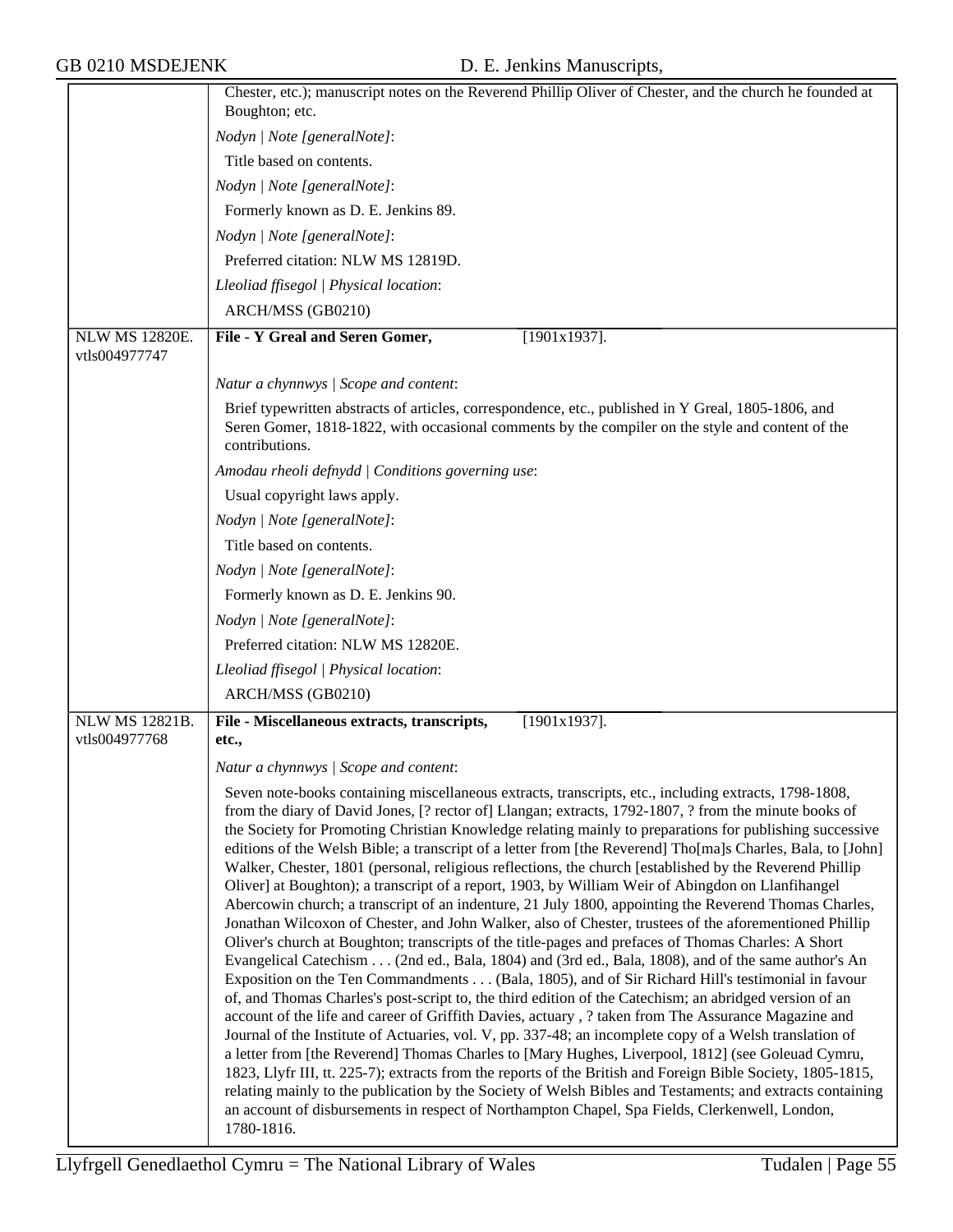| | |
|---|---|
| | Chester, etc.); manuscript notes on the Reverend Phillip Oliver of Chester, and the church he founded at Boughton; etc.<br>*Nodyn \| Note [generalNote]*:<br>Title based on contents.<br>*Nodyn \| Note [generalNote]*:<br>Formerly known as D. E. Jenkins 89.<br>*Nodyn \| Note [generalNote]*:<br>Preferred citation: NLW MS 12819D.<br>*Lleoliad ffisegol \| Physical location*:<br>ARCH/MSS (GB0210) |
| NLW MS 12820E. vtls004977747 | **File - Y Greal and Seren Gomer,** [1901x1937].<br>*Natur a chynnwys \| Scope and content*:<br>Brief typewritten abstracts of articles, correspondence, etc., published in Y Greal, 1805-1806, and Seren Gomer, 1818-1822, with occasional comments by the compiler on the style and content of the contributions.<br>*Amodau rheoli defnydd \| Conditions governing use*:<br>Usual copyright laws apply.<br>*Nodyn \| Note [generalNote]*:<br>Title based on contents.<br>*Nodyn \| Note [generalNote]*:<br>Formerly known as D. E. Jenkins 90.<br>*Nodyn \| Note [generalNote]*:<br>Preferred citation: NLW MS 12820E.<br>*Lleoliad ffisegol \| Physical location*:<br>ARCH/MSS (GB0210) |
| NLW MS 12821B. vtls004977768 | **File - Miscellaneous extracts, transcripts, etc.,** [1901x1937].<br>*Natur a chynnwys \| Scope and content*:<br>Seven note-books containing miscellaneous extracts, transcripts, etc., including extracts, 1798-1808, from the diary of David Jones, [? rector of] Llangan; extracts, 1792-1807, ? from the minute books of the Society for Promoting Christian Knowledge relating mainly to preparations for publishing successive editions of the Welsh Bible; a transcript of a letter from [the Reverend] Tho[ma]s Charles, Bala, to [John] Walker, Chester, 1801 (personal, religious reflections, the church [established by the Reverend Phillip Oliver] at Boughton); a transcript of a report, 1903, by William Weir of Abingdon on Llanfihangel Abercowin church; a transcript of an indenture, 21 July 1800, appointing the Reverend Thomas Charles, Jonathan Wilcoxon of Chester, and John Walker, also of Chester, trustees of the aforementioned Phillip Oliver's church at Boughton; transcripts of the title-pages and prefaces of Thomas Charles: A Short Evangelical Catechism . . . (2nd ed., Bala, 1804) and (3rd ed., Bala, 1808), and of the same author's An Exposition on the Ten Commandments . . . (Bala, 1805), and of Sir Richard Hill's testimonial in favour of, and Thomas Charles's post-script to, the third edition of the Catechism; an abridged version of an account of the life and career of Griffith Davies, actuary , ? taken from The Assurance Magazine and Journal of the Institute of Actuaries, vol. V, pp. 337-48; an incomplete copy of a Welsh translation of a letter from [the Reverend] Thomas Charles to [Mary Hughes, Liverpool, 1812] (see Goleuad Cymru, 1823, Llyfr III, tt. 225-7); extracts from the reports of the British and Foreign Bible Society, 1805-1815, relating mainly to the publication by the Society of Welsh Bibles and Testaments; and extracts containing an account of disbursements in respect of Northampton Chapel, Spa Fields, Clerkenwell, London, 1780-1816. |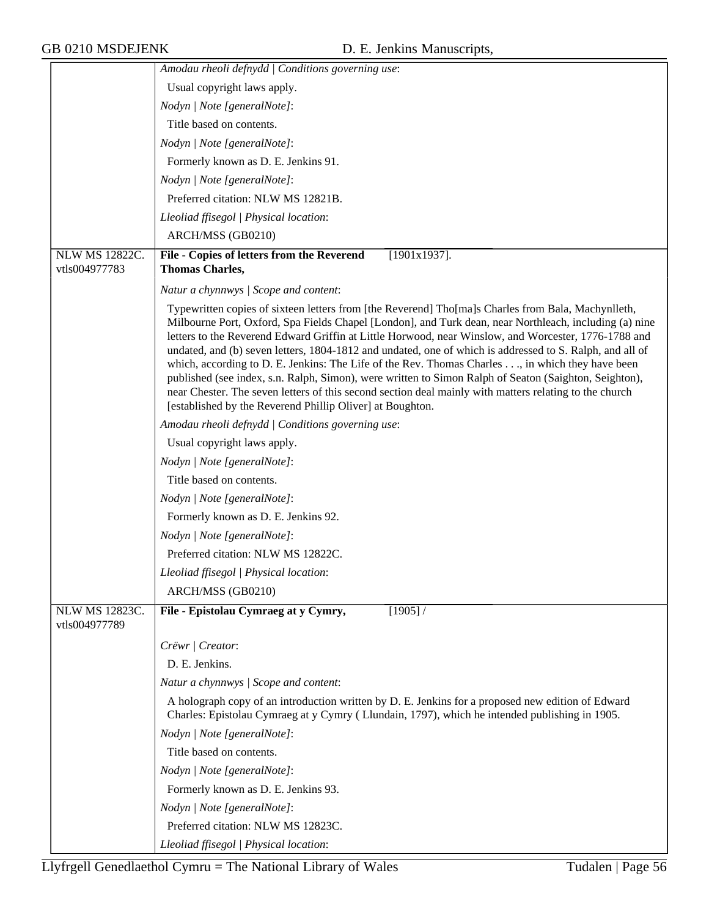*Amodau rheoli defnydd | Conditions governing use*:

Usual copyright laws apply.

*Nodyn | Note [generalNote]*:

Title based on contents.

*Nodyn | Note [generalNote]*:

Formerly known as D. E. Jenkins 91.

*Nodyn | Note [generalNote]*:

Preferred citation: NLW MS 12821B.

*Lleoliad ffisegol | Physical location*:

ARCH/MSS (GB0210)

---

NLW MS 12822C.
vtls004977783

**File - Copies of letters from the Reverend Thomas Charles,** [1901x1937].

*Natur a chynnwys | Scope and content*:

Typewritten copies of sixteen letters from [the Reverend] Tho[ma]s Charles from Bala, Machynlleth, Milbourne Port, Oxford, Spa Fields Chapel [London], and Turk dean, near Northleach, including (a) nine letters to the Reverend Edward Griffin at Little Horwood, near Winslow, and Worcester, 1776-1788 and undated, and (b) seven letters, 1804-1812 and undated, one of which is addressed to S. Ralph, and all of which, according to D. E. Jenkins: The Life of the Rev. Thomas Charles . . ., in which they have been published (see index, s.n. Ralph, Simon), were written to Simon Ralph of Seaton (Saighton, Seighton), near Chester. The seven letters of this second section deal mainly with matters relating to the church [established by the Reverend Phillip Oliver] at Boughton.

*Amodau rheoli defnydd | Conditions governing use*:

Usual copyright laws apply.

*Nodyn | Note [generalNote]*:

Title based on contents.

*Nodyn | Note [generalNote]*:

Formerly known as D. E. Jenkins 92.

*Nodyn | Note [generalNote]*:

Preferred citation: NLW MS 12822C.

*Lleoliad ffisegol | Physical location*:

ARCH/MSS (GB0210)

---

NLW MS 12823C.
vtls004977789

**File - Epistolau Cymraeg at y Cymry,** [1905] /

*Crëwr | Creator*:

D. E. Jenkins.

*Natur a chynnwys | Scope and content*:

A holograph copy of an introduction written by D. E. Jenkins for a proposed new edition of Edward Charles: Epistolau Cymraeg at y Cymry ( Llundain, 1797), which he intended publishing in 1905.

*Nodyn | Note [generalNote]*:

Title based on contents.

*Nodyn | Note [generalNote]*:

Formerly known as D. E. Jenkins 93.

*Nodyn | Note [generalNote]*:

Preferred citation: NLW MS 12823C.

*Lleoliad ffisegol | Physical location*: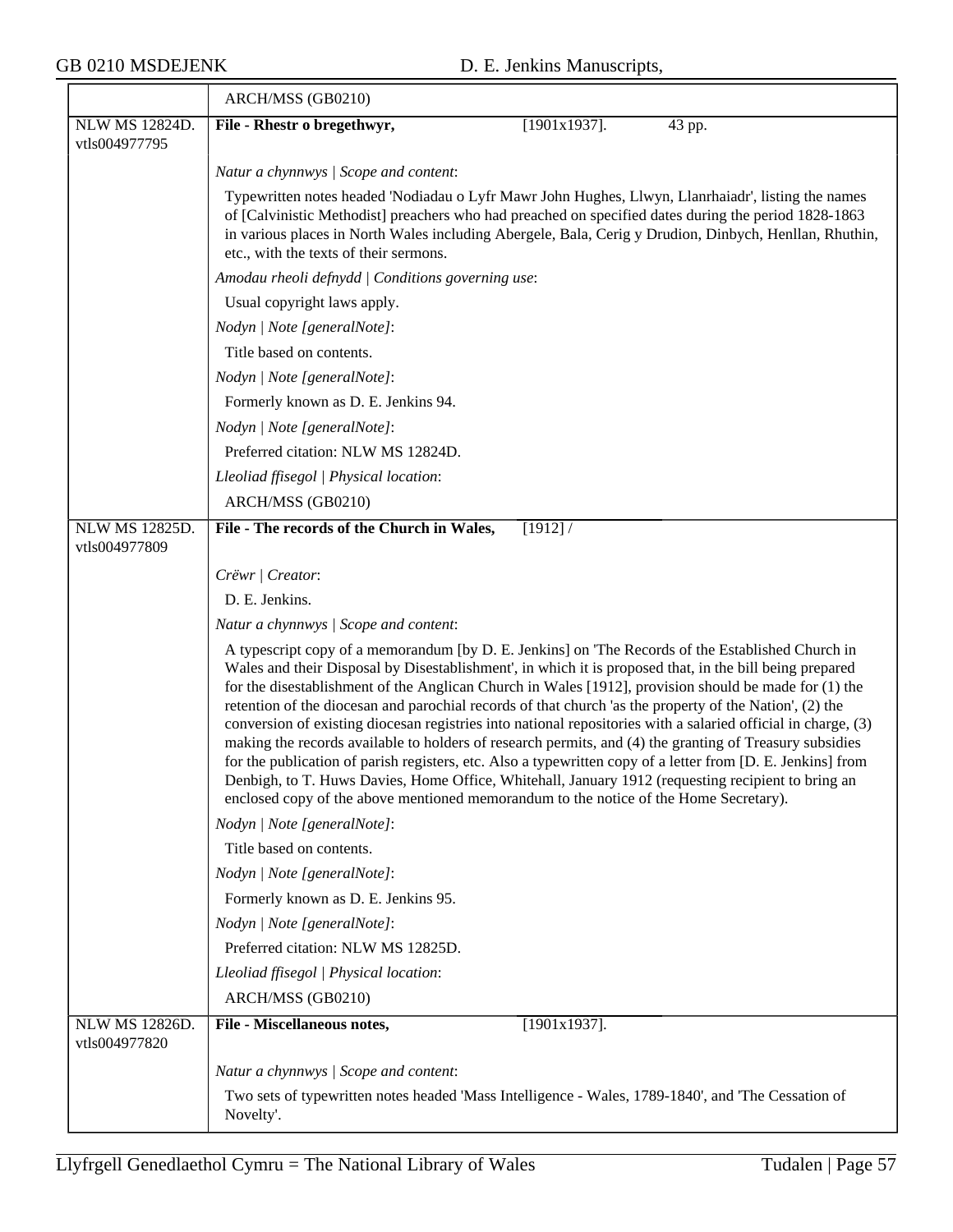| | |
|---|---|
| | ARCH/MSS (GB0210) |
| NLW MS 12824D. vtls004977795 | **File - Rhestr o bregethwyr,** [1901x1937]. 43 pp.<br><br>*Natur a chynnwys \| Scope and content*:<br>Typewritten notes headed 'Nodiadau o Lyfr Mawr John Hughes, Llwyn, Llanrhaiadr', listing the names of [Calvinistic Methodist] preachers who had preached on specified dates during the period 1828-1863 in various places in North Wales including Abergele, Bala, Cerig y Drudion, Dinbych, Henllan, Rhuthin, etc., with the texts of their sermons.<br>*Amodau rheoli defnydd \| Conditions governing use*:<br>Usual copyright laws apply.<br>*Nodyn \| Note [generalNote]*:<br>Title based on contents.<br>*Nodyn \| Note [generalNote]*:<br>Formerly known as D. E. Jenkins 94.<br>*Nodyn \| Note [generalNote]*:<br>Preferred citation: NLW MS 12824D.<br>*Lleoliad ffisegol \| Physical location*:<br>ARCH/MSS (GB0210) |
| NLW MS 12825D. vtls004977809 | **File - The records of the Church in Wales,** [1912] /<br><br>*Crëwr \| Creator*:<br>D. E. Jenkins.<br>*Natur a chynnwys \| Scope and content*:<br>A typescript copy of a memorandum [by D. E. Jenkins] on 'The Records of the Established Church in Wales and their Disposal by Disestablishment', in which it is proposed that, in the bill being prepared for the disestablishment of the Anglican Church in Wales [1912], provision should be made for (1) the retention of the diocesan and parochial records of that church 'as the property of the Nation', (2) the conversion of existing diocesan registries into national repositories with a salaried official in charge, (3) making the records available to holders of research permits, and (4) the granting of Treasury subsidies for the publication of parish registers, etc. Also a typewritten copy of a letter from [D. E. Jenkins] from Denbigh, to T. Huws Davies, Home Office, Whitehall, January 1912 (requesting recipient to bring an enclosed copy of the above mentioned memorandum to the notice of the Home Secretary).<br>*Nodyn \| Note [generalNote]*:<br>Title based on contents.<br>*Nodyn \| Note [generalNote]*:<br>Formerly known as D. E. Jenkins 95.<br>*Nodyn \| Note [generalNote]*:<br>Preferred citation: NLW MS 12825D.<br>*Lleoliad ffisegol \| Physical location*:<br>ARCH/MSS (GB0210) |
| NLW MS 12826D. vtls004977820 | **File - Miscellaneous notes,** [1901x1937].<br><br>*Natur a chynnwys \| Scope and content*:<br>Two sets of typewritten notes headed 'Mass Intelligence - Wales, 1789-1840', and 'The Cessation of Novelty'. |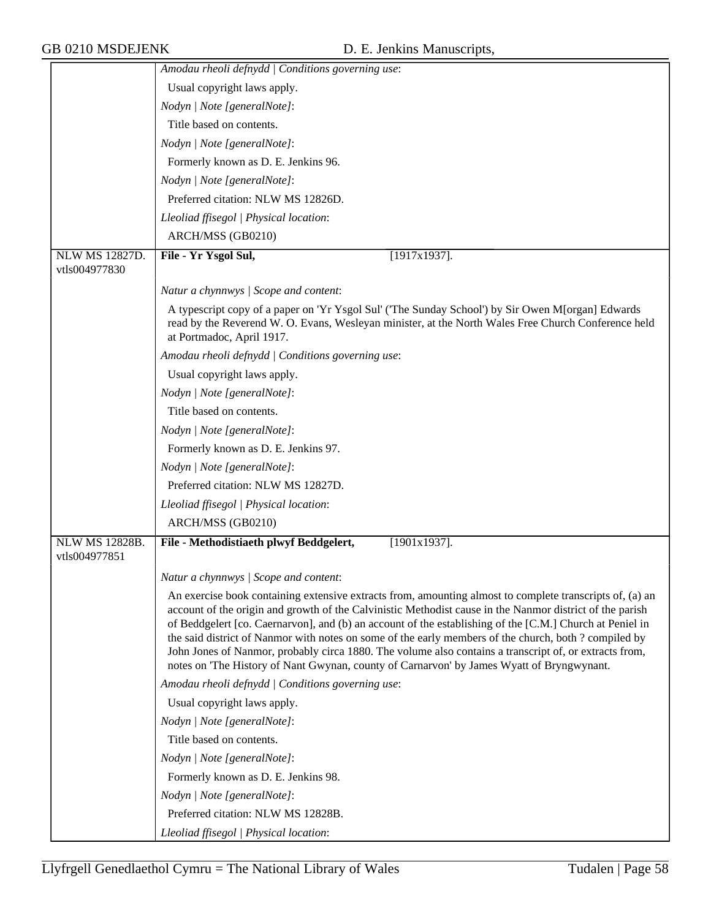| | |
|---|---|
| | *Amodau rheoli defnydd \| Conditions governing use*: |
| | Usual copyright laws apply. |
| | *Nodyn \| Note [generalNote]*: |
| | Title based on contents. |
| | *Nodyn \| Note [generalNote]*: |
| | Formerly known as D. E. Jenkins 96. |
| | *Nodyn \| Note [generalNote]*: |
| | Preferred citation: NLW MS 12826D. |
| | *Lleoliad ffisegol \| Physical location*: |
| | ARCH/MSS (GB0210) |
| NLW MS 12827D. vtls004977830 | **File - Yr Ysgol Sul,** [1917x1937]. |
| | *Natur a chynnwys \| Scope and content*: |
| | A typescript copy of a paper on 'Yr Ysgol Sul' ('The Sunday School') by Sir Owen M[organ] Edwards read by the Reverend W. O. Evans, Wesleyan minister, at the North Wales Free Church Conference held at Portmadoc, April 1917. |
| | *Amodau rheoli defnydd \| Conditions governing use*: |
| | Usual copyright laws apply. |
| | *Nodyn \| Note [generalNote]*: |
| | Title based on contents. |
| | *Nodyn \| Note [generalNote]*: |
| | Formerly known as D. E. Jenkins 97. |
| | *Nodyn \| Note [generalNote]*: |
| | Preferred citation: NLW MS 12827D. |
| | *Lleoliad ffisegol \| Physical location*: |
| | ARCH/MSS (GB0210) |
| NLW MS 12828B. vtls004977851 | **File - Methodistiaeth plwyf Beddgelert,** [1901x1937]. |
| | *Natur a chynnwys \| Scope and content*: |
| | An exercise book containing extensive extracts from, amounting almost to complete transcripts of, (a) an account of the origin and growth of the Calvinistic Methodist cause in the Nanmor district of the parish of Beddgelert [co. Caernarvon], and (b) an account of the establishing of the [C.M.] Church at Peniel in the said district of Nanmor with notes on some of the early members of the church, both ? compiled by John Jones of Nanmor, probably circa 1880. The volume also contains a transcript of, or extracts from, notes on 'The History of Nant Gwynan, county of Carnarvon' by James Wyatt of Bryngwynant. |
| | *Amodau rheoli defnydd \| Conditions governing use*: |
| | Usual copyright laws apply. |
| | *Nodyn \| Note [generalNote]*: |
| | Title based on contents. |
| | *Nodyn \| Note [generalNote]*: |
| | Formerly known as D. E. Jenkins 98. |
| | *Nodyn \| Note [generalNote]*: |
| | Preferred citation: NLW MS 12828B. |
| | *Lleoliad ffisegol \| Physical location*: |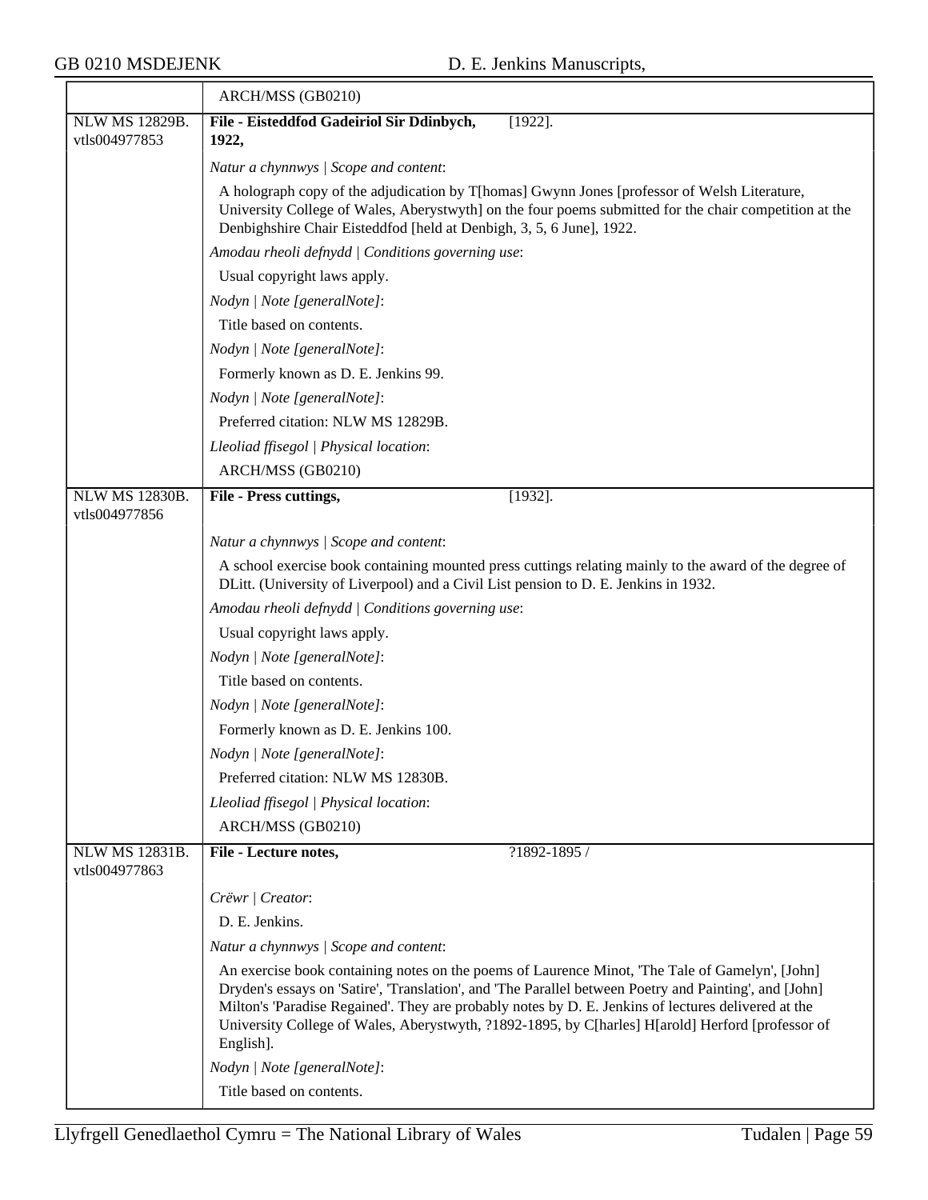| | |
|---|---|
| | ARCH/MSS (GB0210) |
| NLW MS 12829B. vtls004977853 | **File - Eisteddfod Gadeiriol Sir Ddinbych, 1922,** [1922].<br><br>*Natur a chynnwys \| Scope and content*:<br>A holograph copy of the adjudication by T[homas] Gwynn Jones [professor of Welsh Literature, University College of Wales, Aberystwyth] on the four poems submitted for the chair competition at the Denbighshire Chair Eisteddfod [held at Denbigh, 3, 5, 6 June], 1922.<br>*Amodau rheoli defnydd \| Conditions governing use*:<br>Usual copyright laws apply.<br>*Nodyn \| Note [generalNote]*:<br>Title based on contents.<br>*Nodyn \| Note [generalNote]*:<br>Formerly known as D. E. Jenkins 99.<br>*Nodyn \| Note [generalNote]*:<br>Preferred citation: NLW MS 12829B.<br>*Lleoliad ffisegol \| Physical location*:<br>ARCH/MSS (GB0210) |
| NLW MS 12830B. vtls004977856 | **File - Press cuttings,** [1932].<br><br>*Natur a chynnwys \| Scope and content*:<br>A school exercise book containing mounted press cuttings relating mainly to the award of the degree of DLitt. (University of Liverpool) and a Civil List pension to D. E. Jenkins in 1932.<br>*Amodau rheoli defnydd \| Conditions governing use*:<br>Usual copyright laws apply.<br>*Nodyn \| Note [generalNote]*:<br>Title based on contents.<br>*Nodyn \| Note [generalNote]*:<br>Formerly known as D. E. Jenkins 100.<br>*Nodyn \| Note [generalNote]*:<br>Preferred citation: NLW MS 12830B.<br>*Lleoliad ffisegol \| Physical location*:<br>ARCH/MSS (GB0210) |
| NLW MS 12831B. vtls004977863 | **File - Lecture notes,** ?1892-1895 /<br><br>*Crëwr \| Creator*:<br>D. E. Jenkins.<br>*Natur a chynnwys \| Scope and content*:<br>An exercise book containing notes on the poems of Laurence Minot, 'The Tale of Gamelyn', [John] Dryden's essays on 'Satire', 'Translation', and 'The Parallel between Poetry and Painting', and [John] Milton's 'Paradise Regained'. They are probably notes by D. E. Jenkins of lectures delivered at the University College of Wales, Aberystwyth, ?1892-1895, by C[harles] H[arold] Herford [professor of English].<br>*Nodyn \| Note [generalNote]*:<br>Title based on contents. |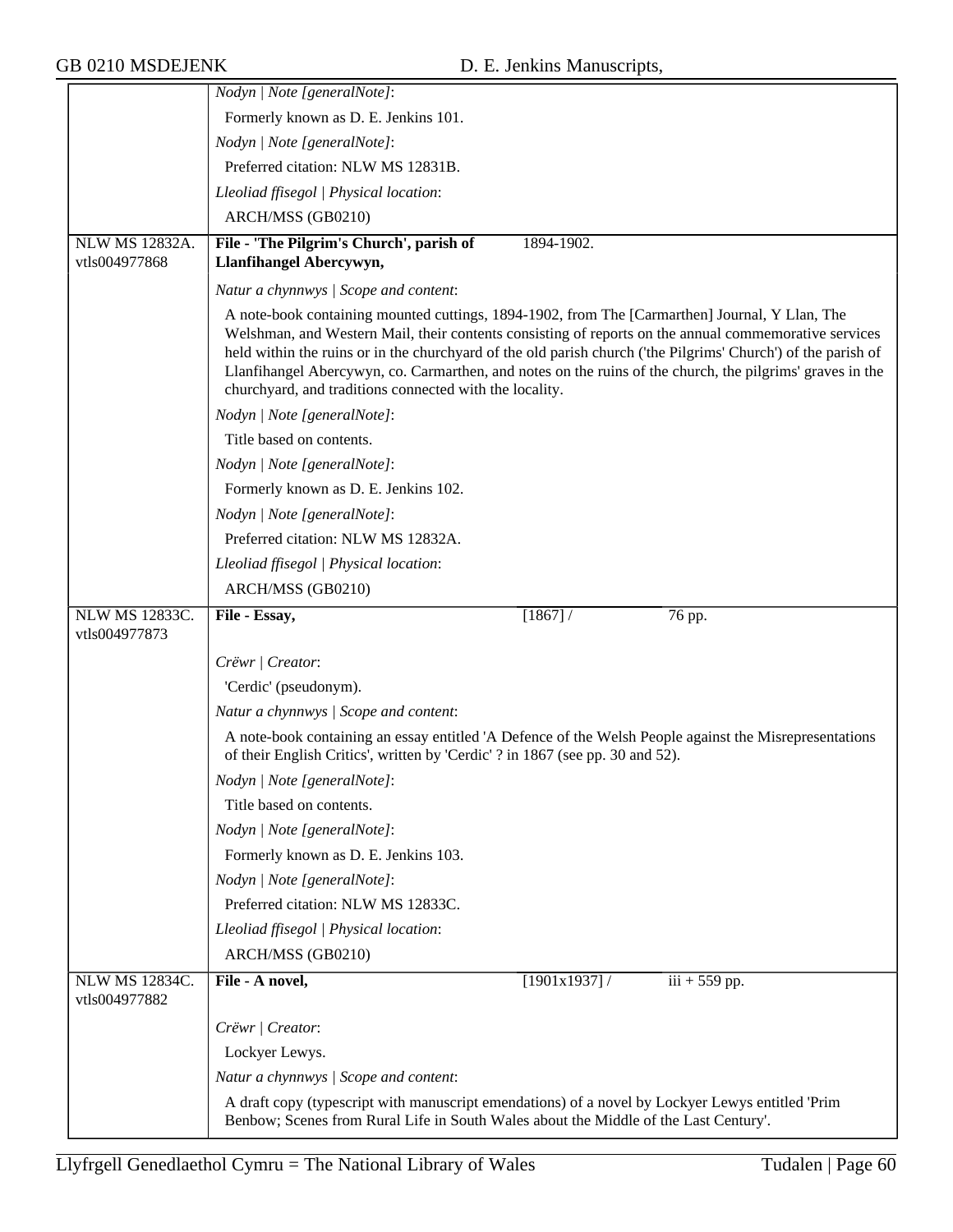| | |
|---|---|
| | *Nodyn \| Note [generalNote]*: |
| | Formerly known as D. E. Jenkins 101. |
| | *Nodyn \| Note [generalNote]*: |
| | Preferred citation: NLW MS 12831B. |
| | *Lleoliad ffisegol \| Physical location*: |
| | ARCH/MSS (GB0210) |
| NLW MS 12832A. vtls004977868 | **File - 'The Pilgrim's Church', parish of Llanfihangel Abercywyn,** 1894-1902. |
| | *Natur a chynnwys \| Scope and content*: |
| | A note-book containing mounted cuttings, 1894-1902, from The [Carmarthen] Journal, Y Llan, The Welshman, and Western Mail, their contents consisting of reports on the annual commemorative services held within the ruins or in the churchyard of the old parish church ('the Pilgrims' Church') of the parish of Llanfihangel Abercywyn, co. Carmarthen, and notes on the ruins of the church, the pilgrims' graves in the churchyard, and traditions connected with the locality. |
| | *Nodyn \| Note [generalNote]*: |
| | Title based on contents. |
| | *Nodyn \| Note [generalNote]*: |
| | Formerly known as D. E. Jenkins 102. |
| | *Nodyn \| Note [generalNote]*: |
| | Preferred citation: NLW MS 12832A. |
| | *Lleoliad ffisegol \| Physical location*: |
| | ARCH/MSS (GB0210) |
| NLW MS 12833C. vtls004977873 | **File - Essay,** [1867] / 76 pp. |
| | *Crëwr \| Creator*: |
| | 'Cerdic' (pseudonym). |
| | *Natur a chynnwys \| Scope and content*: |
| | A note-book containing an essay entitled 'A Defence of the Welsh People against the Misrepresentations of their English Critics', written by 'Cerdic' ? in 1867 (see pp. 30 and 52). |
| | *Nodyn \| Note [generalNote]*: |
| | Title based on contents. |
| | *Nodyn \| Note [generalNote]*: |
| | Formerly known as D. E. Jenkins 103. |
| | *Nodyn \| Note [generalNote]*: |
| | Preferred citation: NLW MS 12833C. |
| | *Lleoliad ffisegol \| Physical location*: |
| | ARCH/MSS (GB0210) |
| NLW MS 12834C. vtls004977882 | **File - A novel,** [1901x1937] / iii + 559 pp. |
| | *Crëwr \| Creator*: |
| | Lockyer Lewys. |
| | *Natur a chynnwys \| Scope and content*: |
| | A draft copy (typescript with manuscript emendations) of a novel by Lockyer Lewys entitled 'Prim Benbow; Scenes from Rural Life in South Wales about the Middle of the Last Century'. |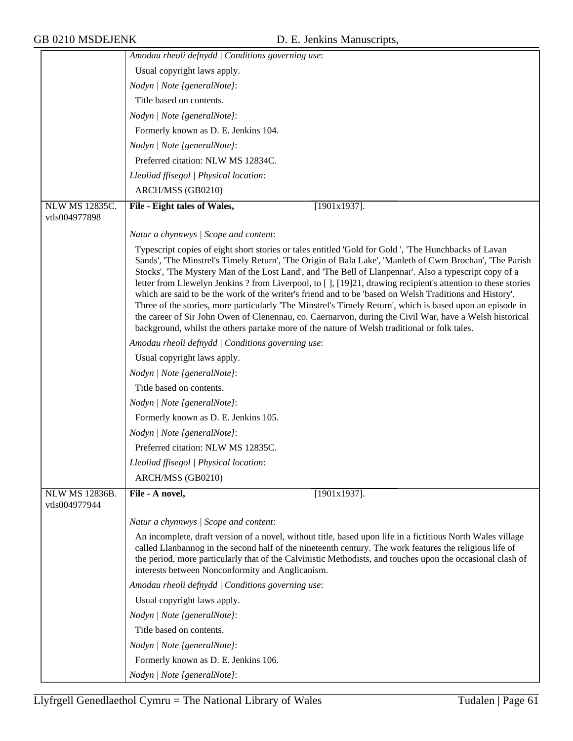| | |
|---|---|
| | *Amodau rheoli defnydd \| Conditions governing use*: |
| | Usual copyright laws apply. |
| | *Nodyn \| Note [generalNote]*: |
| | Title based on contents. |
| | *Nodyn \| Note [generalNote]*: |
| | Formerly known as D. E. Jenkins 104. |
| | *Nodyn \| Note [generalNote]*: |
| | Preferred citation: NLW MS 12834C. |
| | *Lleoliad ffisegol \| Physical location*: |
| | ARCH/MSS (GB0210) |
| NLW MS 12835C. vtls004977898 | **File - Eight tales of Wales,** [1901x1937]. |
| | *Natur a chynnwys \| Scope and content*: |
| | Typescript copies of eight short stories or tales entitled 'Gold for Gold ', 'The Hunchbacks of Lavan Sands', 'The Minstrel's Timely Return', 'The Origin of Bala Lake', 'Manleth of Cwm Brochan', 'The Parish Stocks', 'The Mystery Man of the Lost Land', and 'The Bell of Llanpennar'. Also a typescript copy of a letter from Llewelyn Jenkins ? from Liverpool, to [ ], [19]21, drawing recipient's attention to these stories which are said to be the work of the writer's friend and to be 'based on Welsh Traditions and History'. Three of the stories, more particularly 'The Minstrel's Timely Return', which is based upon an episode in the career of Sir John Owen of Clenennau, co. Caernarvon, during the Civil War, have a Welsh historical background, whilst the others partake more of the nature of Welsh traditional or folk tales. |
| | *Amodau rheoli defnydd \| Conditions governing use*: |
| | Usual copyright laws apply. |
| | *Nodyn \| Note [generalNote]*: |
| | Title based on contents. |
| | *Nodyn \| Note [generalNote]*: |
| | Formerly known as D. E. Jenkins 105. |
| | *Nodyn \| Note [generalNote]*: |
| | Preferred citation: NLW MS 12835C. |
| | *Lleoliad ffisegol \| Physical location*: |
| | ARCH/MSS (GB0210) |
| NLW MS 12836B. vtls004977944 | **File - A novel,** [1901x1937]. |
| | *Natur a chynnwys \| Scope and content*: |
| | An incomplete, draft version of a novel, without title, based upon life in a fictitious North Wales village called Llanbannog in the second half of the nineteenth century. The work features the religious life of the period, more particularly that of the Calvinistic Methodists, and touches upon the occasional clash of interests between Nonconformity and Anglicanism. |
| | *Amodau rheoli defnydd \| Conditions governing use*: |
| | Usual copyright laws apply. |
| | *Nodyn \| Note [generalNote]*: |
| | Title based on contents. |
| | *Nodyn \| Note [generalNote]*: |
| | Formerly known as D. E. Jenkins 106. |
| | *Nodyn \| Note [generalNote]*: |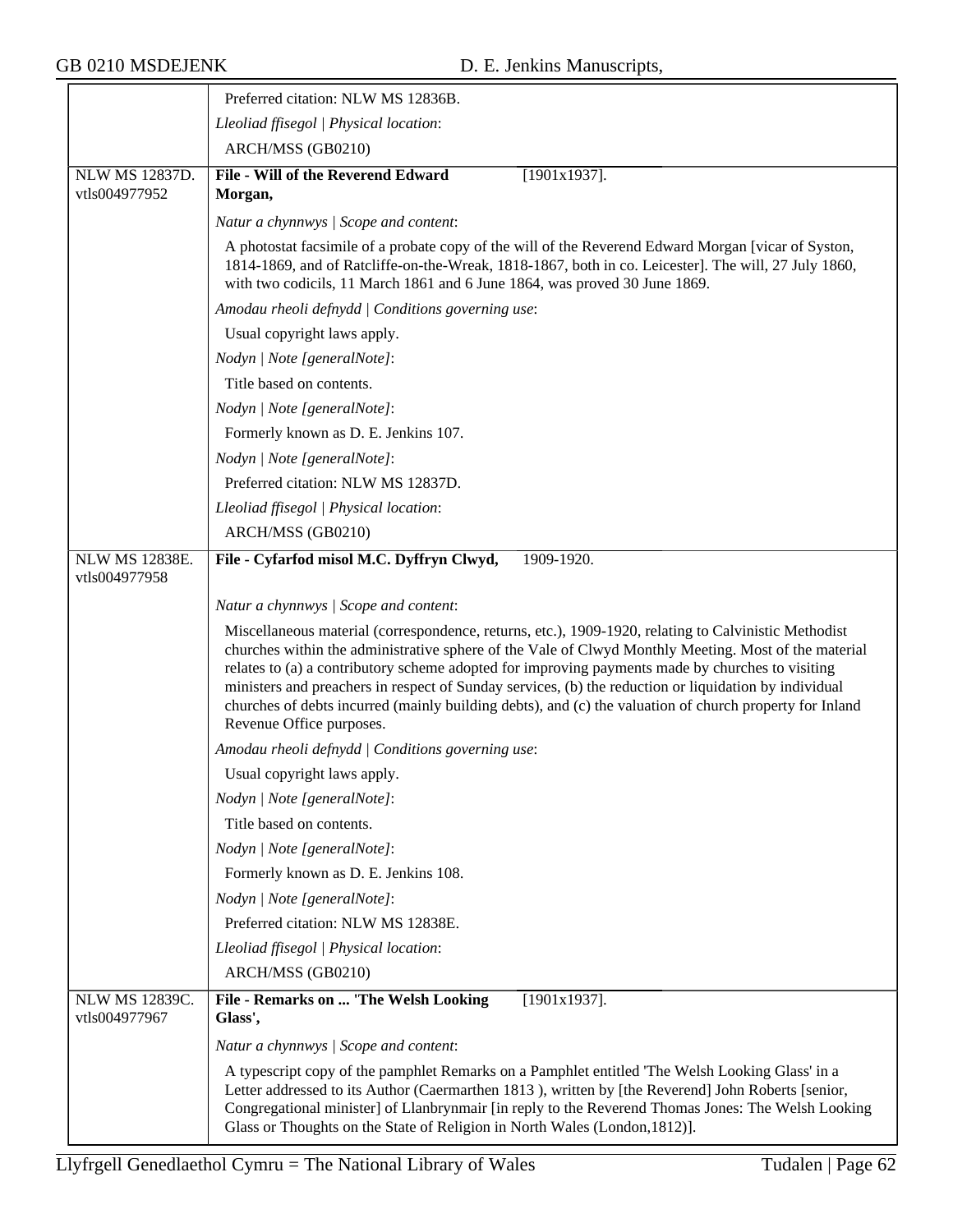Preferred citation: NLW MS 12836B.

*Lleoliad ffisegol | Physical location*:

ARCH/MSS (GB0210)

---

**NLW MS 12837D.**
vtls004977952

**File - Will of the Reverend Edward Morgan,** [1901x1937].

*Natur a chynnwys | Scope and content*:

A photostat facsimile of a probate copy of the will of the Reverend Edward Morgan [vicar of Syston, 1814-1869, and of Ratcliffe-on-the-Wreak, 1818-1867, both in co. Leicester]. The will, 27 July 1860, with two codicils, 11 March 1861 and 6 June 1864, was proved 30 June 1869.

*Amodau rheoli defnydd | Conditions governing use*:

Usual copyright laws apply.

*Nodyn | Note [generalNote]*:

Title based on contents.

*Nodyn | Note [generalNote]*:

Formerly known as D. E. Jenkins 107.

*Nodyn | Note [generalNote]*:

Preferred citation: NLW MS 12837D.

*Lleoliad ffisegol | Physical location*:

ARCH/MSS (GB0210)

---

**NLW MS 12838E.**
vtls004977958

**File - Cyfarfod misol M.C. Dyffryn Clwyd,** 1909-1920.

*Natur a chynnwys | Scope and content*:

Miscellaneous material (correspondence, returns, etc.), 1909-1920, relating to Calvinistic Methodist churches within the administrative sphere of the Vale of Clwyd Monthly Meeting. Most of the material relates to (a) a contributory scheme adopted for improving payments made by churches to visiting ministers and preachers in respect of Sunday services, (b) the reduction or liquidation by individual churches of debts incurred (mainly building debts), and (c) the valuation of church property for Inland Revenue Office purposes.

*Amodau rheoli defnydd | Conditions governing use*:

Usual copyright laws apply.

*Nodyn | Note [generalNote]*:

Title based on contents.

*Nodyn | Note [generalNote]*:

Formerly known as D. E. Jenkins 108.

*Nodyn | Note [generalNote]*:

Preferred citation: NLW MS 12838E.

*Lleoliad ffisegol | Physical location*:

ARCH/MSS (GB0210)

---

**NLW MS 12839C.**
vtls004977967

**File - Remarks on ... 'The Welsh Looking Glass',** [1901x1937].

*Natur a chynnwys | Scope and content*:

A typescript copy of the pamphlet Remarks on a Pamphlet entitled 'The Welsh Looking Glass' in a Letter addressed to its Author (Caermarthen 1813 ), written by [the Reverend] John Roberts [senior, Congregational minister] of Llanbrynmair [in reply to the Reverend Thomas Jones: The Welsh Looking Glass or Thoughts on the State of Religion in North Wales (London,1812)].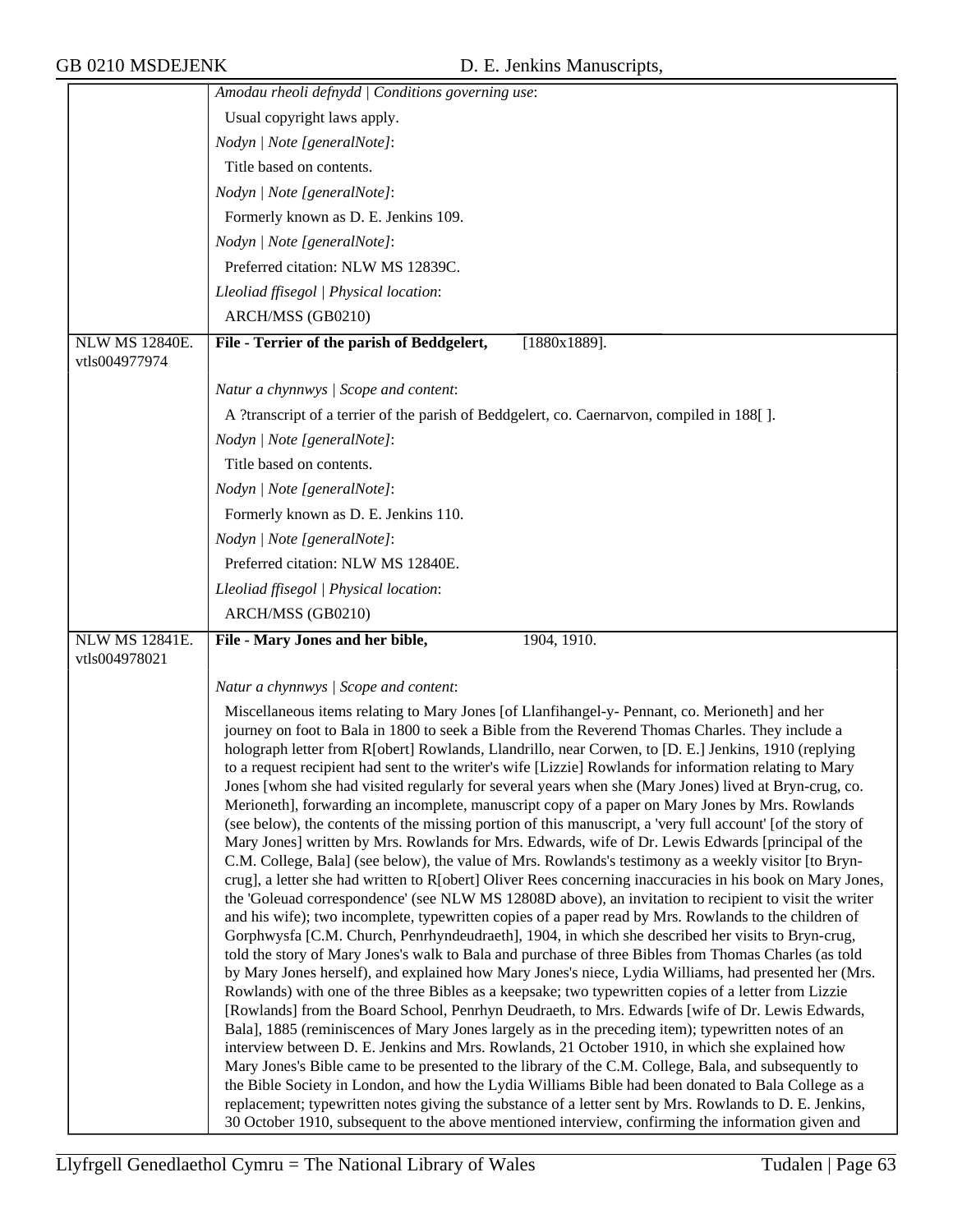| | |
|---|---|
| | *Amodau rheoli defnydd \| Conditions governing use*: |
| | Usual copyright laws apply. |
| | *Nodyn \| Note [generalNote]*: |
| | Title based on contents. |
| | *Nodyn \| Note [generalNote]*: |
| | Formerly known as D. E. Jenkins 109. |
| | *Nodyn \| Note [generalNote]*: |
| | Preferred citation: NLW MS 12839C. |
| | *Lleoliad ffisegol \| Physical location*: |
| | ARCH/MSS (GB0210) |
| NLW MS 12840E. vtls004977974 | **File - Terrier of the parish of Beddgelert,** [1880x1889]. |
| | *Natur a chynnwys \| Scope and content*: |
| | A ?transcript of a terrier of the parish of Beddgelert, co. Caernarvon, compiled in 188[ ]. |
| | *Nodyn \| Note [generalNote]*: |
| | Title based on contents. |
| | *Nodyn \| Note [generalNote]*: |
| | Formerly known as D. E. Jenkins 110. |
| | *Nodyn \| Note [generalNote]*: |
| | Preferred citation: NLW MS 12840E. |
| | *Lleoliad ffisegol \| Physical location*: |
| | ARCH/MSS (GB0210) |
| NLW MS 12841E. vtls004978021 | **File - Mary Jones and her bible,** 1904, 1910. |
| | *Natur a chynnwys \| Scope and content*: |
| | Miscellaneous items relating to Mary Jones [of Llanfihangel-y- Pennant, co. Merioneth] and her journey on foot to Bala in 1800 to seek a Bible from the Reverend Thomas Charles. They include a holograph letter from R[obert] Rowlands, Llandrillo, near Corwen, to [D. E.] Jenkins, 1910 (replying to a request recipient had sent to the writer's wife [Lizzie] Rowlands for information relating to Mary Jones [whom she had visited regularly for several years when she (Mary Jones) lived at Bryn-crug, co. Merioneth], forwarding an incomplete, manuscript copy of a paper on Mary Jones by Mrs. Rowlands (see below), the contents of the missing portion of this manuscript, a 'very full account' [of the story of Mary Jones] written by Mrs. Rowlands for Mrs. Edwards, wife of Dr. Lewis Edwards [principal of the C.M. College, Bala] (see below), the value of Mrs. Rowlands's testimony as a weekly visitor [to Bryn-crug], a letter she had written to R[obert] Oliver Rees concerning inaccuracies in his book on Mary Jones, the 'Goleuad correspondence' (see NLW MS 12808D above), an invitation to recipient to visit the writer and his wife); two incomplete, typewritten copies of a paper read by Mrs. Rowlands to the children of Gorphwysfa [C.M. Church, Penrhyndeudraeth], 1904, in which she described her visits to Bryn-crug, told the story of Mary Jones's walk to Bala and purchase of three Bibles from Thomas Charles (as told by Mary Jones herself), and explained how Mary Jones's niece, Lydia Williams, had presented her (Mrs. Rowlands) with one of the three Bibles as a keepsake; two typewritten copies of a letter from Lizzie [Rowlands] from the Board School, Penrhyn Deudraeth, to Mrs. Edwards [wife of Dr. Lewis Edwards, Bala], 1885 (reminiscences of Mary Jones largely as in the preceding item); typewritten notes of an interview between D. E. Jenkins and Mrs. Rowlands, 21 October 1910, in which she explained how Mary Jones's Bible came to be presented to the library of the C.M. College, Bala, and subsequently to the Bible Society in London, and how the Lydia Williams Bible had been donated to Bala College as a replacement; typewritten notes giving the substance of a letter sent by Mrs. Rowlands to D. E. Jenkins, 30 October 1910, subsequent to the above mentioned interview, confirming the information given and |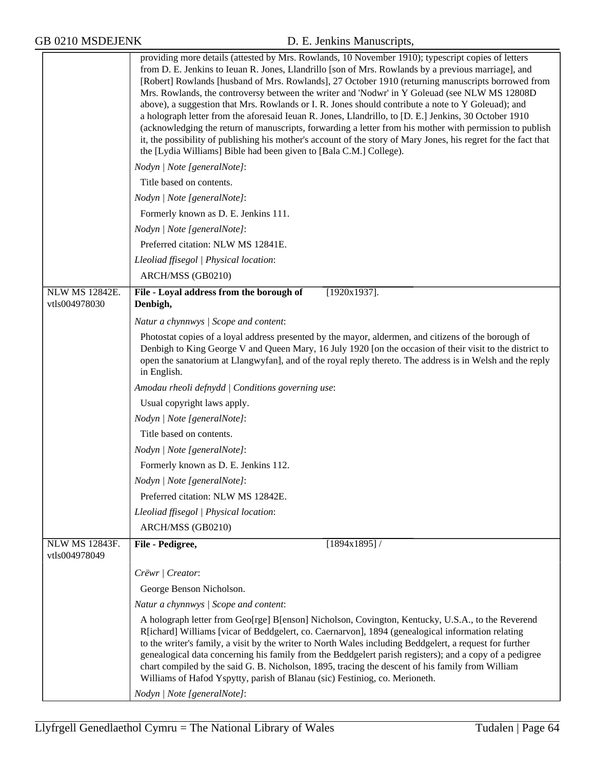providing more details (attested by Mrs. Rowlands, 10 November 1910); typescript copies of letters from D. E. Jenkins to Ieuan R. Jones, Llandrillo [son of Mrs. Rowlands by a previous marriage], and [Robert] Rowlands [husband of Mrs. Rowlands], 27 October 1910 (returning manuscripts borrowed from Mrs. Rowlands, the controversy between the writer and 'Nodwr' in Y Goleuad (see NLW MS 12808D above), a suggestion that Mrs. Rowlands or I. R. Jones should contribute a note to Y Goleuad); and a holograph letter from the aforesaid Ieuan R. Jones, Llandrillo, to [D. E.] Jenkins, 30 October 1910 (acknowledging the return of manuscripts, forwarding a letter from his mother with permission to publish it, the possibility of publishing his mother's account of the story of Mary Jones, his regret for the fact that the [Lydia Williams] Bible had been given to [Bala C.M.] College).

*Nodyn | Note [generalNote]*:

Title based on contents.

*Nodyn | Note [generalNote]*:

Formerly known as D. E. Jenkins 111.

*Nodyn | Note [generalNote]*:

Preferred citation: NLW MS 12841E.

*Lleoliad ffisegol | Physical location*:

ARCH/MSS (GB0210)

---

NLW MS 12842E.
vtls004978030

**File - Loyal address from the borough of Denbigh,** [1920x1937].

*Natur a chynnwys | Scope and content*:

Photostat copies of a loyal address presented by the mayor, aldermen, and citizens of the borough of Denbigh to King George V and Queen Mary, 16 July 1920 [on the occasion of their visit to the district to open the sanatorium at Llangwyfan], and of the royal reply thereto. The address is in Welsh and the reply in English.

*Amodau rheoli defnydd | Conditions governing use*:

Usual copyright laws apply.

*Nodyn | Note [generalNote]*:

Title based on contents.

*Nodyn | Note [generalNote]*:

Formerly known as D. E. Jenkins 112.

*Nodyn | Note [generalNote]*:

Preferred citation: NLW MS 12842E.

*Lleoliad ffisegol | Physical location*:

ARCH/MSS (GB0210)

---

NLW MS 12843F.
vtls004978049

**File - Pedigree,** [1894x1895] /

*Crëwr | Creator*:

George Benson Nicholson.

*Natur a chynnwys | Scope and content*:

A holograph letter from Geo[rge] B[enson] Nicholson, Covington, Kentucky, U.S.A., to the Reverend R[ichard] Williams [vicar of Beddgelert, co. Caernarvon], 1894 (genealogical information relating to the writer's family, a visit by the writer to North Wales including Beddgelert, a request for further genealogical data concerning his family from the Beddgelert parish registers); and a copy of a pedigree chart compiled by the said G. B. Nicholson, 1895, tracing the descent of his family from William Williams of Hafod Yspytty, parish of Blanau (sic) Festiniog, co. Merioneth.

*Nodyn | Note [generalNote]*: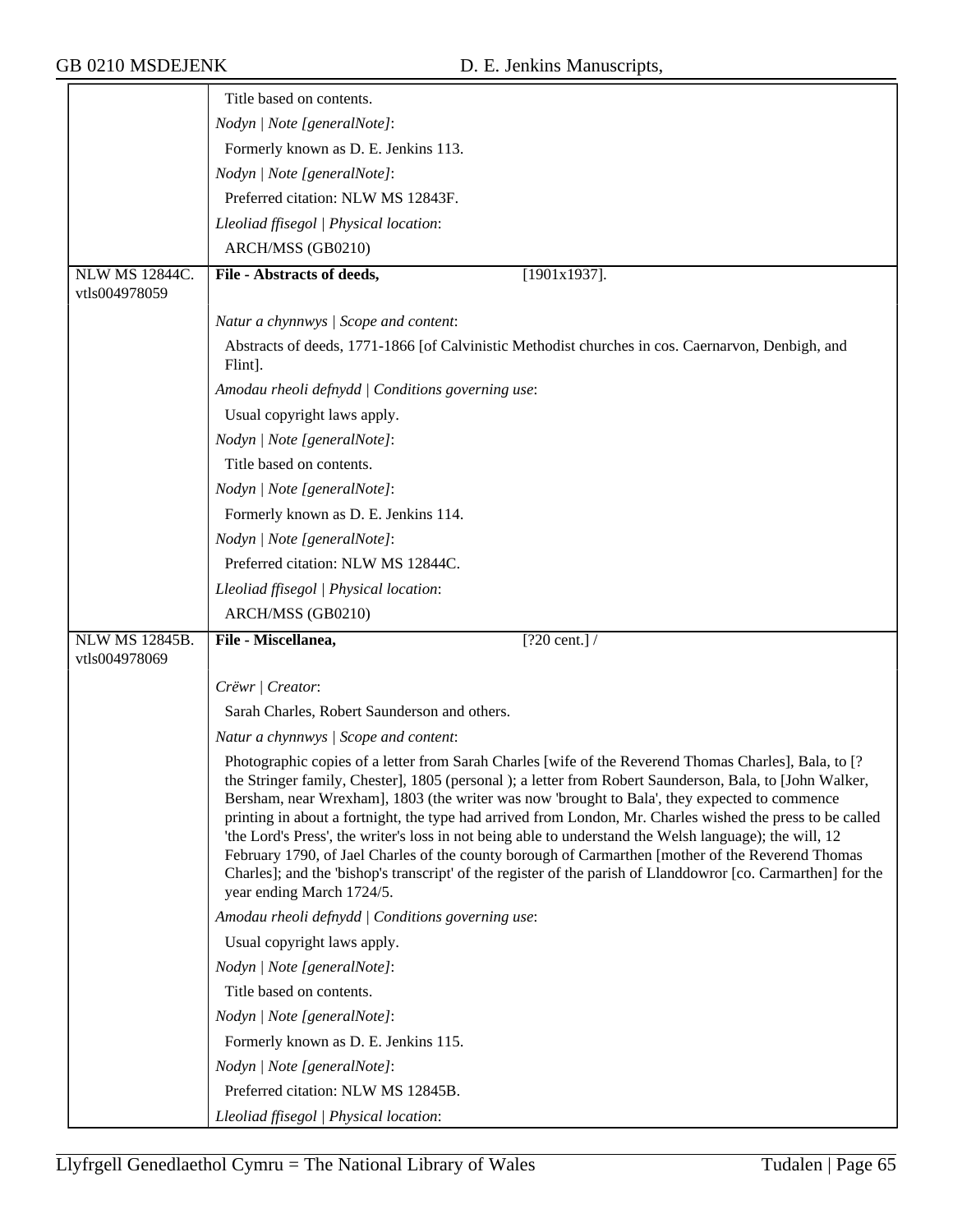| | |
|---|---|
| | Title based on contents.<br>*Nodyn \| Note [generalNote]*:<br>Formerly known as D. E. Jenkins 113.<br>*Nodyn \| Note [generalNote]*:<br>Preferred citation: NLW MS 12843F.<br>*Lleoliad ffisegol \| Physical location*:<br>ARCH/MSS (GB0210) |
| NLW MS 12844C.<br>vtls004978059 | **File - Abstracts of deeds,** [1901x1937]. |
| | *Natur a chynnwys \| Scope and content*:<br>Abstracts of deeds, 1771-1866 [of Calvinistic Methodist churches in cos. Caernarvon, Denbigh, and Flint].<br>*Amodau rheoli defnydd \| Conditions governing use*:<br>Usual copyright laws apply.<br>*Nodyn \| Note [generalNote]*:<br>Title based on contents.<br>*Nodyn \| Note [generalNote]*:<br>Formerly known as D. E. Jenkins 114.<br>*Nodyn \| Note [generalNote]*:<br>Preferred citation: NLW MS 12844C.<br>*Lleoliad ffisegol \| Physical location*:<br>ARCH/MSS (GB0210) |
| NLW MS 12845B.<br>vtls004978069 | **File - Miscellanea,** [?20 cent.] / |
| | *Crëwr \| Creator*:<br>Sarah Charles, Robert Saunderson and others.<br>*Natur a chynnwys \| Scope and content*:<br>Photographic copies of a letter from Sarah Charles [wife of the Reverend Thomas Charles], Bala, to [? the Stringer family, Chester], 1805 (personal ); a letter from Robert Saunderson, Bala, to [John Walker, Bersham, near Wrexham], 1803 (the writer was now 'brought to Bala', they expected to commence printing in about a fortnight, the type had arrived from London, Mr. Charles wished the press to be called 'the Lord's Press', the writer's loss in not being able to understand the Welsh language); the will, 12 February 1790, of Jael Charles of the county borough of Carmarthen [mother of the Reverend Thomas Charles]; and the 'bishop's transcript' of the register of the parish of Llanddowror [co. Carmarthen] for the year ending March 1724/5.<br>*Amodau rheoli defnydd \| Conditions governing use*:<br>Usual copyright laws apply.<br>*Nodyn \| Note [generalNote]*:<br>Title based on contents.<br>*Nodyn \| Note [generalNote]*:<br>Formerly known as D. E. Jenkins 115.<br>*Nodyn \| Note [generalNote]*:<br>Preferred citation: NLW MS 12845B.<br>*Lleoliad ffisegol \| Physical location*: |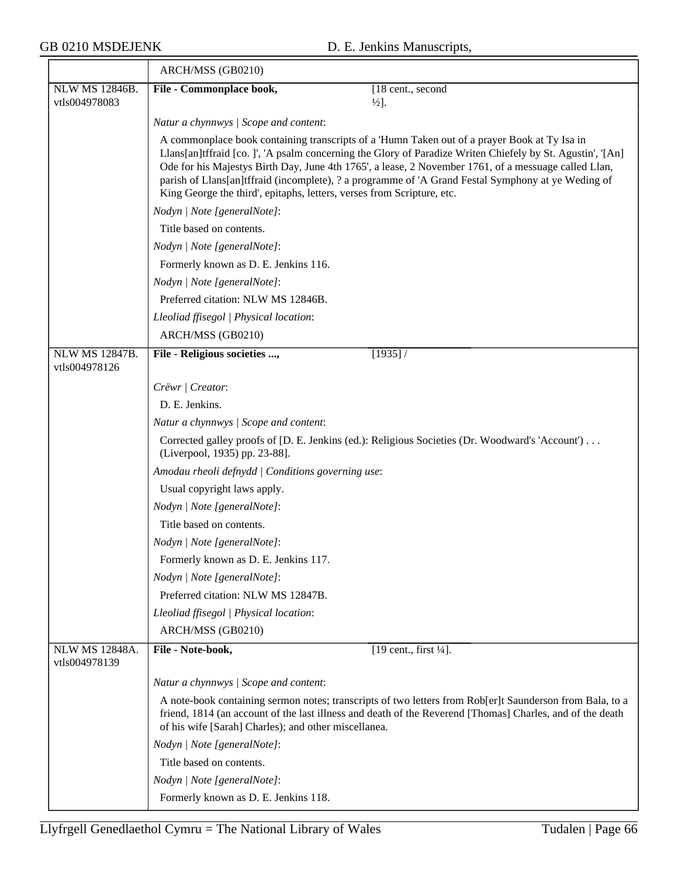ARCH/MSS (GB0210)

| NLW MS 12846B. vtls004978083 | **File - Commonplace book,** | [18 cent., second ½]. |
|---|---|---|

*Natur a chynnwys | Scope and content*:

A commonplace book containing transcripts of a 'Humn Taken out of a prayer Book at Ty Isa in Llans[an]tffraid [co. ]', 'A psalm concerning the Glory of Paradize Writen Chiefely by St. Agustin', '[An] Ode for his Majestys Birth Day, June 4th 1765', a lease, 2 November 1761, of a messuage called Llan, parish of Llans[an]tffraid (incomplete), ? a programme of 'A Grand Festal Symphony at ye Weding of King George the third', epitaphs, letters, verses from Scripture, etc.

*Nodyn | Note [generalNote]*:

Title based on contents.

*Nodyn | Note [generalNote]*:

Formerly known as D. E. Jenkins 116.

*Nodyn | Note [generalNote]*:

Preferred citation: NLW MS 12846B.

*Lleoliad ffisegol | Physical location*:

ARCH/MSS (GB0210)

| NLW MS 12847B. vtls004978126 | **File - Religious societies ...,** | [1935] / |
|---|---|---|

*Crëwr | Creator*:

D. E. Jenkins.

*Natur a chynnwys | Scope and content*:

Corrected galley proofs of [D. E. Jenkins (ed.): Religious Societies (Dr. Woodward's 'Account') . . . (Liverpool, 1935) pp. 23-88].

*Amodau rheoli defnydd | Conditions governing use*:

Usual copyright laws apply.

*Nodyn | Note [generalNote]*:

Title based on contents.

*Nodyn | Note [generalNote]*:

Formerly known as D. E. Jenkins 117.

*Nodyn | Note [generalNote]*:

Preferred citation: NLW MS 12847B.

*Lleoliad ffisegol | Physical location*:

ARCH/MSS (GB0210)

| NLW MS 12848A. vtls004978139 | **File - Note-book,** | [19 cent., first ¼]. |
|---|---|---|

*Natur a chynnwys | Scope and content*:

A note-book containing sermon notes; transcripts of two letters from Rob[er]t Saunderson from Bala, to a friend, 1814 (an account of the last illness and death of the Reverend [Thomas] Charles, and of the death of his wife [Sarah] Charles); and other miscellanea.

*Nodyn | Note [generalNote]*:

Title based on contents.

*Nodyn | Note [generalNote]*:

Formerly known as D. E. Jenkins 118.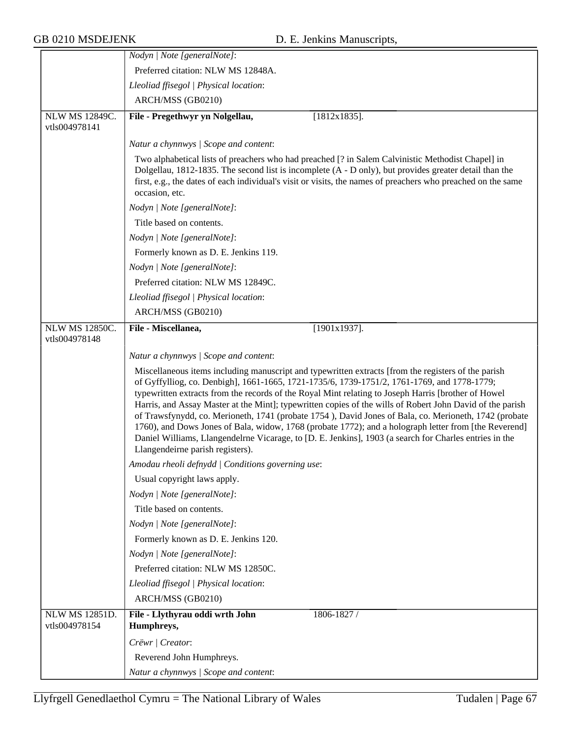| | |
|---|---|
| | *Nodyn \| Note [generalNote]*: |
| | Preferred citation: NLW MS 12848A. |
| | *Lleoliad ffisegol \| Physical location*: |
| | ARCH/MSS (GB0210) |
| NLW MS 12849C. vtls004978141 | **File - Pregethwyr yn Nolgellau,** [1812x1835]. |
| | *Natur a chynnwys \| Scope and content*: |
| | Two alphabetical lists of preachers who had preached [? in Salem Calvinistic Methodist Chapel] in Dolgellau, 1812-1835. The second list is incomplete (A - D only), but provides greater detail than the first, e.g., the dates of each individual's visit or visits, the names of preachers who preached on the same occasion, etc. |
| | *Nodyn \| Note [generalNote]*: |
| | Title based on contents. |
| | *Nodyn \| Note [generalNote]*: |
| | Formerly known as D. E. Jenkins 119. |
| | *Nodyn \| Note [generalNote]*: |
| | Preferred citation: NLW MS 12849C. |
| | *Lleoliad ffisegol \| Physical location*: |
| | ARCH/MSS (GB0210) |
| NLW MS 12850C. vtls004978148 | **File - Miscellanea,** [1901x1937]. |
| | *Natur a chynnwys \| Scope and content*: |
| | Miscellaneous items including manuscript and typewritten extracts [from the registers of the parish of Gyffylliog, co. Denbigh], 1661-1665, 1721-1735/6, 1739-1751/2, 1761-1769, and 1778-1779; typewritten extracts from the records of the Royal Mint relating to Joseph Harris [brother of Howel Harris, and Assay Master at the Mint]; typewritten copies of the wills of Robert John David of the parish of Trawsfynydd, co. Merioneth, 1741 (probate 1754 ), David Jones of Bala, co. Merioneth, 1742 (probate 1760), and Dows Jones of Bala, widow, 1768 (probate 1772); and a holograph letter from [the Reverend] Daniel Williams, Llangendelrne Vicarage, to [D. E. Jenkins], 1903 (a search for Charles entries in the Llangendeirne parish registers). |
| | *Amodau rheoli defnydd \| Conditions governing use*: |
| | Usual copyright laws apply. |
| | *Nodyn \| Note [generalNote]*: |
| | Title based on contents. |
| | *Nodyn \| Note [generalNote]*: |
| | Formerly known as D. E. Jenkins 120. |
| | *Nodyn \| Note [generalNote]*: |
| | Preferred citation: NLW MS 12850C. |
| | *Lleoliad ffisegol \| Physical location*: |
| | ARCH/MSS (GB0210) |
| NLW MS 12851D. vtls004978154 | **File - Llythyrau oddi wrth John Humphreys,** 1806-1827 / |
| | *Crëwr \| Creator*: |
| | Reverend John Humphreys. |
| | *Natur a chynnwys \| Scope and content*: |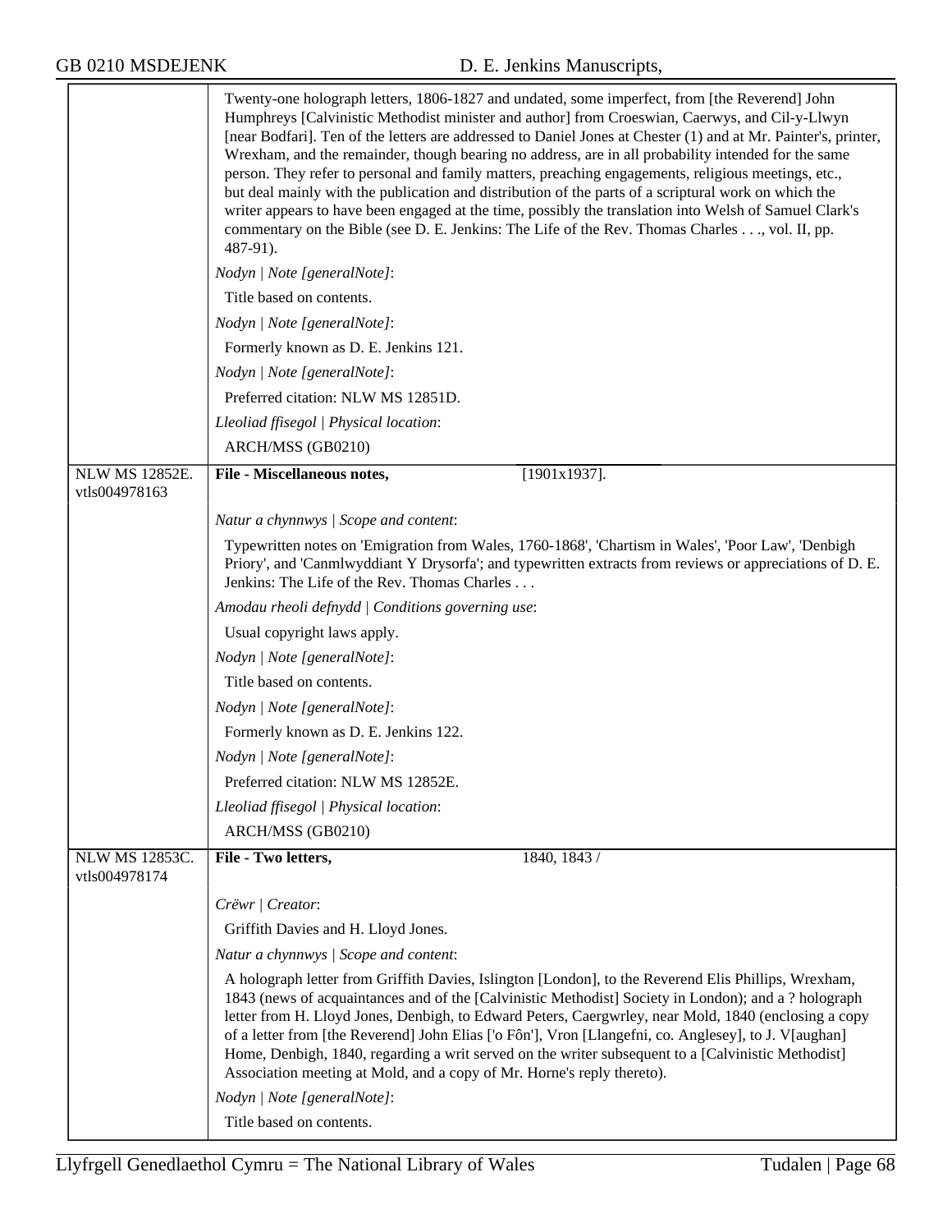Twenty-one holograph letters, 1806-1827 and undated, some imperfect, from [the Reverend] John Humphreys [Calvinistic Methodist minister and author] from Croeswian, Caerwys, and Cil-y-Llwyn [near Bodfari]. Ten of the letters are addressed to Daniel Jones at Chester (1) and at Mr. Painter's, printer, Wrexham, and the remainder, though bearing no address, are in all probability intended for the same person. They refer to personal and family matters, preaching engagements, religious meetings, etc., but deal mainly with the publication and distribution of the parts of a scriptural work on which the writer appears to have been engaged at the time, possibly the translation into Welsh of Samuel Clark's commentary on the Bible (see D. E. Jenkins: The Life of the Rev. Thomas Charles . . ., vol. II, pp. 487-91).

*Nodyn | Note [generalNote]*:

Title based on contents.

*Nodyn | Note [generalNote]*:

Formerly known as D. E. Jenkins 121.

*Nodyn | Note [generalNote]*:

Preferred citation: NLW MS 12851D.

*Lleoliad ffisegol | Physical location*:

ARCH/MSS (GB0210)

---

NLW MS 12852E. vtls004978163

**File - Miscellaneous notes,** [1901x1937].

*Natur a chynnwys | Scope and content*:

Typewritten notes on 'Emigration from Wales, 1760-1868', 'Chartism in Wales', 'Poor Law', 'Denbigh Priory', and 'Canmlwyddiant Y Drysorfa'; and typewritten extracts from reviews or appreciations of D. E. Jenkins: The Life of the Rev. Thomas Charles . . .

*Amodau rheoli defnydd | Conditions governing use*:

Usual copyright laws apply.

*Nodyn | Note [generalNote]*:

Title based on contents.

*Nodyn | Note [generalNote]*:

Formerly known as D. E. Jenkins 122.

*Nodyn | Note [generalNote]*:

Preferred citation: NLW MS 12852E.

*Lleoliad ffisegol | Physical location*:

ARCH/MSS (GB0210)

---

NLW MS 12853C. vtls004978174

**File - Two letters,** 1840, 1843 /

*Crëwr | Creator*:

Griffith Davies and H. Lloyd Jones.

*Natur a chynnwys | Scope and content*:

A holograph letter from Griffith Davies, Islington [London], to the Reverend Elis Phillips, Wrexham, 1843 (news of acquaintances and of the [Calvinistic Methodist] Society in London); and a ? holograph letter from H. Lloyd Jones, Denbigh, to Edward Peters, Caergwrley, near Mold, 1840 (enclosing a copy of a letter from [the Reverend] John Elias ['o Fôn'], Vron [Llangefni, co. Anglesey], to J. V[aughan] Home, Denbigh, 1840, regarding a writ served on the writer subsequent to a [Calvinistic Methodist] Association meeting at Mold, and a copy of Mr. Horne's reply thereto).

*Nodyn | Note [generalNote]*:

Title based on contents.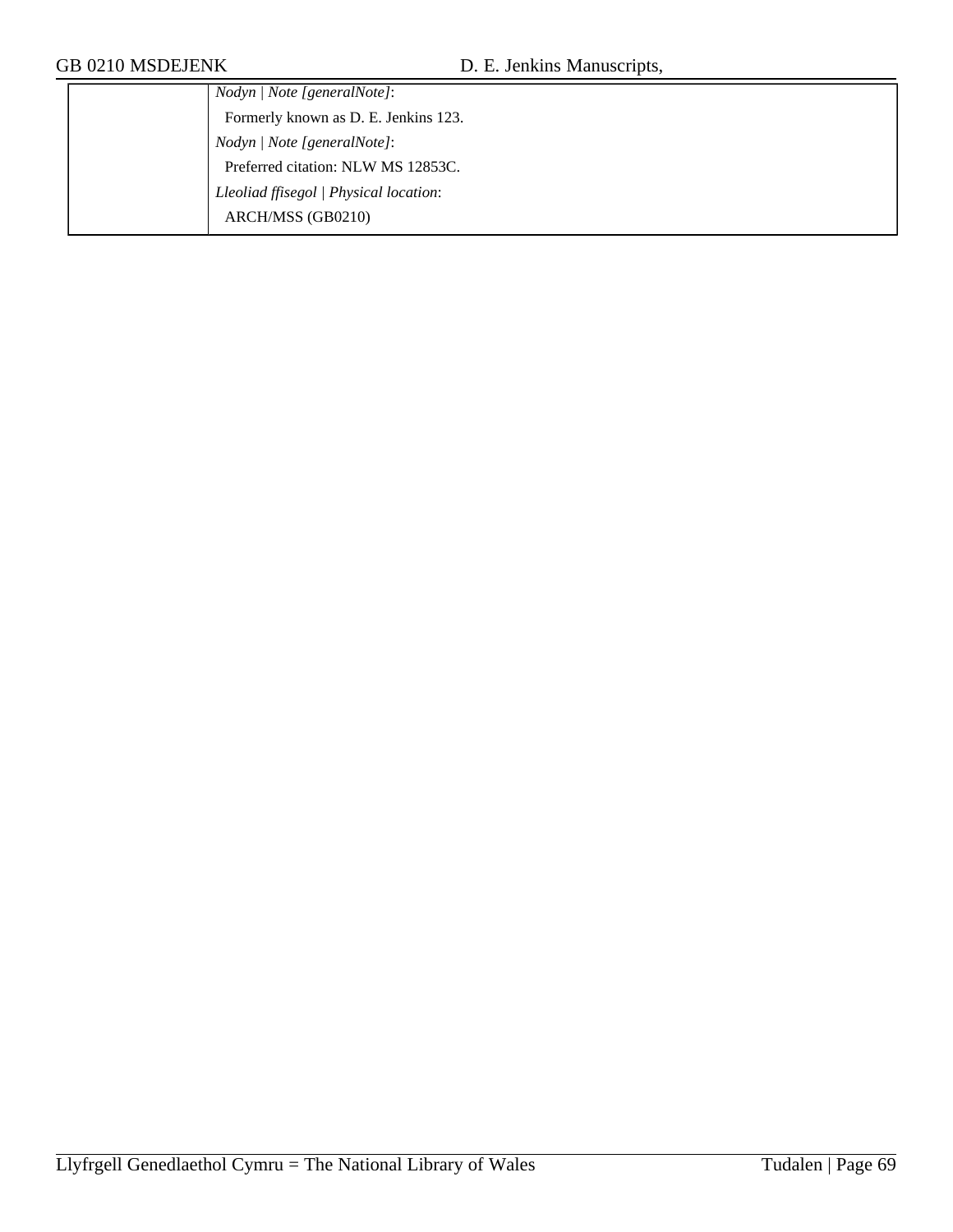| | |
|---|---|
| | *Nodyn \| Note [generalNote]*:<br>Formerly known as D. E. Jenkins 123.<br>*Nodyn \| Note [generalNote]*:<br>Preferred citation: NLW MS 12853C.<br>*Lleoliad ffisegol \| Physical location*:<br>ARCH/MSS (GB0210) |